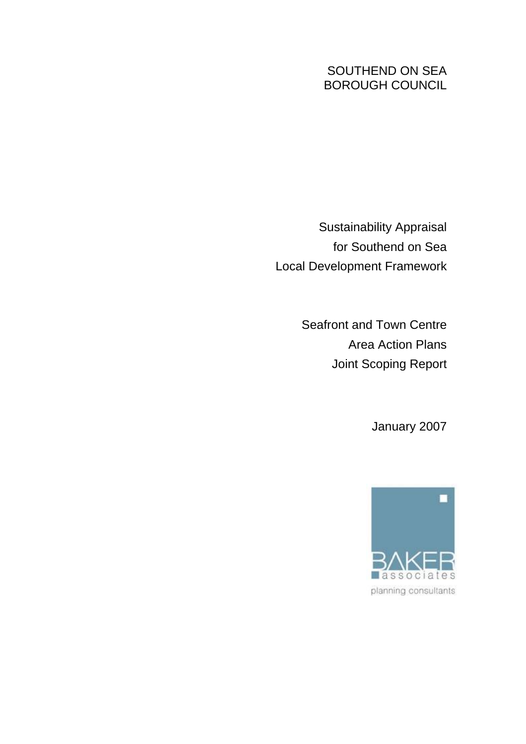SOUTHEND ON SEA
BOROUGH COUNCIL

# Sustainability Appraisal for Southend on Sea Local Development Framework

## Seafront and Town Centre Area Action Plans Joint Scoping Report

January 2007

BAKER associates

planning consultants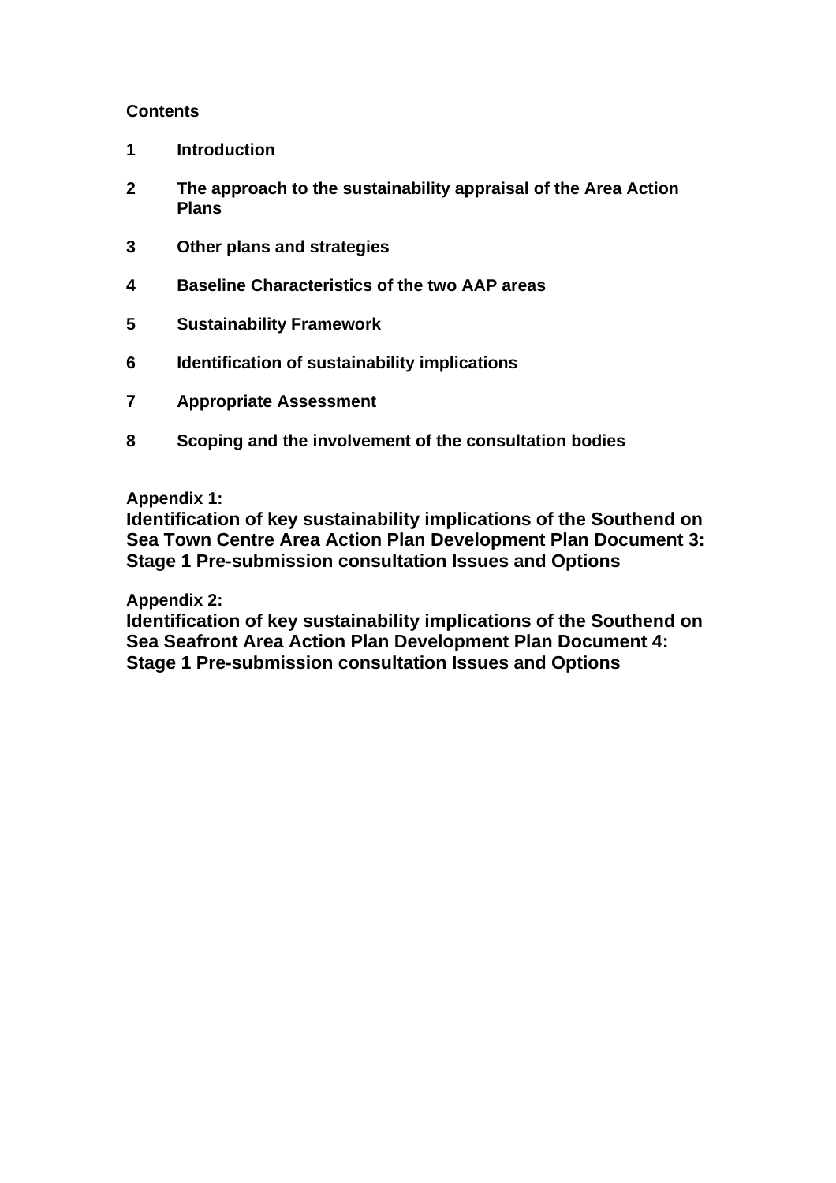**Contents**

**1 Introduction**

**2 The approach to the sustainability appraisal of the Area Action Plans**

**3 Other plans and strategies**

**4 Baseline Characteristics of the two AAP areas**

**5 Sustainability Framework**

**6 Identification of sustainability implications**

**7 Appropriate Assessment**

**8 Scoping and the involvement of the consultation bodies**

**Appendix 1:**
**Identification of key sustainability implications of the Southend on Sea Town Centre Area Action Plan Development Plan Document 3: Stage 1 Pre-submission consultation Issues and Options**

**Appendix 2:**
**Identification of key sustainability implications of the Southend on Sea Seafront Area Action Plan Development Plan Document 4: Stage 1 Pre-submission consultation Issues and Options**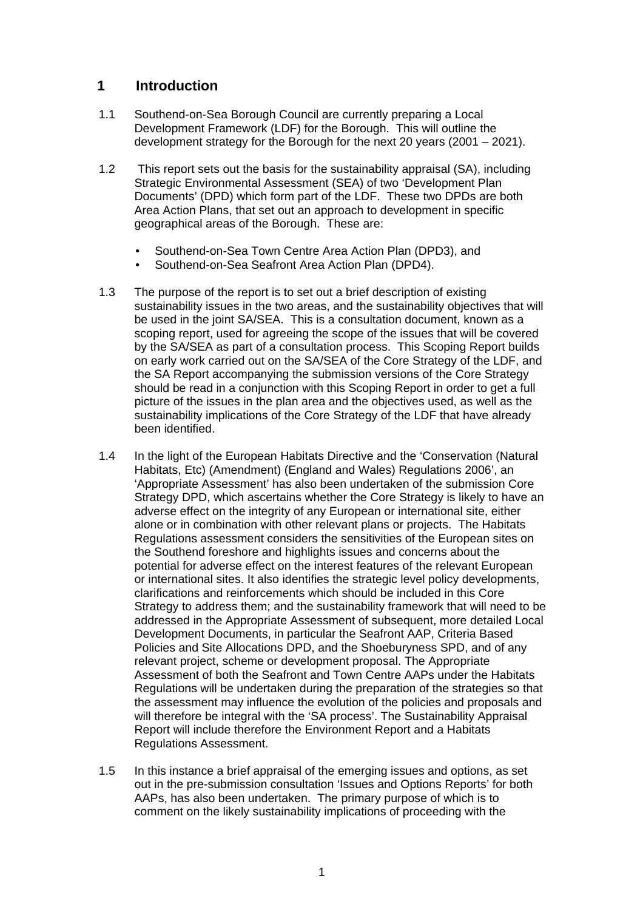# 1 Introduction

1.1 Southend-on-Sea Borough Council are currently preparing a Local Development Framework (LDF) for the Borough. This will outline the development strategy for the Borough for the next 20 years (2001 – 2021).

1.2 This report sets out the basis for the sustainability appraisal (SA), including Strategic Environmental Assessment (SEA) of two 'Development Plan Documents' (DPD) which form part of the LDF. These two DPDs are both Area Action Plans, that set out an approach to development in specific geographical areas of the Borough. These are:

- Southend-on-Sea Town Centre Area Action Plan (DPD3), and
- Southend-on-Sea Seafront Area Action Plan (DPD4).

1.3 The purpose of the report is to set out a brief description of existing sustainability issues in the two areas, and the sustainability objectives that will be used in the joint SA/SEA. This is a consultation document, known as a scoping report, used for agreeing the scope of the issues that will be covered by the SA/SEA as part of a consultation process. This Scoping Report builds on early work carried out on the SA/SEA of the Core Strategy of the LDF, and the SA Report accompanying the submission versions of the Core Strategy should be read in a conjunction with this Scoping Report in order to get a full picture of the issues in the plan area and the objectives used, as well as the sustainability implications of the Core Strategy of the LDF that have already been identified.

1.4 In the light of the European Habitats Directive and the 'Conservation (Natural Habitats, Etc) (Amendment) (England and Wales) Regulations 2006', an 'Appropriate Assessment' has also been undertaken of the submission Core Strategy DPD, which ascertains whether the Core Strategy is likely to have an adverse effect on the integrity of any European or international site, either alone or in combination with other relevant plans or projects. The Habitats Regulations assessment considers the sensitivities of the European sites on the Southend foreshore and highlights issues and concerns about the potential for adverse effect on the interest features of the relevant European or international sites. It also identifies the strategic level policy developments, clarifications and reinforcements which should be included in this Core Strategy to address them; and the sustainability framework that will need to be addressed in the Appropriate Assessment of subsequent, more detailed Local Development Documents, in particular the Seafront AAP, Criteria Based Policies and Site Allocations DPD, and the Shoeburyness SPD, and of any relevant project, scheme or development proposal. The Appropriate Assessment of both the Seafront and Town Centre AAPs under the Habitats Regulations will be undertaken during the preparation of the strategies so that the assessment may influence the evolution of the policies and proposals and will therefore be integral with the 'SA process'. The Sustainability Appraisal Report will include therefore the Environment Report and a Habitats Regulations Assessment.

1.5 In this instance a brief appraisal of the emerging issues and options, as set out in the pre-submission consultation 'Issues and Options Reports' for both AAPs, has also been undertaken. The primary purpose of which is to comment on the likely sustainability implications of proceeding with the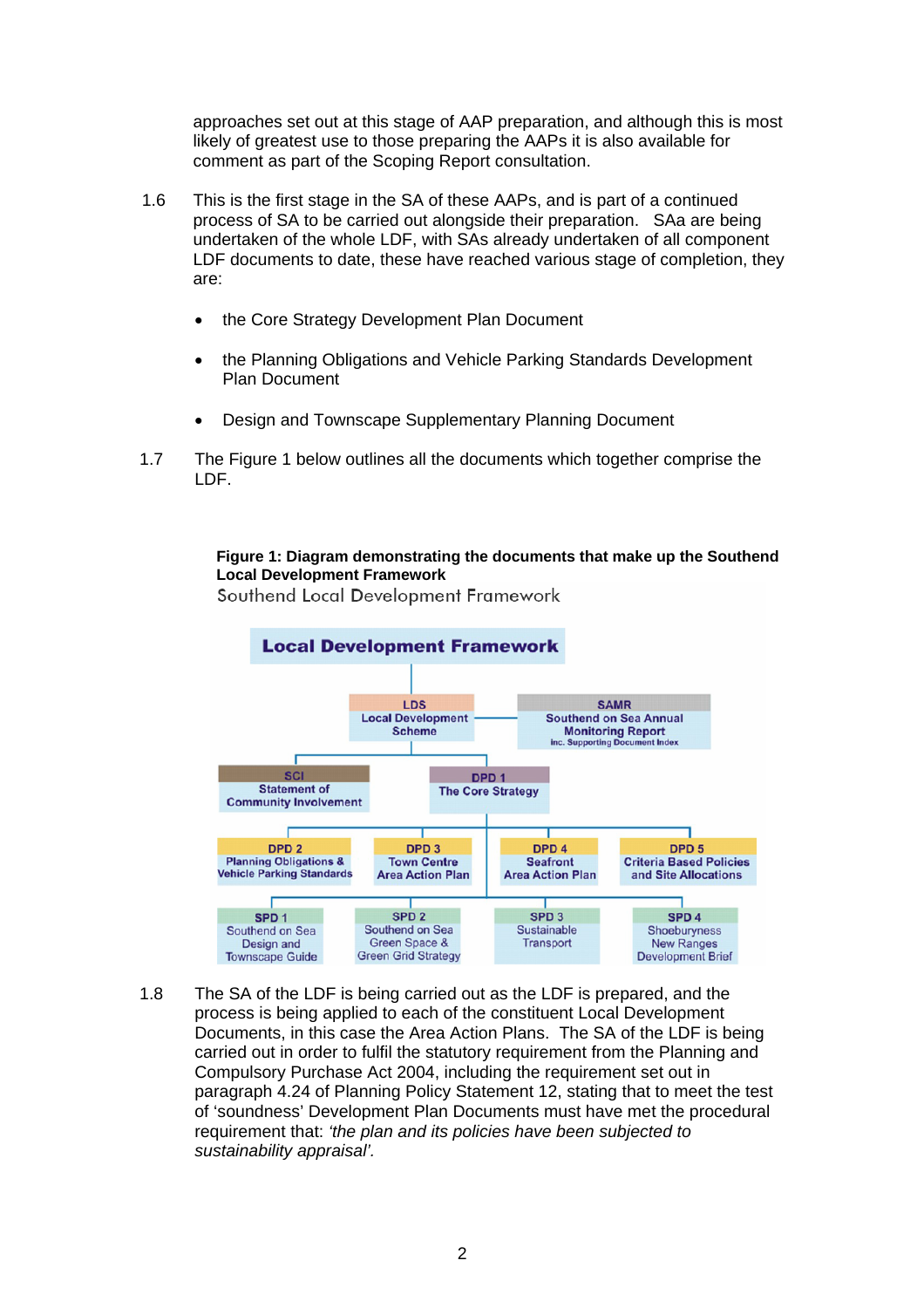approaches set out at this stage of AAP preparation, and although this is most likely of greatest use to those preparing the AAPs it is also available for comment as part of the Scoping Report consultation.

1.6 This is the first stage in the SA of these AAPs, and is part of a continued process of SA to be carried out alongside their preparation. SAa are being undertaken of the whole LDF, with SAs already undertaken of all component LDF documents to date, these have reached various stage of completion, they are:

- the Core Strategy Development Plan Document
- the Planning Obligations and Vehicle Parking Standards Development Plan Document
- Design and Townscape Supplementary Planning Document

1.7 The Figure 1 below outlines all the documents which together comprise the LDF.

**Figure 1: Diagram demonstrating the documents that make up the Southend Local Development Framework**

Southend Local Development Framework

Local Development Framework

- LDS Local Development Scheme
- SAMR Southend on Sea Annual Monitoring Report inc. Supporting Document Index
- SCI Statement of Community Involvement
- DPD 1 The Core Strategy
- DPD 2 Planning Obligations & Vehicle Parking Standards
- DPD 3 Town Centre Area Action Plan
- DPD 4 Seafront Area Action Plan
- DPD 5 Criteria Based Policies and Site Allocations
- SPD 1 Southend on Sea Design and Townscape Guide
- SPD 2 Southend on Sea Green Space & Green Grid Strategy
- SPD 3 Sustainable Transport
- SPD 4 Shoeburyness New Ranges Development Brief

1.8 The SA of the LDF is being carried out as the LDF is prepared, and the process is being applied to each of the constituent Local Development Documents, in this case the Area Action Plans. The SA of the LDF is being carried out in order to fulfil the statutory requirement from the Planning and Compulsory Purchase Act 2004, including the requirement set out in paragraph 4.24 of Planning Policy Statement 12, stating that to meet the test of 'soundness' Development Plan Documents must have met the procedural requirement that: *'the plan and its policies have been subjected to sustainability appraisal'.*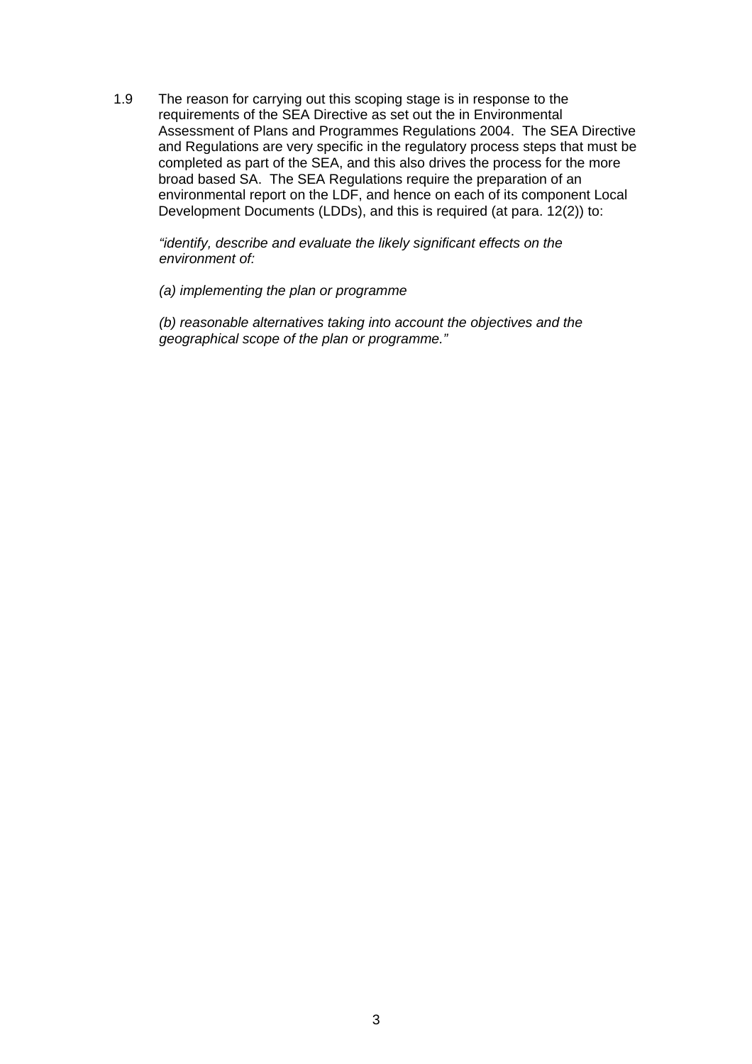1.9 The reason for carrying out this scoping stage is in response to the requirements of the SEA Directive as set out the in Environmental Assessment of Plans and Programmes Regulations 2004. The SEA Directive and Regulations are very specific in the regulatory process steps that must be completed as part of the SEA, and this also drives the process for the more broad based SA. The SEA Regulations require the preparation of an environmental report on the LDF, and hence on each of its component Local Development Documents (LDDs), and this is required (at para. 12(2)) to:

> *"identify, describe and evaluate the likely significant effects on the environment of:*
>
> *(a) implementing the plan or programme*
>
> *(b) reasonable alternatives taking into account the objectives and the geographical scope of the plan or programme."*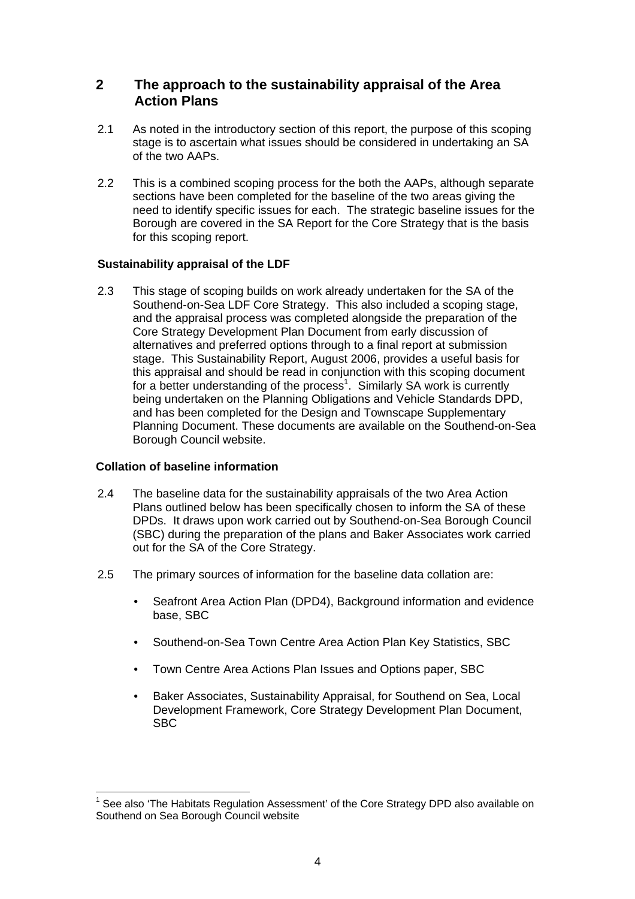## 2 The approach to the sustainability appraisal of the Area Action Plans

2.1 As noted in the introductory section of this report, the purpose of this scoping stage is to ascertain what issues should be considered in undertaking an SA of the two AAPs.

2.2 This is a combined scoping process for the both the AAPs, although separate sections have been completed for the baseline of the two areas giving the need to identify specific issues for each. The strategic baseline issues for the Borough are covered in the SA Report for the Core Strategy that is the basis for this scoping report.

### Sustainability appraisal of the LDF

2.3 This stage of scoping builds on work already undertaken for the SA of the Southend-on-Sea LDF Core Strategy. This also included a scoping stage, and the appraisal process was completed alongside the preparation of the Core Strategy Development Plan Document from early discussion of alternatives and preferred options through to a final report at submission stage. This Sustainability Report, August 2006, provides a useful basis for this appraisal and should be read in conjunction with this scoping document for a better understanding of the process[1]. Similarly SA work is currently being undertaken on the Planning Obligations and Vehicle Standards DPD, and has been completed for the Design and Townscape Supplementary Planning Document. These documents are available on the Southend-on-Sea Borough Council website.

### Collation of baseline information

2.4 The baseline data for the sustainability appraisals of the two Area Action Plans outlined below has been specifically chosen to inform the SA of these DPDs. It draws upon work carried out by Southend-on-Sea Borough Council (SBC) during the preparation of the plans and Baker Associates work carried out for the SA of the Core Strategy.

2.5 The primary sources of information for the baseline data collation are:

- Seafront Area Action Plan (DPD4), Background information and evidence base, SBC
- Southend-on-Sea Town Centre Area Action Plan Key Statistics, SBC
- Town Centre Area Actions Plan Issues and Options paper, SBC
- Baker Associates, Sustainability Appraisal, for Southend on Sea, Local Development Framework, Core Strategy Development Plan Document, SBC

---

[1] See also 'The Habitats Regulation Assessment' of the Core Strategy DPD also available on Southend on Sea Borough Council website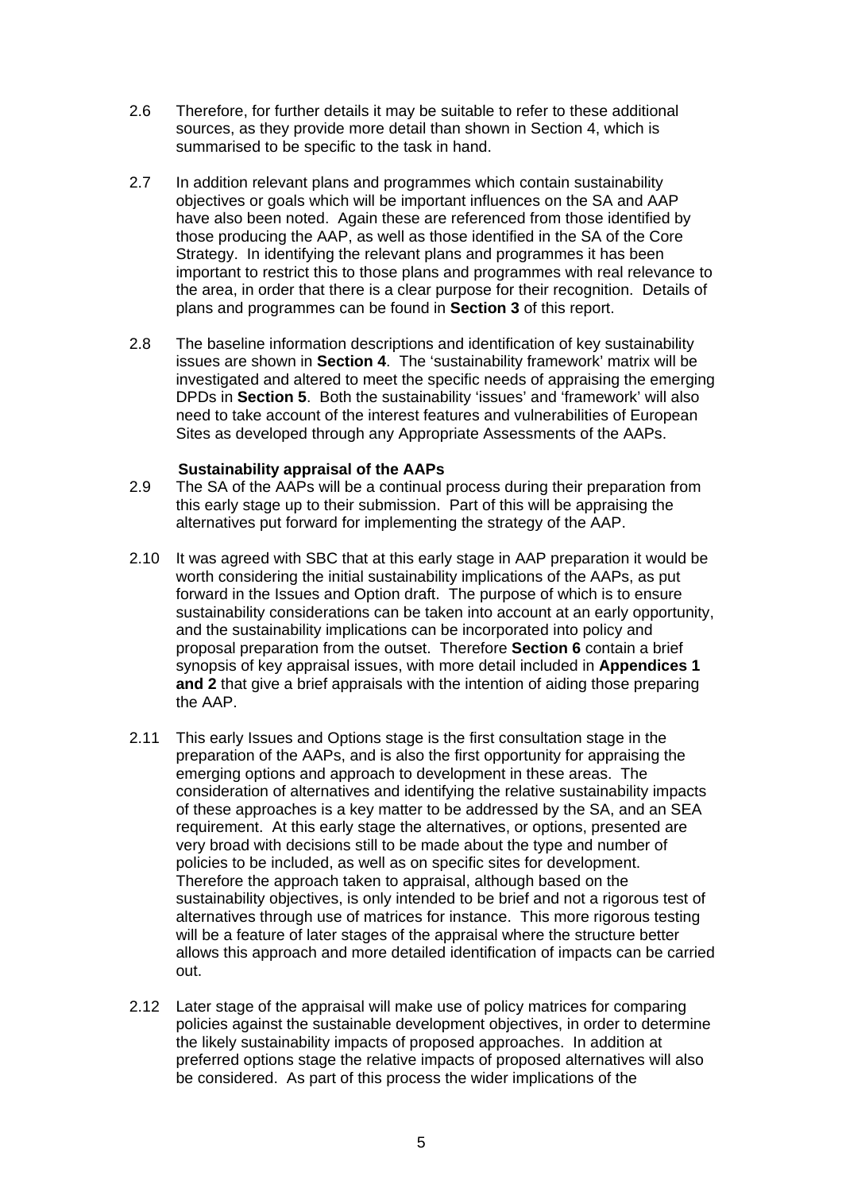2.6 Therefore, for further details it may be suitable to refer to these additional sources, as they provide more detail than shown in Section 4, which is summarised to be specific to the task in hand.

2.7 In addition relevant plans and programmes which contain sustainability objectives or goals which will be important influences on the SA and AAP have also been noted. Again these are referenced from those identified by those producing the AAP, as well as those identified in the SA of the Core Strategy. In identifying the relevant plans and programmes it has been important to restrict this to those plans and programmes with real relevance to the area, in order that there is a clear purpose for their recognition. Details of plans and programmes can be found in **Section 3** of this report.

2.8 The baseline information descriptions and identification of key sustainability issues are shown in **Section 4**. The 'sustainability framework' matrix will be investigated and altered to meet the specific needs of appraising the emerging DPDs in **Section 5**. Both the sustainability 'issues' and 'framework' will also need to take account of the interest features and vulnerabilities of European Sites as developed through any Appropriate Assessments of the AAPs.

**Sustainability appraisal of the AAPs**

2.9 The SA of the AAPs will be a continual process during their preparation from this early stage up to their submission. Part of this will be appraising the alternatives put forward for implementing the strategy of the AAP.

2.10 It was agreed with SBC that at this early stage in AAP preparation it would be worth considering the initial sustainability implications of the AAPs, as put forward in the Issues and Option draft. The purpose of which is to ensure sustainability considerations can be taken into account at an early opportunity, and the sustainability implications can be incorporated into policy and proposal preparation from the outset. Therefore **Section 6** contain a brief synopsis of key appraisal issues, with more detail included in **Appendices 1 and 2** that give a brief appraisals with the intention of aiding those preparing the AAP.

2.11 This early Issues and Options stage is the first consultation stage in the preparation of the AAPs, and is also the first opportunity for appraising the emerging options and approach to development in these areas. The consideration of alternatives and identifying the relative sustainability impacts of these approaches is a key matter to be addressed by the SA, and an SEA requirement. At this early stage the alternatives, or options, presented are very broad with decisions still to be made about the type and number of policies to be included, as well as on specific sites for development. Therefore the approach taken to appraisal, although based on the sustainability objectives, is only intended to be brief and not a rigorous test of alternatives through use of matrices for instance. This more rigorous testing will be a feature of later stages of the appraisal where the structure better allows this approach and more detailed identification of impacts can be carried out.

2.12 Later stage of the appraisal will make use of policy matrices for comparing policies against the sustainable development objectives, in order to determine the likely sustainability impacts of proposed approaches. In addition at preferred options stage the relative impacts of proposed alternatives will also be considered. As part of this process the wider implications of the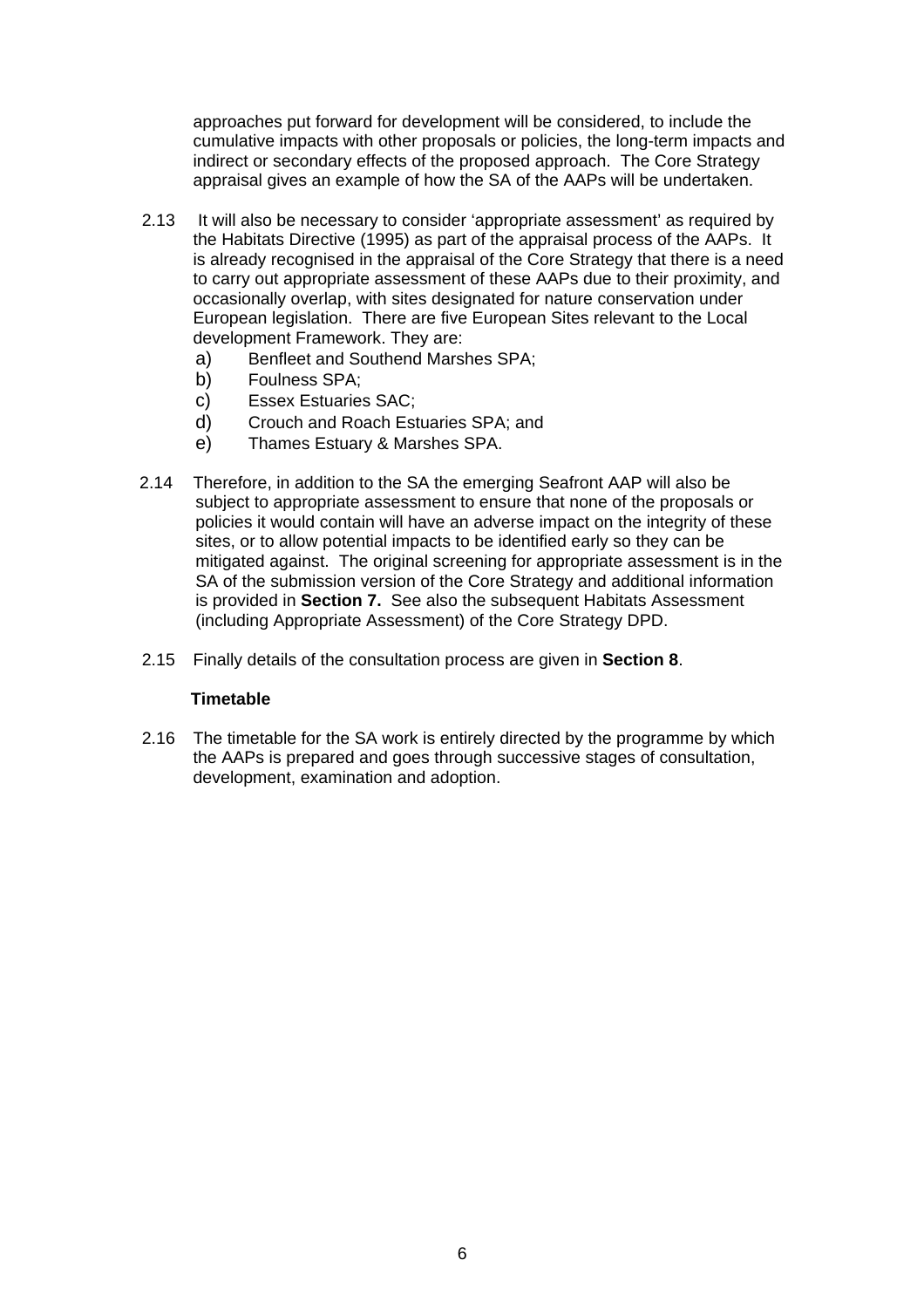approaches put forward for development will be considered, to include the cumulative impacts with other proposals or policies, the long-term impacts and indirect or secondary effects of the proposed approach. The Core Strategy appraisal gives an example of how the SA of the AAPs will be undertaken.

2.13 It will also be necessary to consider 'appropriate assessment' as required by the Habitats Directive (1995) as part of the appraisal process of the AAPs. It is already recognised in the appraisal of the Core Strategy that there is a need to carry out appropriate assessment of these AAPs due to their proximity, and occasionally overlap, with sites designated for nature conservation under European legislation. There are five European Sites relevant to the Local development Framework. They are:

a) Benfleet and Southend Marshes SPA;
b) Foulness SPA;
c) Essex Estuaries SAC;
d) Crouch and Roach Estuaries SPA; and
e) Thames Estuary & Marshes SPA.

2.14 Therefore, in addition to the SA the emerging Seafront AAP will also be subject to appropriate assessment to ensure that none of the proposals or policies it would contain will have an adverse impact on the integrity of these sites, or to allow potential impacts to be identified early so they can be mitigated against. The original screening for appropriate assessment is in the SA of the submission version of the Core Strategy and additional information is provided in **Section 7.** See also the subsequent Habitats Assessment (including Appropriate Assessment) of the Core Strategy DPD.

2.15 Finally details of the consultation process are given in **Section 8**.

**Timetable**

2.16 The timetable for the SA work is entirely directed by the programme by which the AAPs is prepared and goes through successive stages of consultation, development, examination and adoption.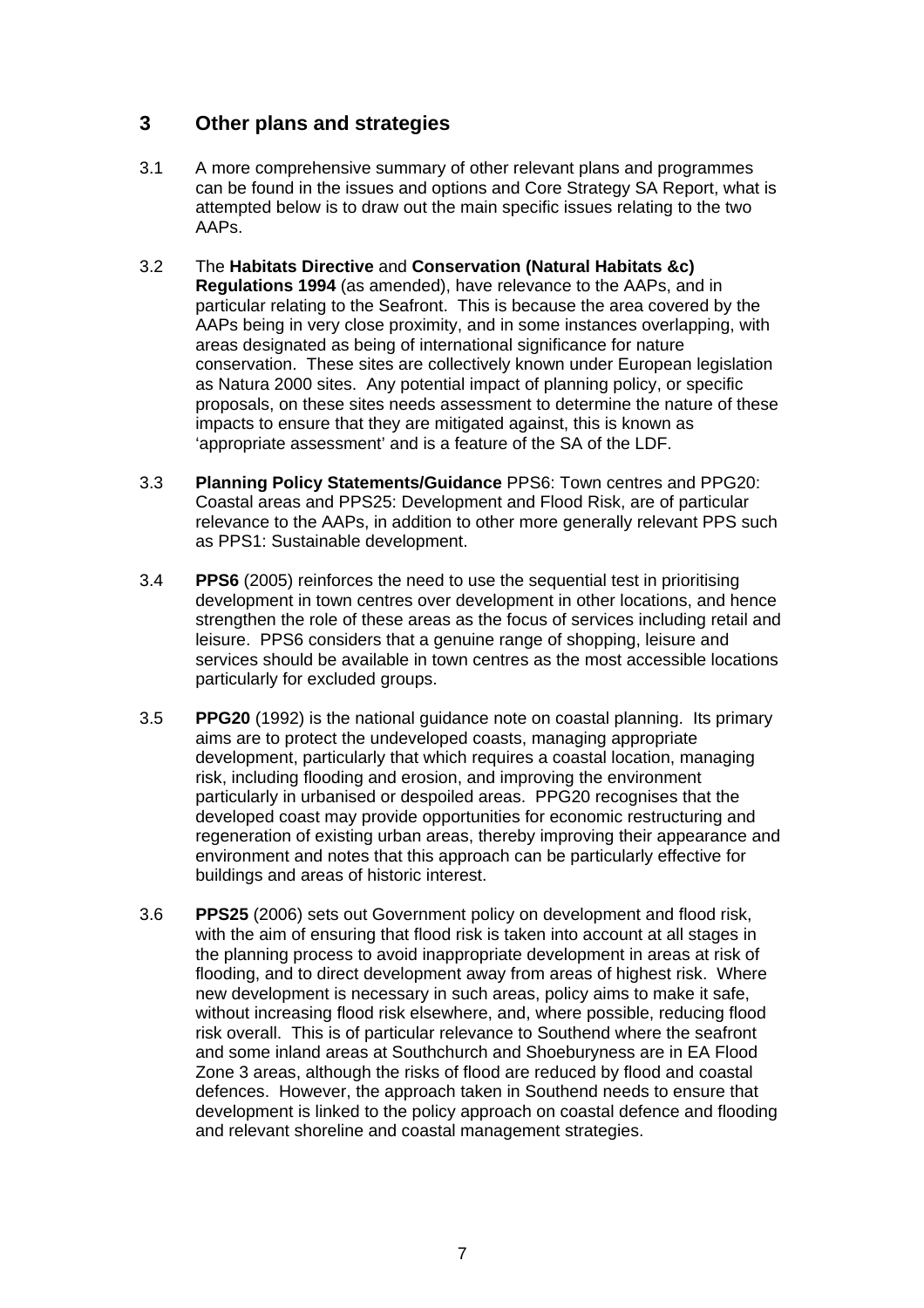## 3 Other plans and strategies

3.1 A more comprehensive summary of other relevant plans and programmes can be found in the issues and options and Core Strategy SA Report, what is attempted below is to draw out the main specific issues relating to the two AAPs.

3.2 The **Habitats Directive** and **Conservation (Natural Habitats &c) Regulations 1994** (as amended), have relevance to the AAPs, and in particular relating to the Seafront. This is because the area covered by the AAPs being in very close proximity, and in some instances overlapping, with areas designated as being of international significance for nature conservation. These sites are collectively known under European legislation as Natura 2000 sites. Any potential impact of planning policy, or specific proposals, on these sites needs assessment to determine the nature of these impacts to ensure that they are mitigated against, this is known as 'appropriate assessment' and is a feature of the SA of the LDF.

3.3 **Planning Policy Statements/Guidance** PPS6: Town centres and PPG20: Coastal areas and PPS25: Development and Flood Risk, are of particular relevance to the AAPs, in addition to other more generally relevant PPS such as PPS1: Sustainable development.

3.4 **PPS6** (2005) reinforces the need to use the sequential test in prioritising development in town centres over development in other locations, and hence strengthen the role of these areas as the focus of services including retail and leisure. PPS6 considers that a genuine range of shopping, leisure and services should be available in town centres as the most accessible locations particularly for excluded groups.

3.5 **PPG20** (1992) is the national guidance note on coastal planning. Its primary aims are to protect the undeveloped coasts, managing appropriate development, particularly that which requires a coastal location, managing risk, including flooding and erosion, and improving the environment particularly in urbanised or despoiled areas. PPG20 recognises that the developed coast may provide opportunities for economic restructuring and regeneration of existing urban areas, thereby improving their appearance and environment and notes that this approach can be particularly effective for buildings and areas of historic interest.

3.6 **PPS25** (2006) sets out Government policy on development and flood risk, with the aim of ensuring that flood risk is taken into account at all stages in the planning process to avoid inappropriate development in areas at risk of flooding, and to direct development away from areas of highest risk. Where new development is necessary in such areas, policy aims to make it safe, without increasing flood risk elsewhere, and, where possible, reducing flood risk overall. This is of particular relevance to Southend where the seafront and some inland areas at Southchurch and Shoeburyness are in EA Flood Zone 3 areas, although the risks of flood are reduced by flood and coastal defences. However, the approach taken in Southend needs to ensure that development is linked to the policy approach on coastal defence and flooding and relevant shoreline and coastal management strategies.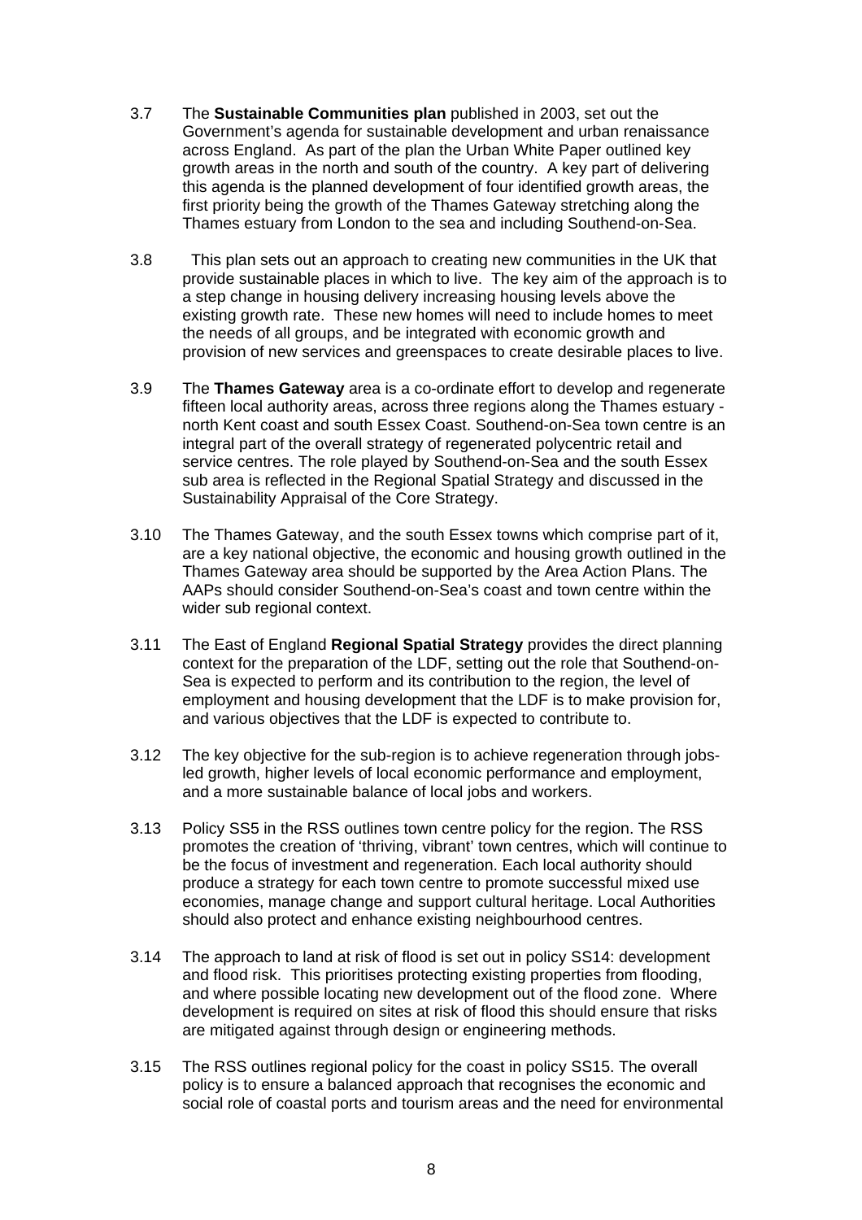3.7 The **Sustainable Communities plan** published in 2003, set out the Government's agenda for sustainable development and urban renaissance across England. As part of the plan the Urban White Paper outlined key growth areas in the north and south of the country. A key part of delivering this agenda is the planned development of four identified growth areas, the first priority being the growth of the Thames Gateway stretching along the Thames estuary from London to the sea and including Southend-on-Sea.

3.8 This plan sets out an approach to creating new communities in the UK that provide sustainable places in which to live. The key aim of the approach is to a step change in housing delivery increasing housing levels above the existing growth rate. These new homes will need to include homes to meet the needs of all groups, and be integrated with economic growth and provision of new services and greenspaces to create desirable places to live.

3.9 The **Thames Gateway** area is a co-ordinate effort to develop and regenerate fifteen local authority areas, across three regions along the Thames estuary - north Kent coast and south Essex Coast. Southend-on-Sea town centre is an integral part of the overall strategy of regenerated polycentric retail and service centres. The role played by Southend-on-Sea and the south Essex sub area is reflected in the Regional Spatial Strategy and discussed in the Sustainability Appraisal of the Core Strategy.

3.10 The Thames Gateway, and the south Essex towns which comprise part of it, are a key national objective, the economic and housing growth outlined in the Thames Gateway area should be supported by the Area Action Plans. The AAPs should consider Southend-on-Sea's coast and town centre within the wider sub regional context.

3.11 The East of England **Regional Spatial Strategy** provides the direct planning context for the preparation of the LDF, setting out the role that Southend-on-Sea is expected to perform and its contribution to the region, the level of employment and housing development that the LDF is to make provision for, and various objectives that the LDF is expected to contribute to.

3.12 The key objective for the sub-region is to achieve regeneration through jobs-led growth, higher levels of local economic performance and employment, and a more sustainable balance of local jobs and workers.

3.13 Policy SS5 in the RSS outlines town centre policy for the region. The RSS promotes the creation of 'thriving, vibrant' town centres, which will continue to be the focus of investment and regeneration. Each local authority should produce a strategy for each town centre to promote successful mixed use economies, manage change and support cultural heritage. Local Authorities should also protect and enhance existing neighbourhood centres.

3.14 The approach to land at risk of flood is set out in policy SS14: development and flood risk. This prioritises protecting existing properties from flooding, and where possible locating new development out of the flood zone. Where development is required on sites at risk of flood this should ensure that risks are mitigated against through design or engineering methods.

3.15 The RSS outlines regional policy for the coast in policy SS15. The overall policy is to ensure a balanced approach that recognises the economic and social role of coastal ports and tourism areas and the need for environmental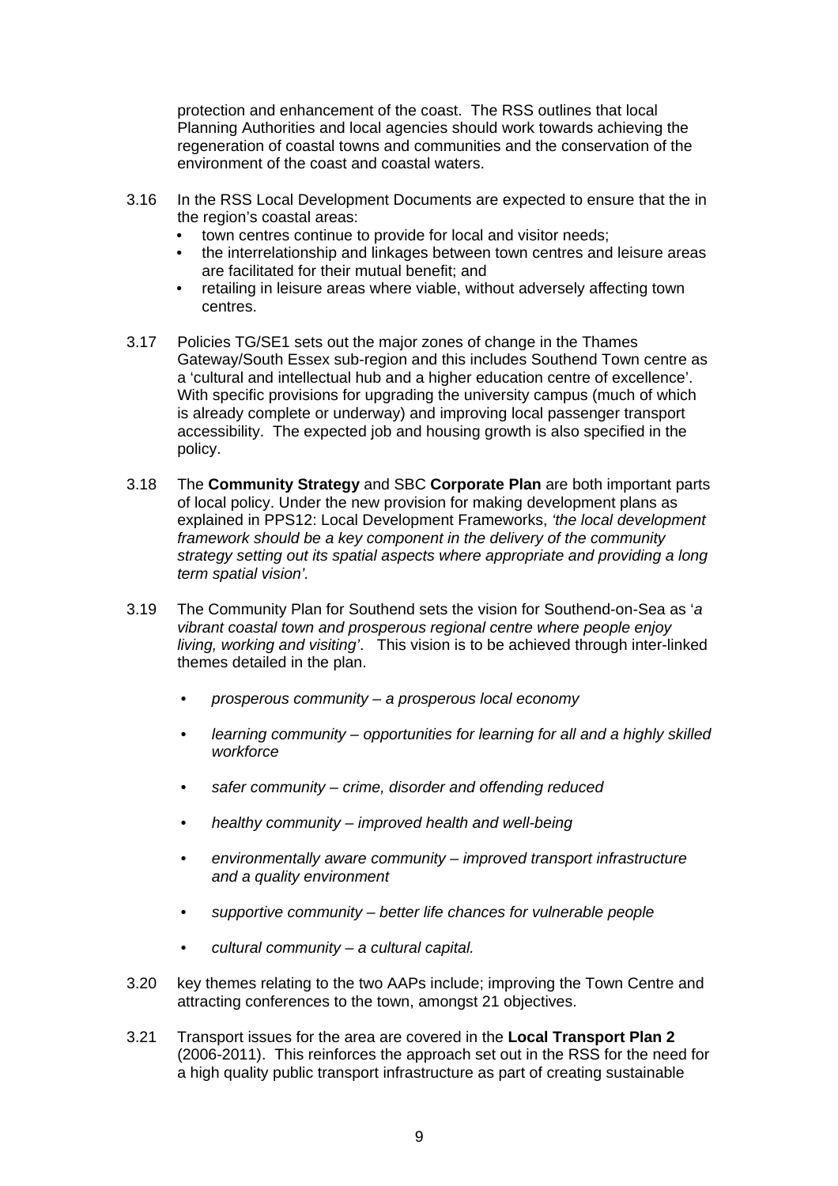protection and enhancement of the coast. The RSS outlines that local Planning Authorities and local agencies should work towards achieving the regeneration of coastal towns and communities and the conservation of the environment of the coast and coastal waters.

3.16 In the RSS Local Development Documents are expected to ensure that the in the region's coastal areas:

- town centres continue to provide for local and visitor needs;
- the interrelationship and linkages between town centres and leisure areas are facilitated for their mutual benefit; and
- retailing in leisure areas where viable, without adversely affecting town centres.

3.17 Policies TG/SE1 sets out the major zones of change in the Thames Gateway/South Essex sub-region and this includes Southend Town centre as a 'cultural and intellectual hub and a higher education centre of excellence'. With specific provisions for upgrading the university campus (much of which is already complete or underway) and improving local passenger transport accessibility. The expected job and housing growth is also specified in the policy.

3.18 The **Community Strategy** and SBC **Corporate Plan** are both important parts of local policy. Under the new provision for making development plans as explained in PPS12: Local Development Frameworks, *'the local development framework should be a key component in the delivery of the community strategy setting out its spatial aspects where appropriate and providing a long term spatial vision'.*

3.19 The Community Plan for Southend sets the vision for Southend-on-Sea as '*a vibrant coastal town and prosperous regional centre where people enjoy living, working and visiting'*. This vision is to be achieved through inter-linked themes detailed in the plan.

- *prosperous community – a prosperous local economy*
- *learning community – opportunities for learning for all and a highly skilled workforce*
- *safer community – crime, disorder and offending reduced*
- *healthy community – improved health and well-being*
- *environmentally aware community – improved transport infrastructure and a quality environment*
- *supportive community – better life chances for vulnerable people*
- *cultural community – a cultural capital.*

3.20 key themes relating to the two AAPs include; improving the Town Centre and attracting conferences to the town, amongst 21 objectives.

3.21 Transport issues for the area are covered in the **Local Transport Plan 2** (2006-2011). This reinforces the approach set out in the RSS for the need for a high quality public transport infrastructure as part of creating sustainable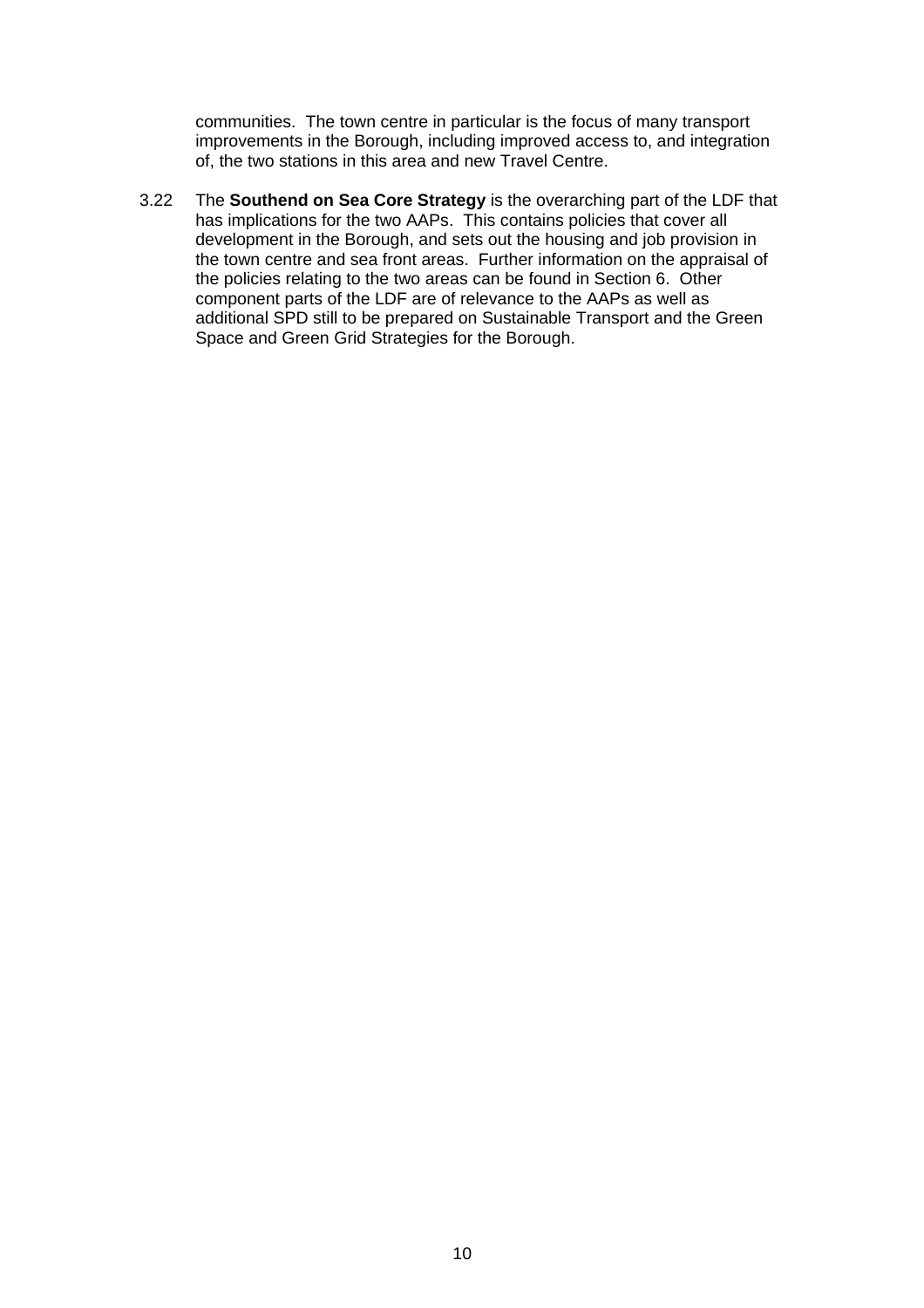communities. The town centre in particular is the focus of many transport improvements in the Borough, including improved access to, and integration of, the two stations in this area and new Travel Centre.

3.22 The **Southend on Sea Core Strategy** is the overarching part of the LDF that has implications for the two AAPs. This contains policies that cover all development in the Borough, and sets out the housing and job provision in the town centre and sea front areas. Further information on the appraisal of the policies relating to the two areas can be found in Section 6. Other component parts of the LDF are of relevance to the AAPs as well as additional SPD still to be prepared on Sustainable Transport and the Green Space and Green Grid Strategies for the Borough.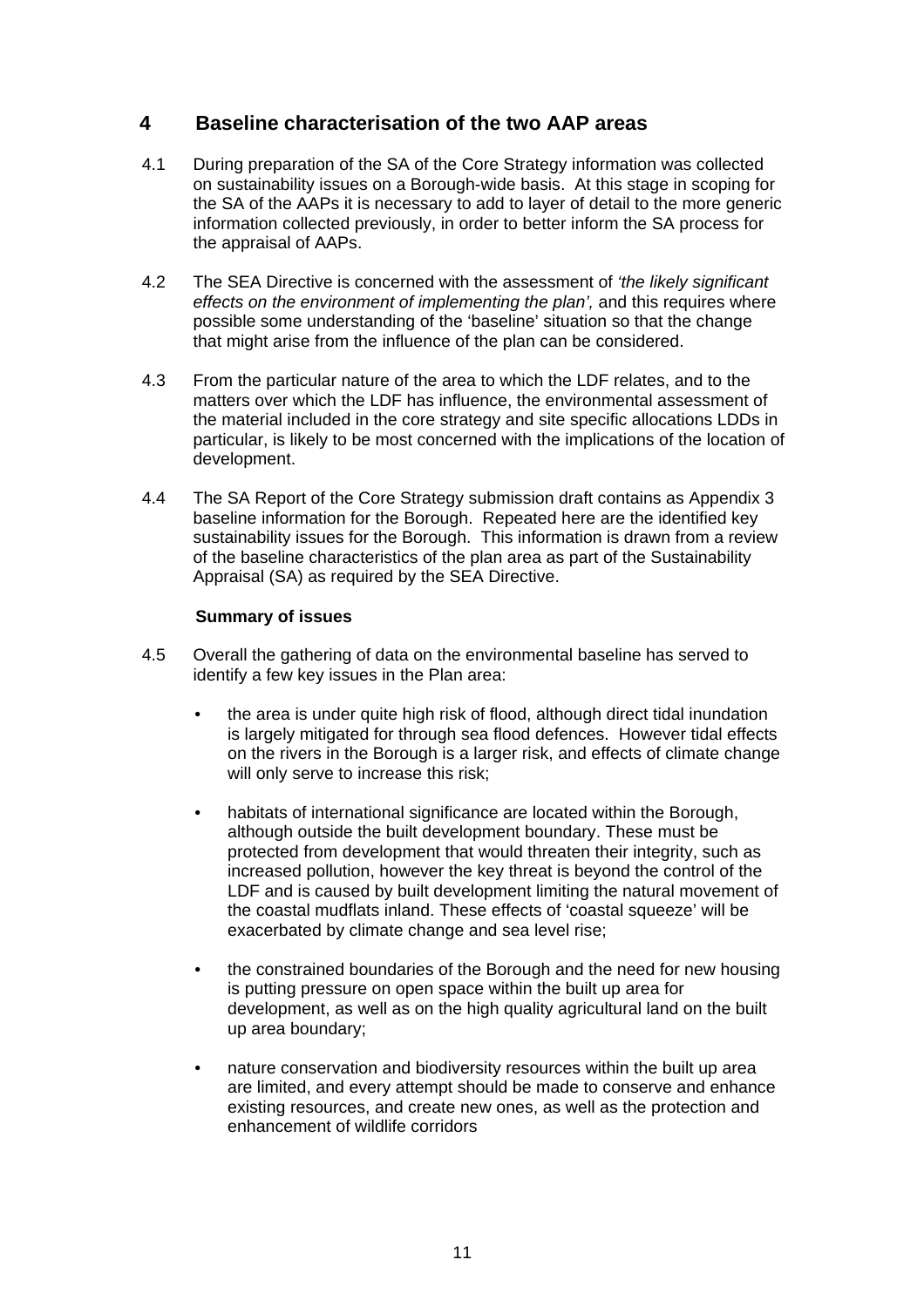## 4 Baseline characterisation of the two AAP areas

4.1 During preparation of the SA of the Core Strategy information was collected on sustainability issues on a Borough-wide basis. At this stage in scoping for the SA of the AAPs it is necessary to add to layer of detail to the more generic information collected previously, in order to better inform the SA process for the appraisal of AAPs.

4.2 The SEA Directive is concerned with the assessment of *'the likely significant effects on the environment of implementing the plan',* and this requires where possible some understanding of the 'baseline' situation so that the change that might arise from the influence of the plan can be considered.

4.3 From the particular nature of the area to which the LDF relates, and to the matters over which the LDF has influence, the environmental assessment of the material included in the core strategy and site specific allocations LDDs in particular, is likely to be most concerned with the implications of the location of development.

4.4 The SA Report of the Core Strategy submission draft contains as Appendix 3 baseline information for the Borough. Repeated here are the identified key sustainability issues for the Borough. This information is drawn from a review of the baseline characteristics of the plan area as part of the Sustainability Appraisal (SA) as required by the SEA Directive.

**Summary of issues**

4.5 Overall the gathering of data on the environmental baseline has served to identify a few key issues in the Plan area:

- the area is under quite high risk of flood, although direct tidal inundation is largely mitigated for through sea flood defences. However tidal effects on the rivers in the Borough is a larger risk, and effects of climate change will only serve to increase this risk;
- habitats of international significance are located within the Borough, although outside the built development boundary. These must be protected from development that would threaten their integrity, such as increased pollution, however the key threat is beyond the control of the LDF and is caused by built development limiting the natural movement of the coastal mudflats inland. These effects of 'coastal squeeze' will be exacerbated by climate change and sea level rise;
- the constrained boundaries of the Borough and the need for new housing is putting pressure on open space within the built up area for development, as well as on the high quality agricultural land on the built up area boundary;
- nature conservation and biodiversity resources within the built up area are limited, and every attempt should be made to conserve and enhance existing resources, and create new ones, as well as the protection and enhancement of wildlife corridors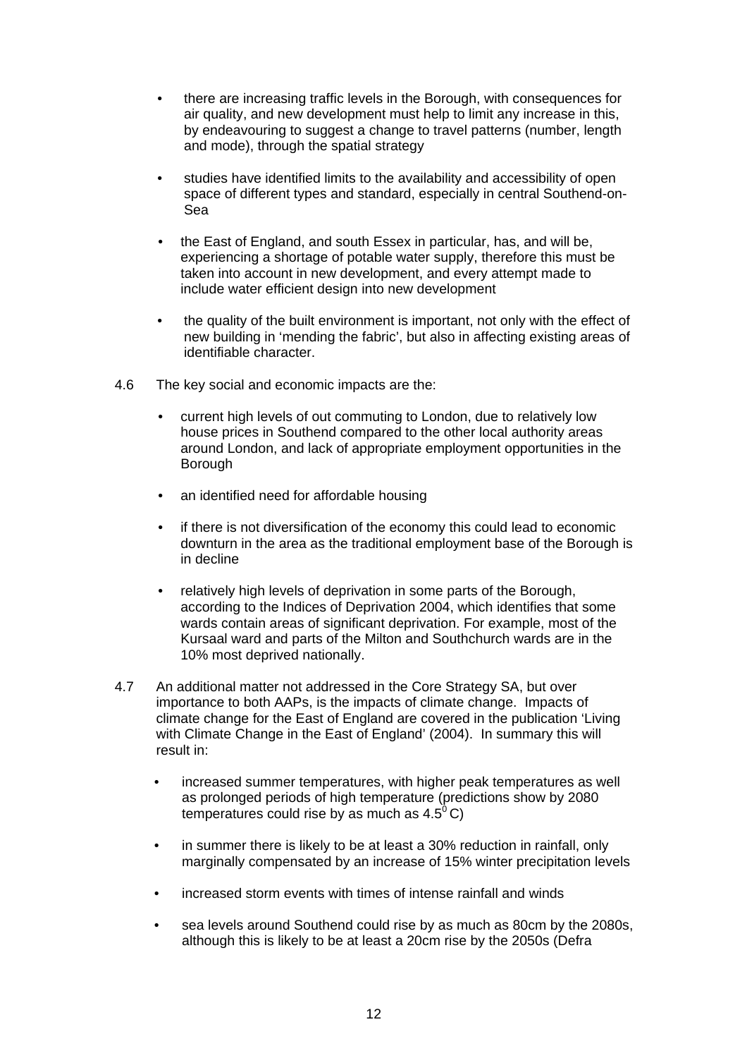- there are increasing traffic levels in the Borough, with consequences for air quality, and new development must help to limit any increase in this, by endeavouring to suggest a change to travel patterns (number, length and mode), through the spatial strategy

- studies have identified limits to the availability and accessibility of open space of different types and standard, especially in central Southend-on-Sea

- the East of England, and south Essex in particular, has, and will be, experiencing a shortage of potable water supply, therefore this must be taken into account in new development, and every attempt made to include water efficient design into new development

- the quality of the built environment is important, not only with the effect of new building in 'mending the fabric', but also in affecting existing areas of identifiable character.

4.6 The key social and economic impacts are the:

- current high levels of out commuting to London, due to relatively low house prices in Southend compared to the other local authority areas around London, and lack of appropriate employment opportunities in the Borough

- an identified need for affordable housing

- if there is not diversification of the economy this could lead to economic downturn in the area as the traditional employment base of the Borough is in decline

- relatively high levels of deprivation in some parts of the Borough, according to the Indices of Deprivation 2004, which identifies that some wards contain areas of significant deprivation. For example, most of the Kursaal ward and parts of the Milton and Southchurch wards are in the 10% most deprived nationally.

4.7 An additional matter not addressed in the Core Strategy SA, but over importance to both AAPs, is the impacts of climate change. Impacts of climate change for the East of England are covered in the publication 'Living with Climate Change in the East of England' (2004). In summary this will result in:

- increased summer temperatures, with higher peak temperatures as well as prolonged periods of high temperature (predictions show by 2080 temperatures could rise by as much as $4.5^0$ C)

- in summer there is likely to be at least a 30% reduction in rainfall, only marginally compensated by an increase of 15% winter precipitation levels

- increased storm events with times of intense rainfall and winds

- sea levels around Southend could rise by as much as 80cm by the 2080s, although this is likely to be at least a 20cm rise by the 2050s (Defra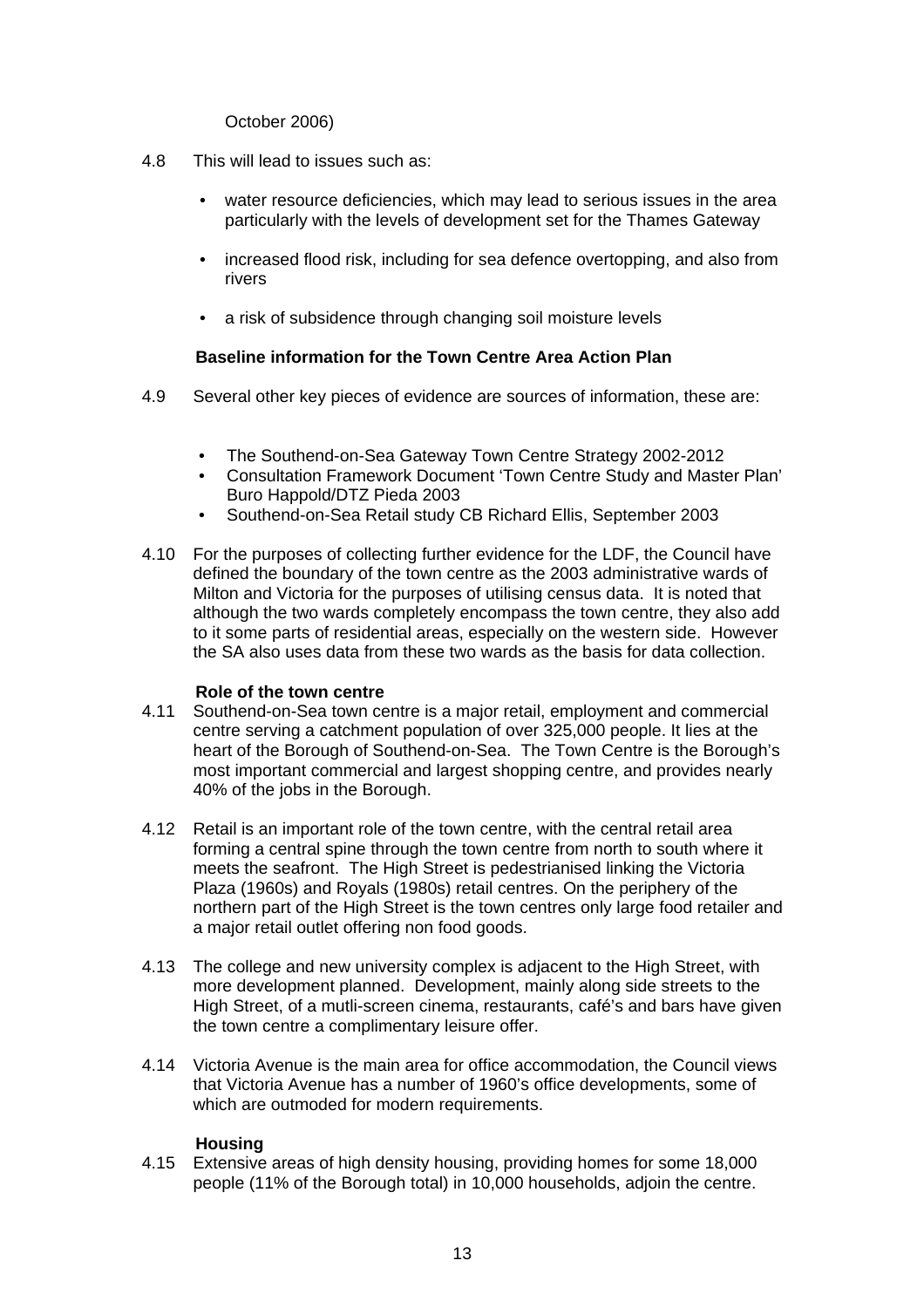October 2006)

4.8 This will lead to issues such as:

- water resource deficiencies, which may lead to serious issues in the area particularly with the levels of development set for the Thames Gateway
- increased flood risk, including for sea defence overtopping, and also from rivers
- a risk of subsidence through changing soil moisture levels

**Baseline information for the Town Centre Area Action Plan**

4.9 Several other key pieces of evidence are sources of information, these are:

- The Southend-on-Sea Gateway Town Centre Strategy 2002-2012
- Consultation Framework Document 'Town Centre Study and Master Plan' Buro Happold/DTZ Pieda 2003
- Southend-on-Sea Retail study CB Richard Ellis, September 2003

4.10 For the purposes of collecting further evidence for the LDF, the Council have defined the boundary of the town centre as the 2003 administrative wards of Milton and Victoria for the purposes of utilising census data. It is noted that although the two wards completely encompass the town centre, they also add to it some parts of residential areas, especially on the western side. However the SA also uses data from these two wards as the basis for data collection.

**Role of the town centre**

4.11 Southend-on-Sea town centre is a major retail, employment and commercial centre serving a catchment population of over 325,000 people. It lies at the heart of the Borough of Southend-on-Sea. The Town Centre is the Borough's most important commercial and largest shopping centre, and provides nearly 40% of the jobs in the Borough.

4.12 Retail is an important role of the town centre, with the central retail area forming a central spine through the town centre from north to south where it meets the seafront. The High Street is pedestrianised linking the Victoria Plaza (1960s) and Royals (1980s) retail centres. On the periphery of the northern part of the High Street is the town centres only large food retailer and a major retail outlet offering non food goods.

4.13 The college and new university complex is adjacent to the High Street, with more development planned. Development, mainly along side streets to the High Street, of a mutli-screen cinema, restaurants, café's and bars have given the town centre a complimentary leisure offer.

4.14 Victoria Avenue is the main area for office accommodation, the Council views that Victoria Avenue has a number of 1960's office developments, some of which are outmoded for modern requirements.

**Housing**

4.15 Extensive areas of high density housing, providing homes for some 18,000 people (11% of the Borough total) in 10,000 households, adjoin the centre.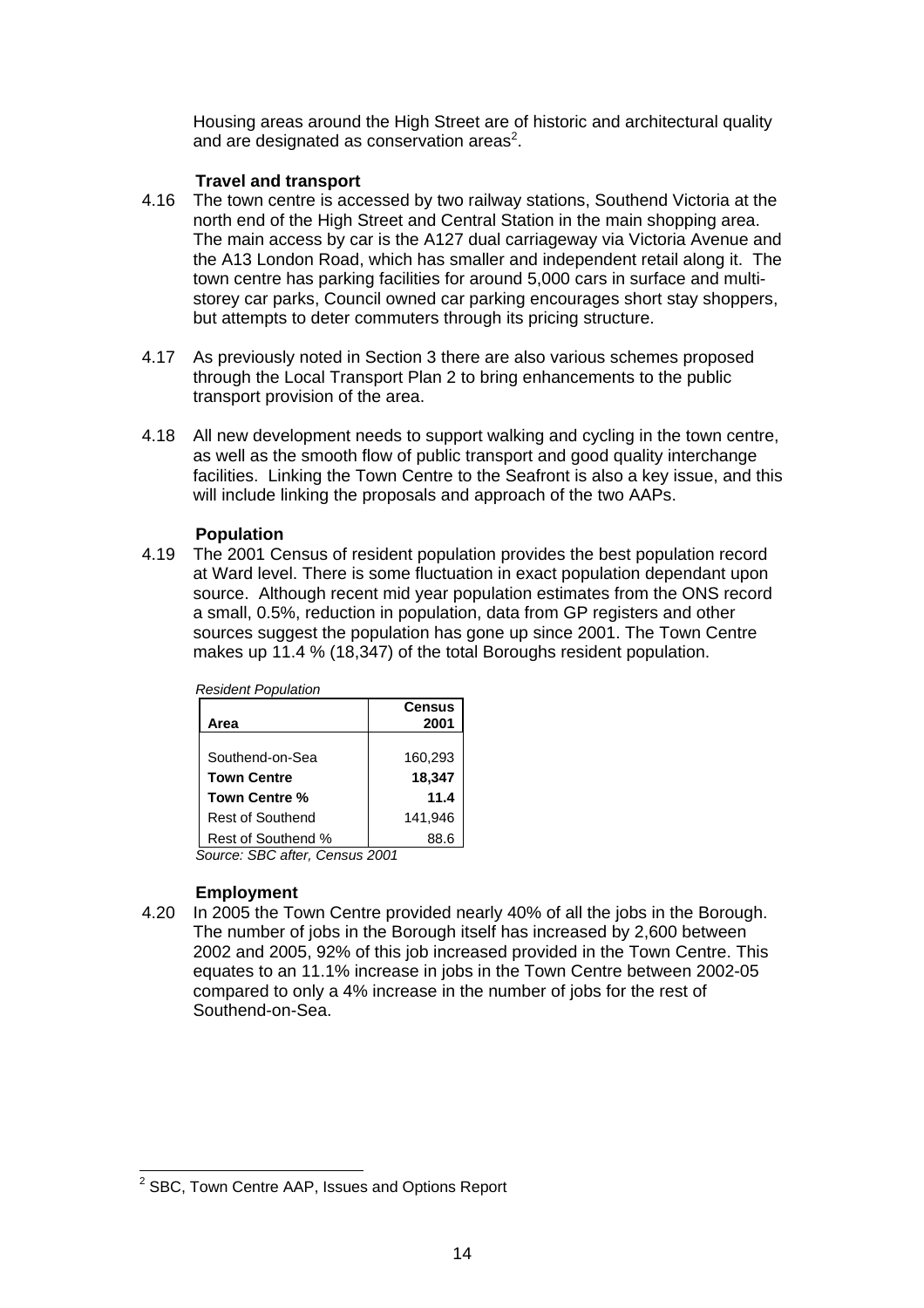Housing areas around the High Street are of historic and architectural quality and are designated as conservation areas[2].

### Travel and transport

4.16 The town centre is accessed by two railway stations, Southend Victoria at the north end of the High Street and Central Station in the main shopping area. The main access by car is the A127 dual carriageway via Victoria Avenue and the A13 London Road, which has smaller and independent retail along it. The town centre has parking facilities for around 5,000 cars in surface and multi-storey car parks, Council owned car parking encourages short stay shoppers, but attempts to deter commuters through its pricing structure.

4.17 As previously noted in Section 3 there are also various schemes proposed through the Local Transport Plan 2 to bring enhancements to the public transport provision of the area.

4.18 All new development needs to support walking and cycling in the town centre, as well as the smooth flow of public transport and good quality interchange facilities. Linking the Town Centre to the Seafront is also a key issue, and this will include linking the proposals and approach of the two AAPs.

### Population

4.19 The 2001 Census of resident population provides the best population record at Ward level. There is some fluctuation in exact population dependant upon source. Although recent mid year population estimates from the ONS record a small, 0.5%, reduction in population, data from GP registers and other sources suggest the population has gone up since 2001. The Town Centre makes up 11.4 % (18,347) of the total Boroughs resident population.

*Resident Population*

| Area | Census 2001 |
|---|---|
| Southend-on-Sea | 160,293 |
| **Town Centre** | **18,347** |
| **Town Centre %** | **11.4** |
| Rest of Southend | 141,946 |
| Rest of Southend % | 88.6 |

*Source: SBC after, Census 2001*

### Employment

4.20 In 2005 the Town Centre provided nearly 40% of all the jobs in the Borough. The number of jobs in the Borough itself has increased by 2,600 between 2002 and 2005, 92% of this job increased provided in the Town Centre. This equates to an 11.1% increase in jobs in the Town Centre between 2002-05 compared to only a 4% increase in the number of jobs for the rest of Southend-on-Sea.

[2] SBC, Town Centre AAP, Issues and Options Report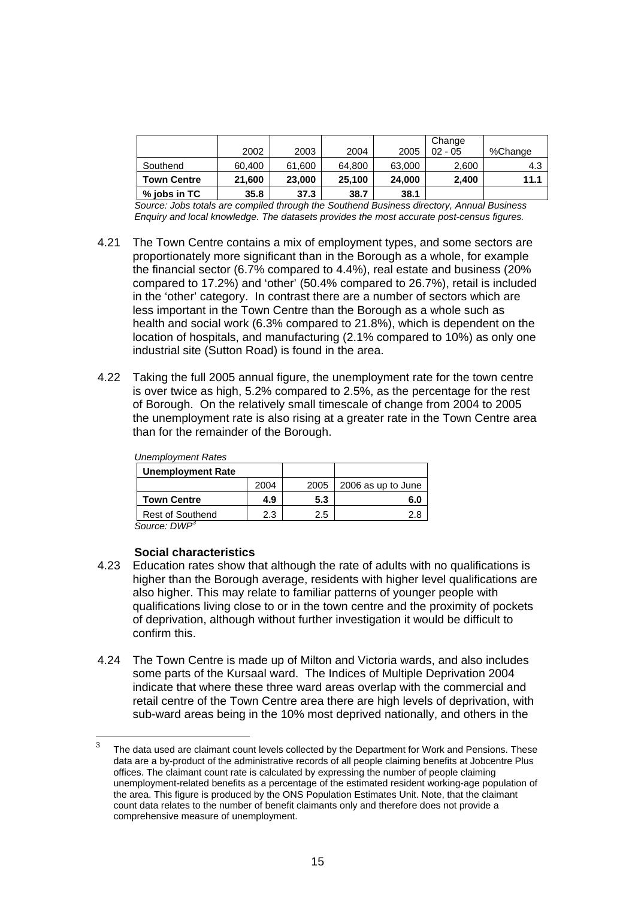| | 2002 | 2003 | 2004 | 2005 | Change 02 - 05 | %Change |
|---|---|---|---|---|---|---|
| Southend | 60,400 | 61,600 | 64,800 | 63,000 | 2,600 | 4.3 |
| **Town Centre** | **21,600** | **23,000** | **25,100** | **24,000** | **2,400** | **11.1** |
| **% jobs in TC** | **35.8** | **37.3** | **38.7** | **38.1** | | |

*Source: Jobs totals are compiled through the Southend Business directory, Annual Business Enquiry and local knowledge. The datasets provides the most accurate post-census figures.*

4.21 The Town Centre contains a mix of employment types, and some sectors are proportionately more significant than in the Borough as a whole, for example the financial sector (6.7% compared to 4.4%), real estate and business (20% compared to 17.2%) and 'other' (50.4% compared to 26.7%), retail is included in the 'other' category. In contrast there are a number of sectors which are less important in the Town Centre than the Borough as a whole such as health and social work (6.3% compared to 21.8%), which is dependent on the location of hospitals, and manufacturing (2.1% compared to 10%) as only one industrial site (Sutton Road) is found in the area.

4.22 Taking the full 2005 annual figure, the unemployment rate for the town centre is over twice as high, 5.2% compared to 2.5%, as the percentage for the rest of Borough. On the relatively small timescale of change from 2004 to 2005 the unemployment rate is also rising at a greater rate in the Town Centre area than for the remainder of the Borough.

*Unemployment Rates*

| **Unemployment Rate** | | | |
|---|---|---|---|
| | 2004 | 2005 | 2006 as up to June |
| **Town Centre** | **4.9** | **5.3** | **6.0** |
| Rest of Southend | 2.3 | 2.5 | 2.8 |

*Source: DWP*[3]

### Social characteristics

4.23 Education rates show that although the rate of adults with no qualifications is higher than the Borough average, residents with higher level qualifications are also higher. This may relate to familiar patterns of younger people with qualifications living close to or in the town centre and the proximity of pockets of deprivation, although without further investigation it would be difficult to confirm this.

4.24 The Town Centre is made up of Milton and Victoria wards, and also includes some parts of the Kursaal ward. The Indices of Multiple Deprivation 2004 indicate that where these three ward areas overlap with the commercial and retail centre of the Town Centre area there are high levels of deprivation, with sub-ward areas being in the 10% most deprived nationally, and others in the

---

[3] The data used are claimant count levels collected by the Department for Work and Pensions. These data are a by-product of the administrative records of all people claiming benefits at Jobcentre Plus offices. The claimant count rate is calculated by expressing the number of people claiming unemployment-related benefits as a percentage of the estimated resident working-age population of the area. This figure is produced by the ONS Population Estimates Unit. Note, that the claimant count data relates to the number of benefit claimants only and therefore does not provide a comprehensive measure of unemployment.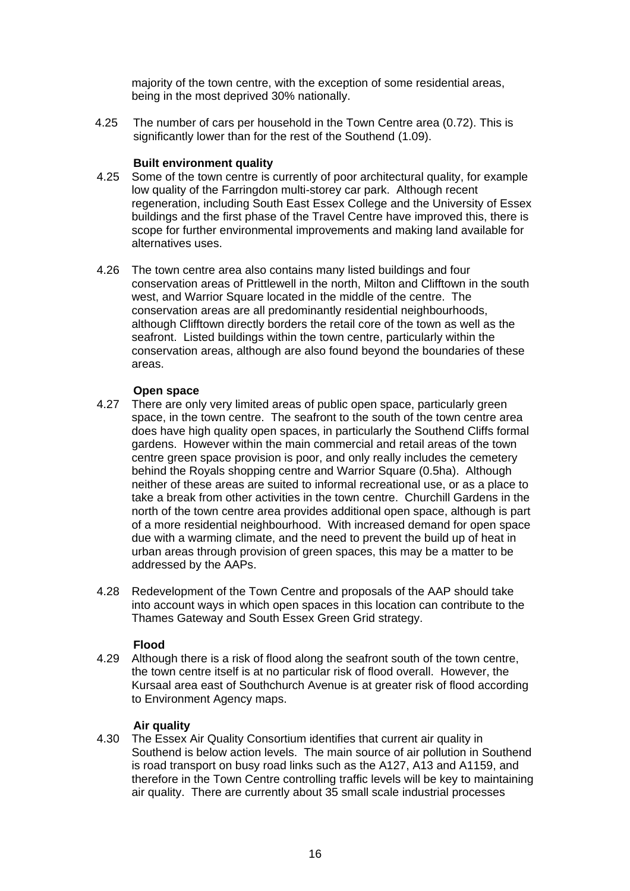majority of the town centre, with the exception of some residential areas, being in the most deprived 30% nationally.

4.25 The number of cars per household in the Town Centre area (0.72). This is significantly lower than for the rest of the Southend (1.09).

**Built environment quality**

4.25 Some of the town centre is currently of poor architectural quality, for example low quality of the Farringdon multi-storey car park. Although recent regeneration, including South East Essex College and the University of Essex buildings and the first phase of the Travel Centre have improved this, there is scope for further environmental improvements and making land available for alternatives uses.

4.26 The town centre area also contains many listed buildings and four conservation areas of Prittlewell in the north, Milton and Clifftown in the south west, and Warrior Square located in the middle of the centre. The conservation areas are all predominantly residential neighbourhoods, although Clifftown directly borders the retail core of the town as well as the seafront. Listed buildings within the town centre, particularly within the conservation areas, although are also found beyond the boundaries of these areas.

**Open space**

4.27 There are only very limited areas of public open space, particularly green space, in the town centre. The seafront to the south of the town centre area does have high quality open spaces, in particularly the Southend Cliffs formal gardens. However within the main commercial and retail areas of the town centre green space provision is poor, and only really includes the cemetery behind the Royals shopping centre and Warrior Square (0.5ha). Although neither of these areas are suited to informal recreational use, or as a place to take a break from other activities in the town centre. Churchill Gardens in the north of the town centre area provides additional open space, although is part of a more residential neighbourhood. With increased demand for open space due with a warming climate, and the need to prevent the build up of heat in urban areas through provision of green spaces, this may be a matter to be addressed by the AAPs.

4.28 Redevelopment of the Town Centre and proposals of the AAP should take into account ways in which open spaces in this location can contribute to the Thames Gateway and South Essex Green Grid strategy.

**Flood**

4.29 Although there is a risk of flood along the seafront south of the town centre, the town centre itself is at no particular risk of flood overall. However, the Kursaal area east of Southchurch Avenue is at greater risk of flood according to Environment Agency maps.

**Air quality**

4.30 The Essex Air Quality Consortium identifies that current air quality in Southend is below action levels. The main source of air pollution in Southend is road transport on busy road links such as the A127, A13 and A1159, and therefore in the Town Centre controlling traffic levels will be key to maintaining air quality. There are currently about 35 small scale industrial processes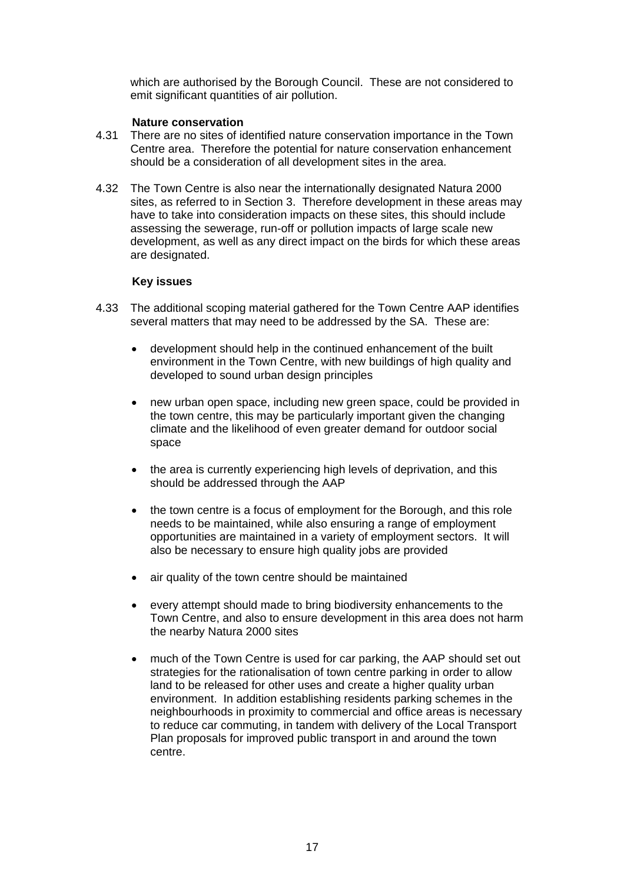which are authorised by the Borough Council. These are not considered to emit significant quantities of air pollution.

**Nature conservation**

4.31 There are no sites of identified nature conservation importance in the Town Centre area. Therefore the potential for nature conservation enhancement should be a consideration of all development sites in the area.

4.32 The Town Centre is also near the internationally designated Natura 2000 sites, as referred to in Section 3. Therefore development in these areas may have to take into consideration impacts on these sites, this should include assessing the sewerage, run-off or pollution impacts of large scale new development, as well as any direct impact on the birds for which these areas are designated.

**Key issues**

4.33 The additional scoping material gathered for the Town Centre AAP identifies several matters that may need to be addressed by the SA. These are:

- development should help in the continued enhancement of the built environment in the Town Centre, with new buildings of high quality and developed to sound urban design principles

- new urban open space, including new green space, could be provided in the town centre, this may be particularly important given the changing climate and the likelihood of even greater demand for outdoor social space

- the area is currently experiencing high levels of deprivation, and this should be addressed through the AAP

- the town centre is a focus of employment for the Borough, and this role needs to be maintained, while also ensuring a range of employment opportunities are maintained in a variety of employment sectors. It will also be necessary to ensure high quality jobs are provided

- air quality of the town centre should be maintained

- every attempt should made to bring biodiversity enhancements to the Town Centre, and also to ensure development in this area does not harm the nearby Natura 2000 sites

- much of the Town Centre is used for car parking, the AAP should set out strategies for the rationalisation of town centre parking in order to allow land to be released for other uses and create a higher quality urban environment. In addition establishing residents parking schemes in the neighbourhoods in proximity to commercial and office areas is necessary to reduce car commuting, in tandem with delivery of the Local Transport Plan proposals for improved public transport in and around the town centre.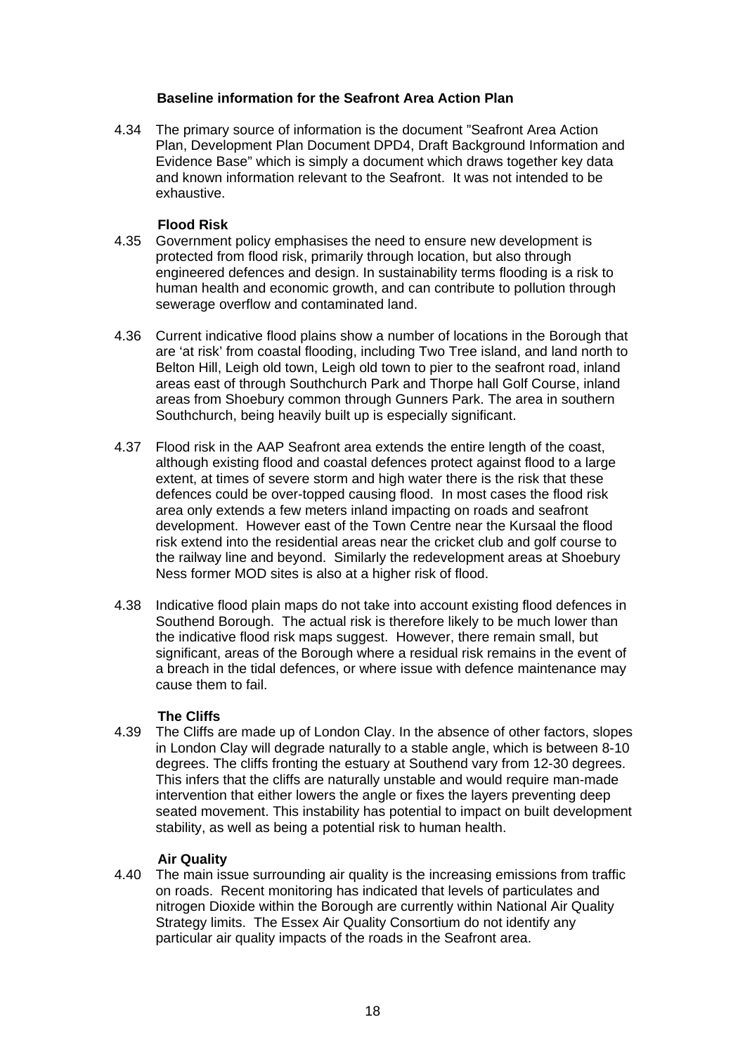### Baseline information for the Seafront Area Action Plan

4.34 The primary source of information is the document "Seafront Area Action Plan, Development Plan Document DPD4, Draft Background Information and Evidence Base" which is simply a document which draws together key data and known information relevant to the Seafront. It was not intended to be exhaustive.

**Flood Risk**

4.35 Government policy emphasises the need to ensure new development is protected from flood risk, primarily through location, but also through engineered defences and design. In sustainability terms flooding is a risk to human health and economic growth, and can contribute to pollution through sewerage overflow and contaminated land.

4.36 Current indicative flood plains show a number of locations in the Borough that are 'at risk' from coastal flooding, including Two Tree island, and land north to Belton Hill, Leigh old town, Leigh old town to pier to the seafront road, inland areas east of through Southchurch Park and Thorpe hall Golf Course, inland areas from Shoebury common through Gunners Park. The area in southern Southchurch, being heavily built up is especially significant.

4.37 Flood risk in the AAP Seafront area extends the entire length of the coast, although existing flood and coastal defences protect against flood to a large extent, at times of severe storm and high water there is the risk that these defences could be over-topped causing flood. In most cases the flood risk area only extends a few meters inland impacting on roads and seafront development. However east of the Town Centre near the Kursaal the flood risk extend into the residential areas near the cricket club and golf course to the railway line and beyond. Similarly the redevelopment areas at Shoebury Ness former MOD sites is also at a higher risk of flood.

4.38 Indicative flood plain maps do not take into account existing flood defences in Southend Borough. The actual risk is therefore likely to be much lower than the indicative flood risk maps suggest. However, there remain small, but significant, areas of the Borough where a residual risk remains in the event of a breach in the tidal defences, or where issue with defence maintenance may cause them to fail.

**The Cliffs**

4.39 The Cliffs are made up of London Clay. In the absence of other factors, slopes in London Clay will degrade naturally to a stable angle, which is between 8-10 degrees. The cliffs fronting the estuary at Southend vary from 12-30 degrees. This infers that the cliffs are naturally unstable and would require man-made intervention that either lowers the angle or fixes the layers preventing deep seated movement. This instability has potential to impact on built development stability, as well as being a potential risk to human health.

**Air Quality**

4.40 The main issue surrounding air quality is the increasing emissions from traffic on roads. Recent monitoring has indicated that levels of particulates and nitrogen Dioxide within the Borough are currently within National Air Quality Strategy limits. The Essex Air Quality Consortium do not identify any particular air quality impacts of the roads in the Seafront area.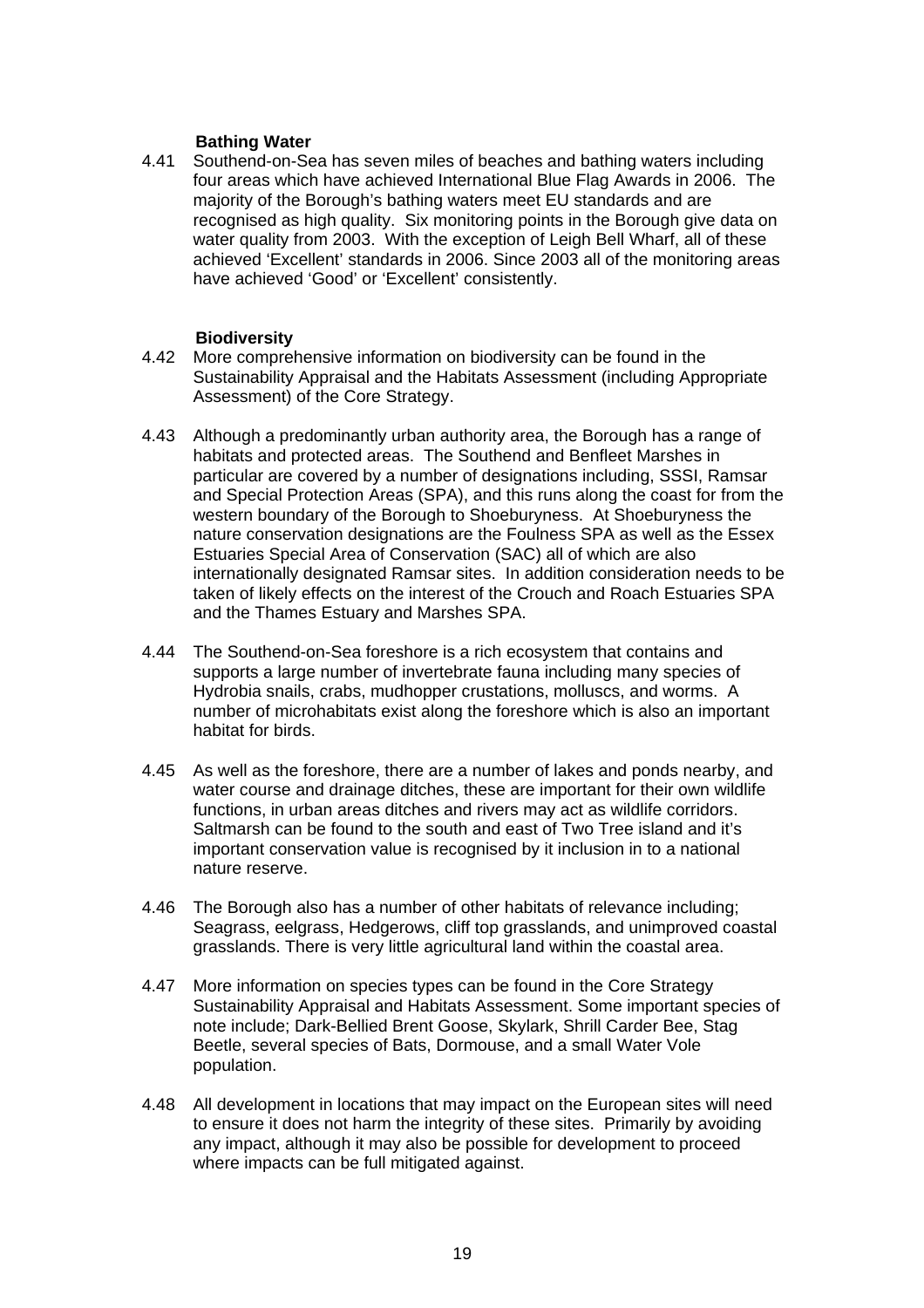**Bathing Water**

4.41 Southend-on-Sea has seven miles of beaches and bathing waters including four areas which have achieved International Blue Flag Awards in 2006. The majority of the Borough's bathing waters meet EU standards and are recognised as high quality. Six monitoring points in the Borough give data on water quality from 2003. With the exception of Leigh Bell Wharf, all of these achieved 'Excellent' standards in 2006. Since 2003 all of the monitoring areas have achieved 'Good' or 'Excellent' consistently.

**Biodiversity**

4.42 More comprehensive information on biodiversity can be found in the Sustainability Appraisal and the Habitats Assessment (including Appropriate Assessment) of the Core Strategy.

4.43 Although a predominantly urban authority area, the Borough has a range of habitats and protected areas. The Southend and Benfleet Marshes in particular are covered by a number of designations including, SSSI, Ramsar and Special Protection Areas (SPA), and this runs along the coast for from the western boundary of the Borough to Shoeburyness. At Shoeburyness the nature conservation designations are the Foulness SPA as well as the Essex Estuaries Special Area of Conservation (SAC) all of which are also internationally designated Ramsar sites. In addition consideration needs to be taken of likely effects on the interest of the Crouch and Roach Estuaries SPA and the Thames Estuary and Marshes SPA.

4.44 The Southend-on-Sea foreshore is a rich ecosystem that contains and supports a large number of invertebrate fauna including many species of Hydrobia snails, crabs, mudhopper crustations, molluscs, and worms. A number of microhabitats exist along the foreshore which is also an important habitat for birds.

4.45 As well as the foreshore, there are a number of lakes and ponds nearby, and water course and drainage ditches, these are important for their own wildlife functions, in urban areas ditches and rivers may act as wildlife corridors. Saltmarsh can be found to the south and east of Two Tree island and it's important conservation value is recognised by it inclusion in to a national nature reserve.

4.46 The Borough also has a number of other habitats of relevance including; Seagrass, eelgrass, Hedgerows, cliff top grasslands, and unimproved coastal grasslands. There is very little agricultural land within the coastal area.

4.47 More information on species types can be found in the Core Strategy Sustainability Appraisal and Habitats Assessment. Some important species of note include; Dark-Bellied Brent Goose, Skylark, Shrill Carder Bee, Stag Beetle, several species of Bats, Dormouse, and a small Water Vole population.

4.48 All development in locations that may impact on the European sites will need to ensure it does not harm the integrity of these sites. Primarily by avoiding any impact, although it may also be possible for development to proceed where impacts can be full mitigated against.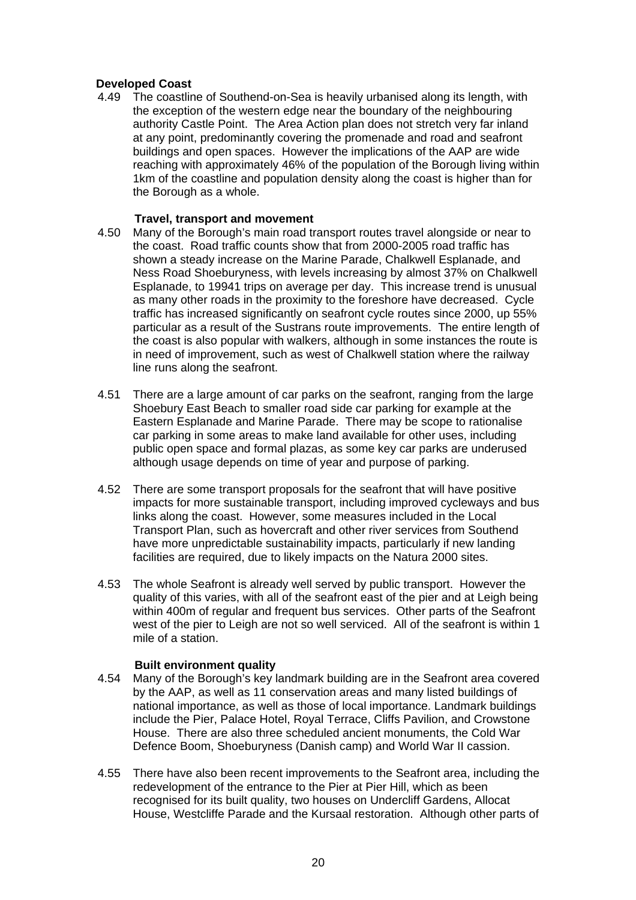**Developed Coast**

4.49 The coastline of Southend-on-Sea is heavily urbanised along its length, with the exception of the western edge near the boundary of the neighbouring authority Castle Point. The Area Action plan does not stretch very far inland at any point, predominantly covering the promenade and road and seafront buildings and open spaces. However the implications of the AAP are wide reaching with approximately 46% of the population of the Borough living within 1km of the coastline and population density along the coast is higher than for the Borough as a whole.

**Travel, transport and movement**

4.50 Many of the Borough's main road transport routes travel alongside or near to the coast. Road traffic counts show that from 2000-2005 road traffic has shown a steady increase on the Marine Parade, Chalkwell Esplanade, and Ness Road Shoeburyness, with levels increasing by almost 37% on Chalkwell Esplanade, to 19941 trips on average per day. This increase trend is unusual as many other roads in the proximity to the foreshore have decreased. Cycle traffic has increased significantly on seafront cycle routes since 2000, up 55% particular as a result of the Sustrans route improvements. The entire length of the coast is also popular with walkers, although in some instances the route is in need of improvement, such as west of Chalkwell station where the railway line runs along the seafront.

4.51 There are a large amount of car parks on the seafront, ranging from the large Shoebury East Beach to smaller road side car parking for example at the Eastern Esplanade and Marine Parade. There may be scope to rationalise car parking in some areas to make land available for other uses, including public open space and formal plazas, as some key car parks are underused although usage depends on time of year and purpose of parking.

4.52 There are some transport proposals for the seafront that will have positive impacts for more sustainable transport, including improved cycleways and bus links along the coast. However, some measures included in the Local Transport Plan, such as hovercraft and other river services from Southend have more unpredictable sustainability impacts, particularly if new landing facilities are required, due to likely impacts on the Natura 2000 sites.

4.53 The whole Seafront is already well served by public transport. However the quality of this varies, with all of the seafront east of the pier and at Leigh being within 400m of regular and frequent bus services. Other parts of the Seafront west of the pier to Leigh are not so well serviced. All of the seafront is within 1 mile of a station.

**Built environment quality**

4.54 Many of the Borough's key landmark building are in the Seafront area covered by the AAP, as well as 11 conservation areas and many listed buildings of national importance, as well as those of local importance. Landmark buildings include the Pier, Palace Hotel, Royal Terrace, Cliffs Pavilion, and Crowstone House. There are also three scheduled ancient monuments, the Cold War Defence Boom, Shoeburyness (Danish camp) and World War II cassion.

4.55 There have also been recent improvements to the Seafront area, including the redevelopment of the entrance to the Pier at Pier Hill, which as been recognised for its built quality, two houses on Undercliff Gardens, Allocat House, Westcliffe Parade and the Kursaal restoration. Although other parts of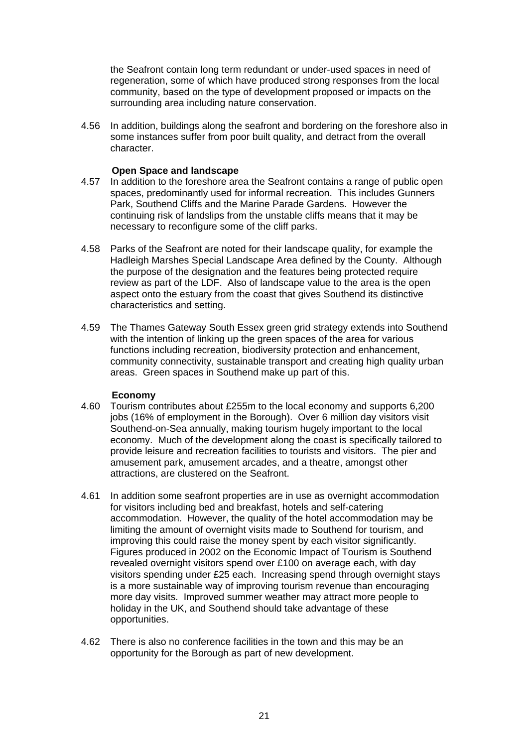the Seafront contain long term redundant or under-used spaces in need of regeneration, some of which have produced strong responses from the local community, based on the type of development proposed or impacts on the surrounding area including nature conservation.

4.56 In addition, buildings along the seafront and bordering on the foreshore also in some instances suffer from poor built quality, and detract from the overall character.

**Open Space and landscape**

4.57 In addition to the foreshore area the Seafront contains a range of public open spaces, predominantly used for informal recreation. This includes Gunners Park, Southend Cliffs and the Marine Parade Gardens. However the continuing risk of landslips from the unstable cliffs means that it may be necessary to reconfigure some of the cliff parks.

4.58 Parks of the Seafront are noted for their landscape quality, for example the Hadleigh Marshes Special Landscape Area defined by the County. Although the purpose of the designation and the features being protected require review as part of the LDF. Also of landscape value to the area is the open aspect onto the estuary from the coast that gives Southend its distinctive characteristics and setting.

4.59 The Thames Gateway South Essex green grid strategy extends into Southend with the intention of linking up the green spaces of the area for various functions including recreation, biodiversity protection and enhancement, community connectivity, sustainable transport and creating high quality urban areas. Green spaces in Southend make up part of this.

**Economy**

4.60 Tourism contributes about £255m to the local economy and supports 6,200 jobs (16% of employment in the Borough). Over 6 million day visitors visit Southend-on-Sea annually, making tourism hugely important to the local economy. Much of the development along the coast is specifically tailored to provide leisure and recreation facilities to tourists and visitors. The pier and amusement park, amusement arcades, and a theatre, amongst other attractions, are clustered on the Seafront.

4.61 In addition some seafront properties are in use as overnight accommodation for visitors including bed and breakfast, hotels and self-catering accommodation. However, the quality of the hotel accommodation may be limiting the amount of overnight visits made to Southend for tourism, and improving this could raise the money spent by each visitor significantly. Figures produced in 2002 on the Economic Impact of Tourism is Southend revealed overnight visitors spend over £100 on average each, with day visitors spending under £25 each. Increasing spend through overnight stays is a more sustainable way of improving tourism revenue than encouraging more day visits. Improved summer weather may attract more people to holiday in the UK, and Southend should take advantage of these opportunities.

4.62 There is also no conference facilities in the town and this may be an opportunity for the Borough as part of new development.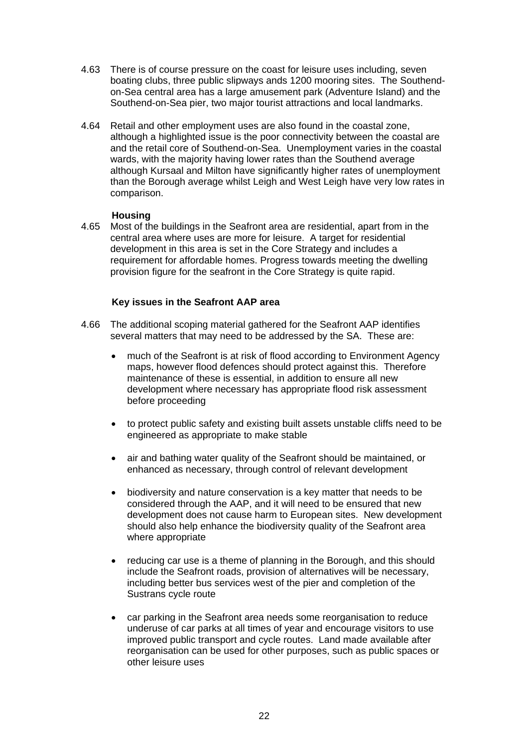4.63 There is of course pressure on the coast for leisure uses including, seven boating clubs, three public slipways ands 1200 mooring sites. The Southend-on-Sea central area has a large amusement park (Adventure Island) and the Southend-on-Sea pier, two major tourist attractions and local landmarks.

4.64 Retail and other employment uses are also found in the coastal zone, although a highlighted issue is the poor connectivity between the coastal are and the retail core of Southend-on-Sea. Unemployment varies in the coastal wards, with the majority having lower rates than the Southend average although Kursaal and Milton have significantly higher rates of unemployment than the Borough average whilst Leigh and West Leigh have very low rates in comparison.

**Housing**

4.65 Most of the buildings in the Seafront area are residential, apart from in the central area where uses are more for leisure. A target for residential development in this area is set in the Core Strategy and includes a requirement for affordable homes. Progress towards meeting the dwelling provision figure for the seafront in the Core Strategy is quite rapid.

**Key issues in the Seafront AAP area**

4.66 The additional scoping material gathered for the Seafront AAP identifies several matters that may need to be addressed by the SA. These are:

- much of the Seafront is at risk of flood according to Environment Agency maps, however flood defences should protect against this. Therefore maintenance of these is essential, in addition to ensure all new development where necessary has appropriate flood risk assessment before proceeding

- to protect public safety and existing built assets unstable cliffs need to be engineered as appropriate to make stable

- air and bathing water quality of the Seafront should be maintained, or enhanced as necessary, through control of relevant development

- biodiversity and nature conservation is a key matter that needs to be considered through the AAP, and it will need to be ensured that new development does not cause harm to European sites. New development should also help enhance the biodiversity quality of the Seafront area where appropriate

- reducing car use is a theme of planning in the Borough, and this should include the Seafront roads, provision of alternatives will be necessary, including better bus services west of the pier and completion of the Sustrans cycle route

- car parking in the Seafront area needs some reorganisation to reduce underuse of car parks at all times of year and encourage visitors to use improved public transport and cycle routes. Land made available after reorganisation can be used for other purposes, such as public spaces or other leisure uses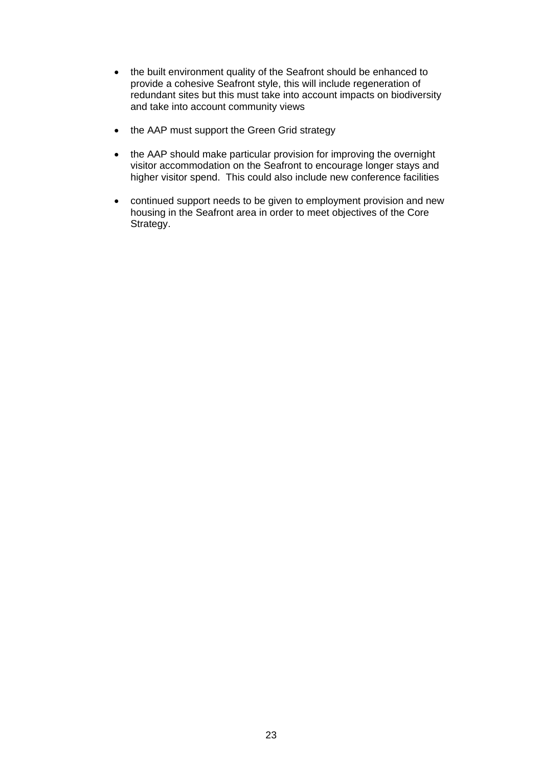- the built environment quality of the Seafront should be enhanced to provide a cohesive Seafront style, this will include regeneration of redundant sites but this must take into account impacts on biodiversity and take into account community views

- the AAP must support the Green Grid strategy

- the AAP should make particular provision for improving the overnight visitor accommodation on the Seafront to encourage longer stays and higher visitor spend. This could also include new conference facilities

- continued support needs to be given to employment provision and new housing in the Seafront area in order to meet objectives of the Core Strategy.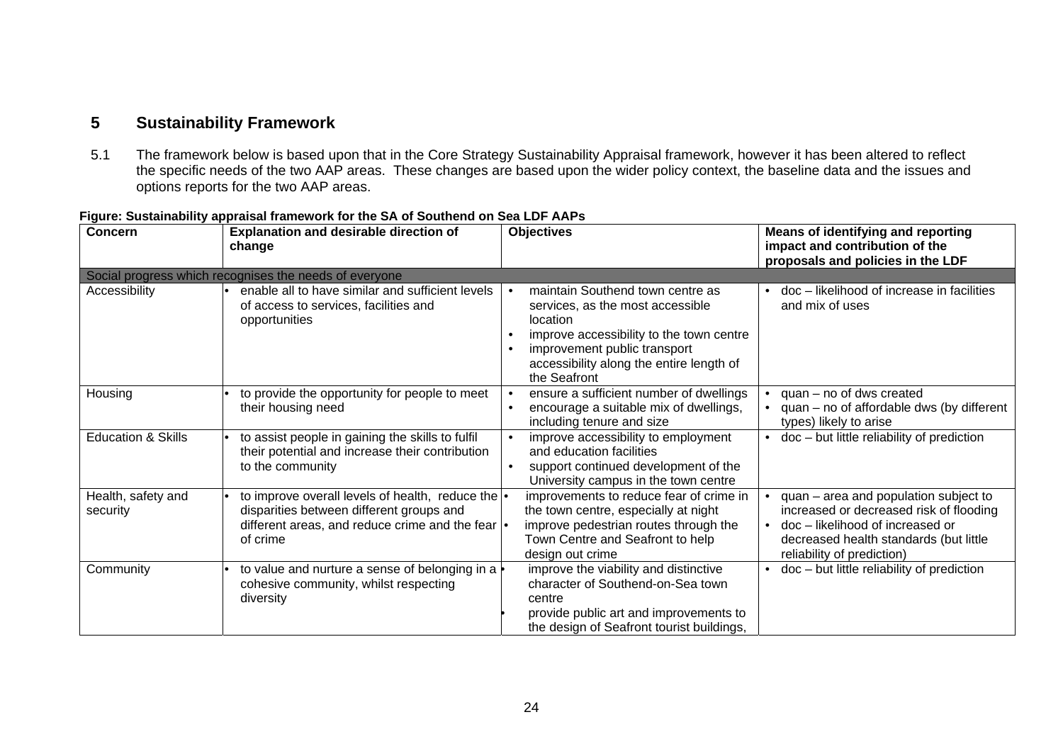## 5 Sustainability Framework

5.1 The framework below is based upon that in the Core Strategy Sustainability Appraisal framework, however it has been altered to reflect the specific needs of the two AAP areas. These changes are based upon the wider policy context, the baseline data and the issues and options reports for the two AAP areas.

**Figure: Sustainability appraisal framework for the SA of Southend on Sea LDF AAPs**

| Concern | Explanation and desirable direction of change | Objectives | Means of identifying and reporting impact and contribution of the proposals and policies in the LDF |
|---|---|---|---|
| Social progress which recognises the needs of everyone | | | |
| Accessibility | • enable all to have similar and sufficient levels of access to services, facilities and opportunities | • maintain Southend town centre as services, as the most accessible location<br>• improve accessibility to the town centre<br>• improvement public transport accessibility along the entire length of the Seafront | • doc – likelihood of increase in facilities and mix of uses |
| Housing | • to provide the opportunity for people to meet their housing need | • ensure a sufficient number of dwellings<br>• encourage a suitable mix of dwellings, including tenure and size | • quan – no of dws created<br>• quan – no of affordable dws (by different types) likely to arise |
| Education & Skills | • to assist people in gaining the skills to fulfil their potential and increase their contribution to the community | • improve accessibility to employment and education facilities<br>• support continued development of the University campus in the town centre | • doc – but little reliability of prediction |
| Health, safety and security | • to improve overall levels of health, reduce the disparities between different groups and different areas, and reduce crime and the fear of crime | • improvements to reduce fear of crime in the town centre, especially at night<br>• improve pedestrian routes through the Town Centre and Seafront to help design out crime | • quan – area and population subject to increased or decreased risk of flooding<br>• doc – likelihood of increased or decreased health standards (but little reliability of prediction) |
| Community | • to value and nurture a sense of belonging in a cohesive community, whilst respecting diversity | • improve the viability and distinctive character of Southend-on-Sea town centre<br>• provide public art and improvements to the design of Seafront tourist buildings, | • doc – but little reliability of prediction |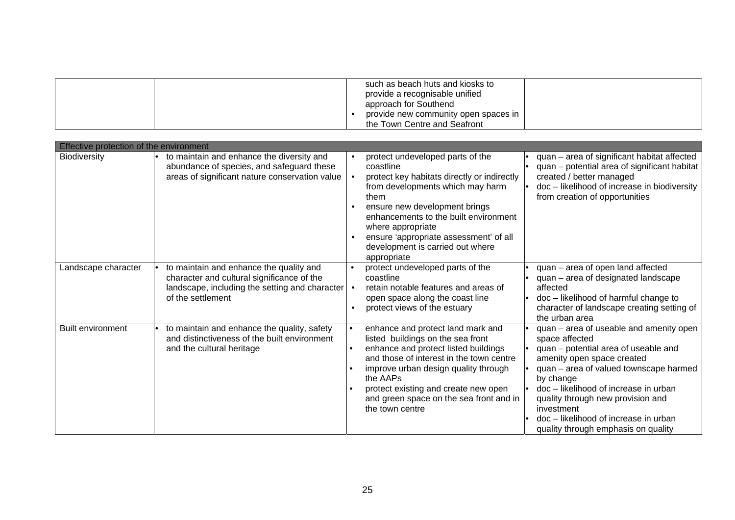| | | such as beach huts and kiosks to provide a recognisable unified approach for Southend<br>• provide new community open spaces in the Town Centre and Seafront | |
|---|---|---|---|

| Effective protection of the environment | | | |
|---|---|---|---|
| Biodiversity | • to maintain and enhance the diversity and abundance of species, and safeguard these areas of significant nature conservation value | • protect undeveloped parts of the coastline<br>• protect key habitats directly or indirectly from developments which may harm them<br>• ensure new development brings enhancements to the built environment where appropriate<br>• ensure 'appropriate assessment' of all development is carried out where appropriate | • quan – area of significant habitat affected<br>• quan – potential area of significant habitat created / better managed<br>• doc – likelihood of increase in biodiversity from creation of opportunities |
| Landscape character | • to maintain and enhance the quality and character and cultural significance of the landscape, including the setting and character of the settlement | • protect undeveloped parts of the coastline<br>• retain notable features and areas of open space along the coast line<br>• protect views of the estuary | • quan – area of open land affected<br>• quan – area of designated landscape affected<br>• doc – likelihood of harmful change to character of landscape creating setting of the urban area |
| Built environment | • to maintain and enhance the quality, safety and distinctiveness of the built environment and the cultural heritage | • enhance and protect land mark and listed buildings on the sea front<br>• enhance and protect listed buildings and those of interest in the town centre<br>• improve urban design quality through the AAPs<br>• protect existing and create new open and green space on the sea front and in the town centre | • quan – area of useable and amenity open space affected<br>• quan – potential area of useable and amenity open space created<br>• quan – area of valued townscape harmed by change<br>• doc – likelihood of increase in urban quality through new provision and investment<br>• doc – likelihood of increase in urban quality through emphasis on quality |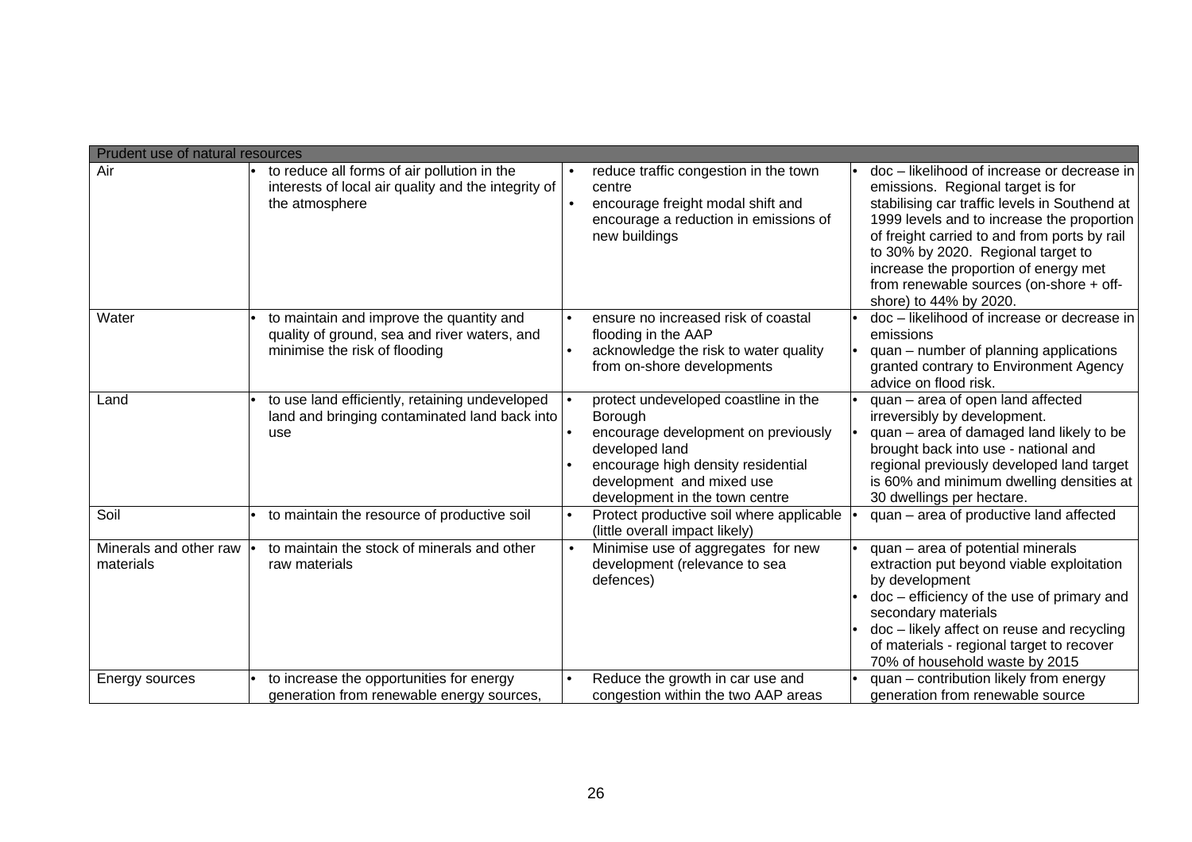| Prudent use of natural resources | | | |
|---|---|---|---|
| Air | • to reduce all forms of air pollution in the interests of local air quality and the integrity of the atmosphere | • reduce traffic congestion in the town centre<br>• encourage freight modal shift and encourage a reduction in emissions of new buildings | • doc – likelihood of increase or decrease in emissions. Regional target is for stabilising car traffic levels in Southend at 1999 levels and to increase the proportion of freight carried to and from ports by rail to 30% by 2020. Regional target to increase the proportion of energy met from renewable sources (on-shore + off-shore) to 44% by 2020. |
| Water | • to maintain and improve the quantity and quality of ground, sea and river waters, and minimise the risk of flooding | • ensure no increased risk of coastal flooding in the AAP<br>• acknowledge the risk to water quality from on-shore developments | • doc – likelihood of increase or decrease in emissions<br>• quan – number of planning applications granted contrary to Environment Agency advice on flood risk. |
| Land | • to use land efficiently, retaining undeveloped land and bringing contaminated land back into use | • protect undeveloped coastline in the Borough<br>• encourage development on previously developed land<br>• encourage high density residential development and mixed use development in the town centre | • quan – area of open land affected irreversibly by development.<br>• quan – area of damaged land likely to be brought back into use - national and regional previously developed land target is 60% and minimum dwelling densities at 30 dwellings per hectare. |
| Soil | • to maintain the resource of productive soil | • Protect productive soil where applicable (little overall impact likely) | • quan – area of productive land affected |
| Minerals and other raw materials | • to maintain the stock of minerals and other raw materials | • Minimise use of aggregates for new development (relevance to sea defences) | • quan – area of potential minerals extraction put beyond viable exploitation by development<br>• doc – efficiency of the use of primary and secondary materials<br>• doc – likely affect on reuse and recycling of materials - regional target to recover 70% of household waste by 2015 |
| Energy sources | • to increase the opportunities for energy generation from renewable energy sources, | • Reduce the growth in car use and congestion within the two AAP areas | • quan – contribution likely from energy generation from renewable source |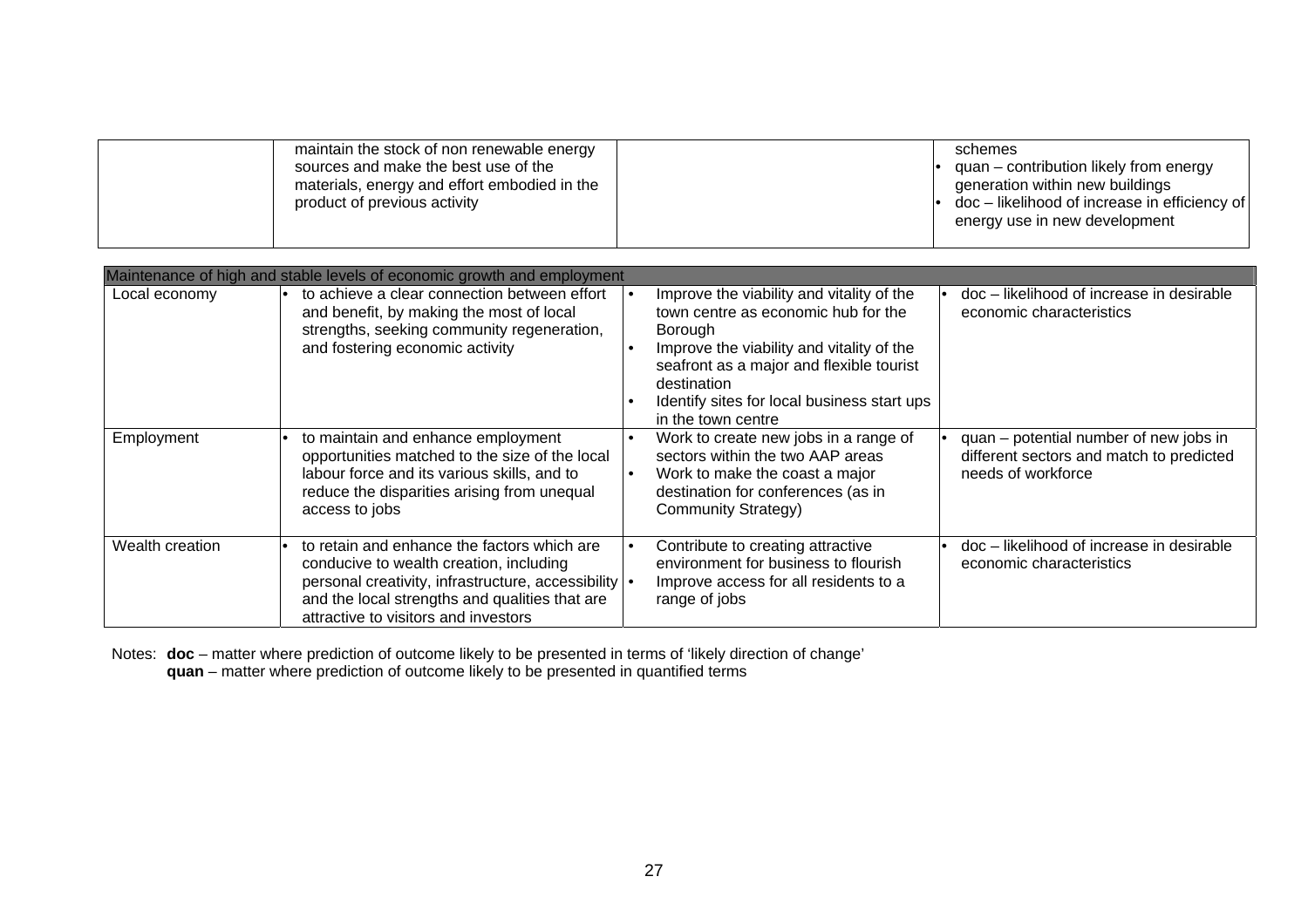| | | | |
|---|---|---|---|
| | maintain the stock of non renewable energy sources and make the best use of the materials, energy and effort embodied in the product of previous activity | | schemes<br>• quan – contribution likely from energy generation within new buildings<br>• doc – likelihood of increase in efficiency of energy use in new development |

| Maintenance of high and stable levels of economic growth and employment | | | |
|---|---|---|---|
| Local economy | • to achieve a clear connection between effort and benefit, by making the most of local strengths, seeking community regeneration, and fostering economic activity | • Improve the viability and vitality of the town centre as economic hub for the Borough<br>• Improve the viability and vitality of the seafront as a major and flexible tourist destination<br>• Identify sites for local business start ups in the town centre | • doc – likelihood of increase in desirable economic characteristics |
| Employment | • to maintain and enhance employment opportunities matched to the size of the local labour force and its various skills, and to reduce the disparities arising from unequal access to jobs | • Work to create new jobs in a range of sectors within the two AAP areas<br>• Work to make the coast a major destination for conferences (as in Community Strategy) | • quan – potential number of new jobs in different sectors and match to predicted needs of workforce |
| Wealth creation | • to retain and enhance the factors which are conducive to wealth creation, including personal creativity, infrastructure, accessibility and the local strengths and qualities that are attractive to visitors and investors | • Contribute to creating attractive environment for business to flourish<br>• Improve access for all residents to a range of jobs | • doc – likelihood of increase in desirable economic characteristics |

Notes: **doc** – matter where prediction of outcome likely to be presented in terms of 'likely direction of change'
**quan** – matter where prediction of outcome likely to be presented in quantified terms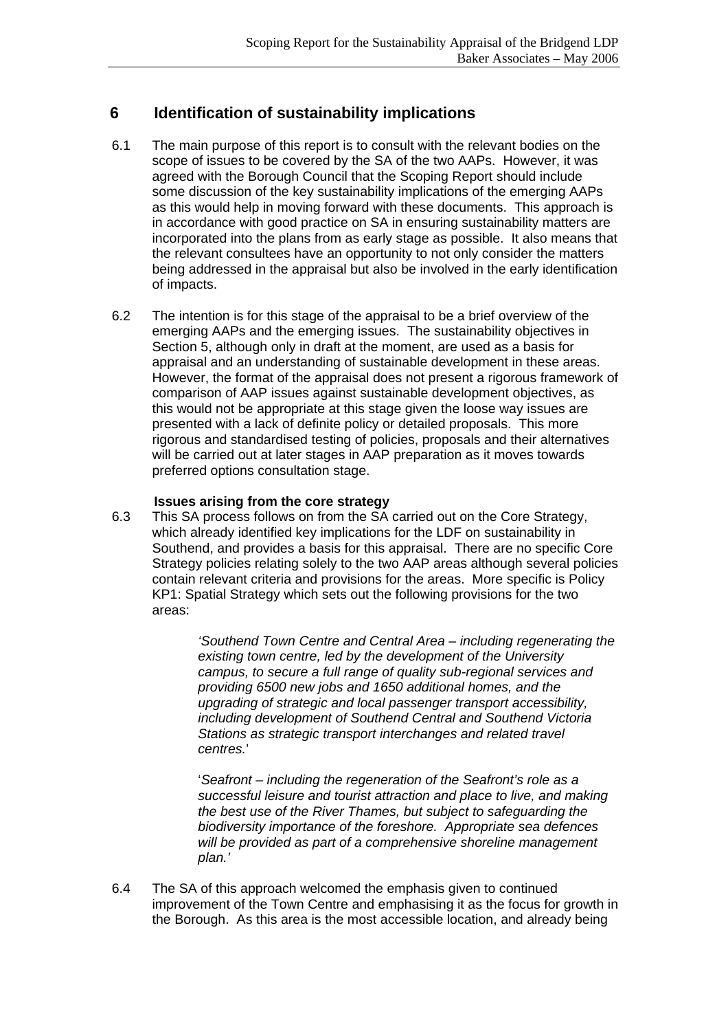## 6 Identification of sustainability implications

6.1 The main purpose of this report is to consult with the relevant bodies on the scope of issues to be covered by the SA of the two AAPs. However, it was agreed with the Borough Council that the Scoping Report should include some discussion of the key sustainability implications of the emerging AAPs as this would help in moving forward with these documents. This approach is in accordance with good practice on SA in ensuring sustainability matters are incorporated into the plans from as early stage as possible. It also means that the relevant consultees have an opportunity to not only consider the matters being addressed in the appraisal but also be involved in the early identification of impacts.

6.2 The intention is for this stage of the appraisal to be a brief overview of the emerging AAPs and the emerging issues. The sustainability objectives in Section 5, although only in draft at the moment, are used as a basis for appraisal and an understanding of sustainable development in these areas. However, the format of the appraisal does not present a rigorous framework of comparison of AAP issues against sustainable development objectives, as this would not be appropriate at this stage given the loose way issues are presented with a lack of definite policy or detailed proposals. This more rigorous and standardised testing of policies, proposals and their alternatives will be carried out at later stages in AAP preparation as it moves towards preferred options consultation stage.

**Issues arising from the core strategy**

6.3 This SA process follows on from the SA carried out on the Core Strategy, which already identified key implications for the LDF on sustainability in Southend, and provides a basis for this appraisal. There are no specific Core Strategy policies relating solely to the two AAP areas although several policies contain relevant criteria and provisions for the areas. More specific is Policy KP1: Spatial Strategy which sets out the following provisions for the two areas:

> *'Southend Town Centre and Central Area – including regenerating the existing town centre, led by the development of the University campus, to secure a full range of quality sub-regional services and providing 6500 new jobs and 1650 additional homes, and the upgrading of strategic and local passenger transport accessibility, including development of Southend Central and Southend Victoria Stations as strategic transport interchanges and related travel centres.'*
>
> *'Seafront – including the regeneration of the Seafront's role as a successful leisure and tourist attraction and place to live, and making the best use of the River Thames, but subject to safeguarding the biodiversity importance of the foreshore. Appropriate sea defences will be provided as part of a comprehensive shoreline management plan.'*

6.4 The SA of this approach welcomed the emphasis given to continued improvement of the Town Centre and emphasising it as the focus for growth in the Borough. As this area is the most accessible location, and already being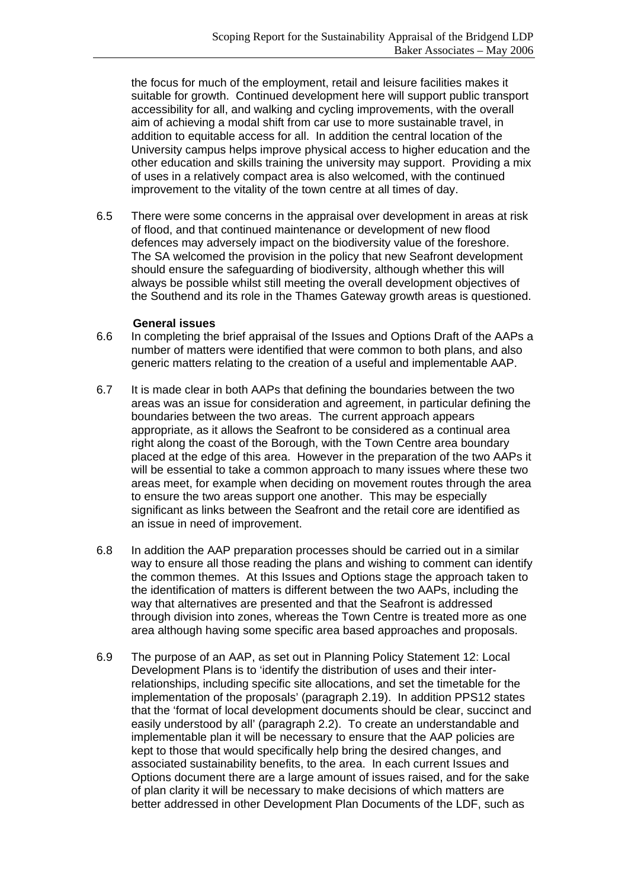the focus for much of the employment, retail and leisure facilities makes it suitable for growth. Continued development here will support public transport accessibility for all, and walking and cycling improvements, with the overall aim of achieving a modal shift from car use to more sustainable travel, in addition to equitable access for all. In addition the central location of the University campus helps improve physical access to higher education and the other education and skills training the university may support. Providing a mix of uses in a relatively compact area is also welcomed, with the continued improvement to the vitality of the town centre at all times of day.

6.5 There were some concerns in the appraisal over development in areas at risk of flood, and that continued maintenance or development of new flood defences may adversely impact on the biodiversity value of the foreshore. The SA welcomed the provision in the policy that new Seafront development should ensure the safeguarding of biodiversity, although whether this will always be possible whilst still meeting the overall development objectives of the Southend and its role in the Thames Gateway growth areas is questioned.

### General issues

6.6 In completing the brief appraisal of the Issues and Options Draft of the AAPs a number of matters were identified that were common to both plans, and also generic matters relating to the creation of a useful and implementable AAP.

6.7 It is made clear in both AAPs that defining the boundaries between the two areas was an issue for consideration and agreement, in particular defining the boundaries between the two areas. The current approach appears appropriate, as it allows the Seafront to be considered as a continual area right along the coast of the Borough, with the Town Centre area boundary placed at the edge of this area. However in the preparation of the two AAPs it will be essential to take a common approach to many issues where these two areas meet, for example when deciding on movement routes through the area to ensure the two areas support one another. This may be especially significant as links between the Seafront and the retail core are identified as an issue in need of improvement.

6.8 In addition the AAP preparation processes should be carried out in a similar way to ensure all those reading the plans and wishing to comment can identify the common themes. At this Issues and Options stage the approach taken to the identification of matters is different between the two AAPs, including the way that alternatives are presented and that the Seafront is addressed through division into zones, whereas the Town Centre is treated more as one area although having some specific area based approaches and proposals.

6.9 The purpose of an AAP, as set out in Planning Policy Statement 12: Local Development Plans is to 'identify the distribution of uses and their inter-relationships, including specific site allocations, and set the timetable for the implementation of the proposals' (paragraph 2.19). In addition PPS12 states that the 'format of local development documents should be clear, succinct and easily understood by all' (paragraph 2.2). To create an understandable and implementable plan it will be necessary to ensure that the AAP policies are kept to those that would specifically help bring the desired changes, and associated sustainability benefits, to the area. In each current Issues and Options document there are a large amount of issues raised, and for the sake of plan clarity it will be necessary to make decisions of which matters are better addressed in other Development Plan Documents of the LDF, such as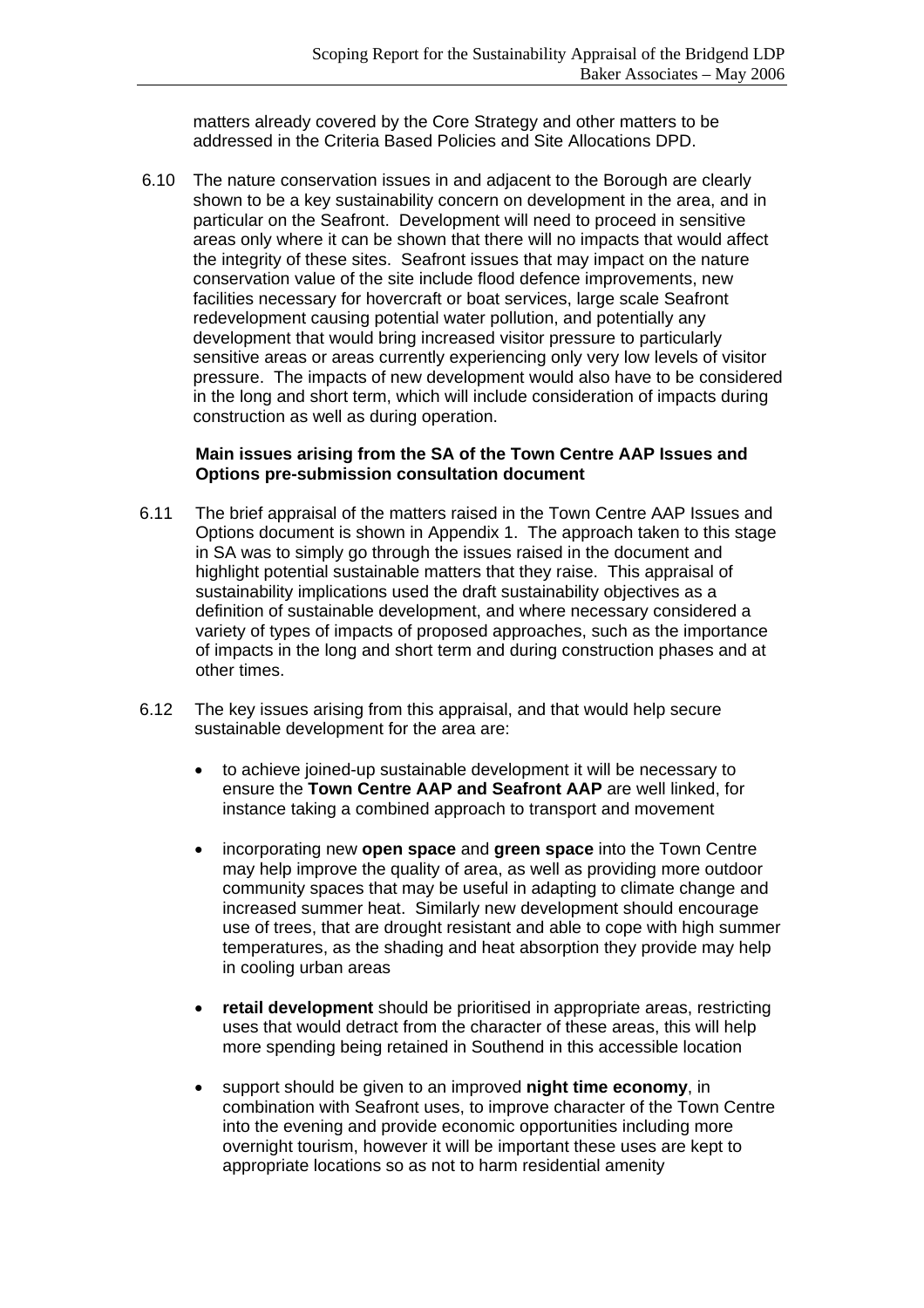matters already covered by the Core Strategy and other matters to be addressed in the Criteria Based Policies and Site Allocations DPD.

6.10 The nature conservation issues in and adjacent to the Borough are clearly shown to be a key sustainability concern on development in the area, and in particular on the Seafront. Development will need to proceed in sensitive areas only where it can be shown that there will no impacts that would affect the integrity of these sites. Seafront issues that may impact on the nature conservation value of the site include flood defence improvements, new facilities necessary for hovercraft or boat services, large scale Seafront redevelopment causing potential water pollution, and potentially any development that would bring increased visitor pressure to particularly sensitive areas or areas currently experiencing only very low levels of visitor pressure. The impacts of new development would also have to be considered in the long and short term, which will include consideration of impacts during construction as well as during operation.

**Main issues arising from the SA of the Town Centre AAP Issues and Options pre-submission consultation document**

6.11 The brief appraisal of the matters raised in the Town Centre AAP Issues and Options document is shown in Appendix 1. The approach taken to this stage in SA was to simply go through the issues raised in the document and highlight potential sustainable matters that they raise. This appraisal of sustainability implications used the draft sustainability objectives as a definition of sustainable development, and where necessary considered a variety of types of impacts of proposed approaches, such as the importance of impacts in the long and short term and during construction phases and at other times.

6.12 The key issues arising from this appraisal, and that would help secure sustainable development for the area are:

- to achieve joined-up sustainable development it will be necessary to ensure the **Town Centre AAP and Seafront AAP** are well linked, for instance taking a combined approach to transport and movement
- incorporating new **open space** and **green space** into the Town Centre may help improve the quality of area, as well as providing more outdoor community spaces that may be useful in adapting to climate change and increased summer heat. Similarly new development should encourage use of trees, that are drought resistant and able to cope with high summer temperatures, as the shading and heat absorption they provide may help in cooling urban areas
- **retail development** should be prioritised in appropriate areas, restricting uses that would detract from the character of these areas, this will help more spending being retained in Southend in this accessible location
- support should be given to an improved **night time economy**, in combination with Seafront uses, to improve character of the Town Centre into the evening and provide economic opportunities including more overnight tourism, however it will be important these uses are kept to appropriate locations so as not to harm residential amenity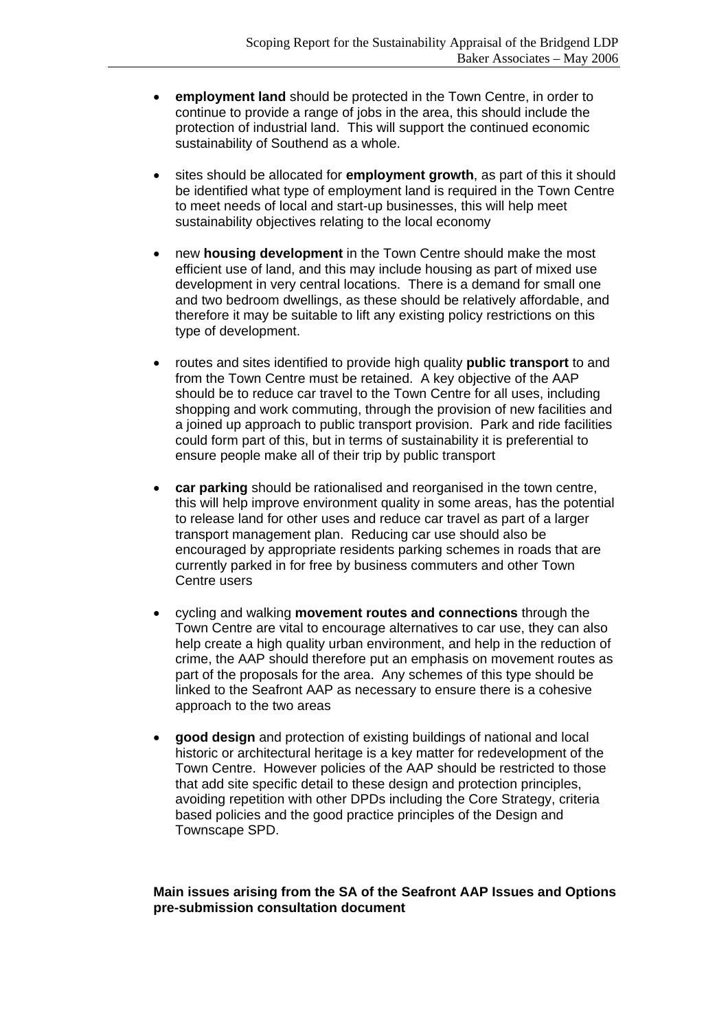- **employment land** should be protected in the Town Centre, in order to continue to provide a range of jobs in the area, this should include the protection of industrial land. This will support the continued economic sustainability of Southend as a whole.

- sites should be allocated for **employment growth**, as part of this it should be identified what type of employment land is required in the Town Centre to meet needs of local and start-up businesses, this will help meet sustainability objectives relating to the local economy

- new **housing development** in the Town Centre should make the most efficient use of land, and this may include housing as part of mixed use development in very central locations. There is a demand for small one and two bedroom dwellings, as these should be relatively affordable, and therefore it may be suitable to lift any existing policy restrictions on this type of development.

- routes and sites identified to provide high quality **public transport** to and from the Town Centre must be retained. A key objective of the AAP should be to reduce car travel to the Town Centre for all uses, including shopping and work commuting, through the provision of new facilities and a joined up approach to public transport provision. Park and ride facilities could form part of this, but in terms of sustainability it is preferential to ensure people make all of their trip by public transport

- **car parking** should be rationalised and reorganised in the town centre, this will help improve environment quality in some areas, has the potential to release land for other uses and reduce car travel as part of a larger transport management plan. Reducing car use should also be encouraged by appropriate residents parking schemes in roads that are currently parked in for free by business commuters and other Town Centre users

- cycling and walking **movement routes and connections** through the Town Centre are vital to encourage alternatives to car use, they can also help create a high quality urban environment, and help in the reduction of crime, the AAP should therefore put an emphasis on movement routes as part of the proposals for the area. Any schemes of this type should be linked to the Seafront AAP as necessary to ensure there is a cohesive approach to the two areas

- **good design** and protection of existing buildings of national and local historic or architectural heritage is a key matter for redevelopment of the Town Centre. However policies of the AAP should be restricted to those that add site specific detail to these design and protection principles, avoiding repetition with other DPDs including the Core Strategy, criteria based policies and the good practice principles of the Design and Townscape SPD.

**Main issues arising from the SA of the Seafront AAP Issues and Options pre-submission consultation document**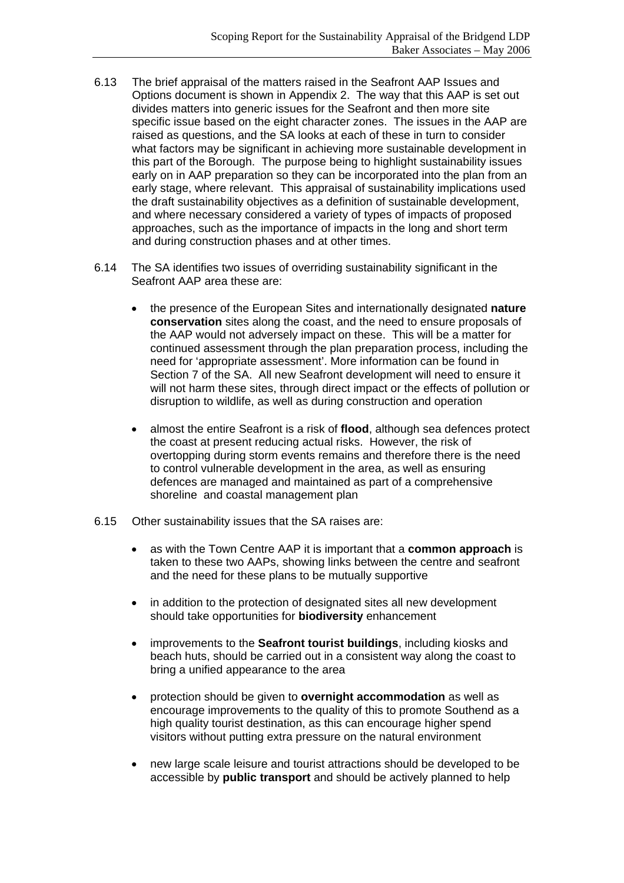6.13 The brief appraisal of the matters raised in the Seafront AAP Issues and Options document is shown in Appendix 2. The way that this AAP is set out divides matters into generic issues for the Seafront and then more site specific issue based on the eight character zones. The issues in the AAP are raised as questions, and the SA looks at each of these in turn to consider what factors may be significant in achieving more sustainable development in this part of the Borough. The purpose being to highlight sustainability issues early on in AAP preparation so they can be incorporated into the plan from an early stage, where relevant. This appraisal of sustainability implications used the draft sustainability objectives as a definition of sustainable development, and where necessary considered a variety of types of impacts of proposed approaches, such as the importance of impacts in the long and short term and during construction phases and at other times.

6.14 The SA identifies two issues of overriding sustainability significant in the Seafront AAP area these are:

- the presence of the European Sites and internationally designated **nature conservation** sites along the coast, and the need to ensure proposals of the AAP would not adversely impact on these. This will be a matter for continued assessment through the plan preparation process, including the need for 'appropriate assessment'. More information can be found in Section 7 of the SA. All new Seafront development will need to ensure it will not harm these sites, through direct impact or the effects of pollution or disruption to wildlife, as well as during construction and operation

- almost the entire Seafront is a risk of **flood**, although sea defences protect the coast at present reducing actual risks. However, the risk of overtopping during storm events remains and therefore there is the need to control vulnerable development in the area, as well as ensuring defences are managed and maintained as part of a comprehensive shoreline and coastal management plan

6.15 Other sustainability issues that the SA raises are:

- as with the Town Centre AAP it is important that a **common approach** is taken to these two AAPs, showing links between the centre and seafront and the need for these plans to be mutually supportive

- in addition to the protection of designated sites all new development should take opportunities for **biodiversity** enhancement

- improvements to the **Seafront tourist buildings**, including kiosks and beach huts, should be carried out in a consistent way along the coast to bring a unified appearance to the area

- protection should be given to **overnight accommodation** as well as encourage improvements to the quality of this to promote Southend as a high quality tourist destination, as this can encourage higher spend visitors without putting extra pressure on the natural environment

- new large scale leisure and tourist attractions should be developed to be accessible by **public transport** and should be actively planned to help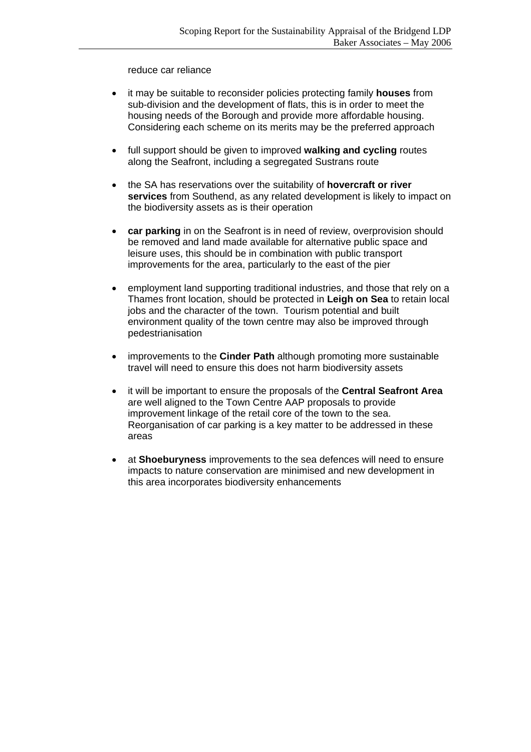reduce car reliance

- it may be suitable to reconsider policies protecting family **houses** from sub-division and the development of flats, this is in order to meet the housing needs of the Borough and provide more affordable housing. Considering each scheme on its merits may be the preferred approach

- full support should be given to improved **walking and cycling** routes along the Seafront, including a segregated Sustrans route

- the SA has reservations over the suitability of **hovercraft or river services** from Southend, as any related development is likely to impact on the biodiversity assets as is their operation

- **car parking** in on the Seafront is in need of review, overprovision should be removed and land made available for alternative public space and leisure uses, this should be in combination with public transport improvements for the area, particularly to the east of the pier

- employment land supporting traditional industries, and those that rely on a Thames front location, should be protected in **Leigh on Sea** to retain local jobs and the character of the town. Tourism potential and built environment quality of the town centre may also be improved through pedestrianisation

- improvements to the **Cinder Path** although promoting more sustainable travel will need to ensure this does not harm biodiversity assets

- it will be important to ensure the proposals of the **Central Seafront Area** are well aligned to the Town Centre AAP proposals to provide improvement linkage of the retail core of the town to the sea. Reorganisation of car parking is a key matter to be addressed in these areas

- at **Shoeburyness** improvements to the sea defences will need to ensure impacts to nature conservation are minimised and new development in this area incorporates biodiversity enhancements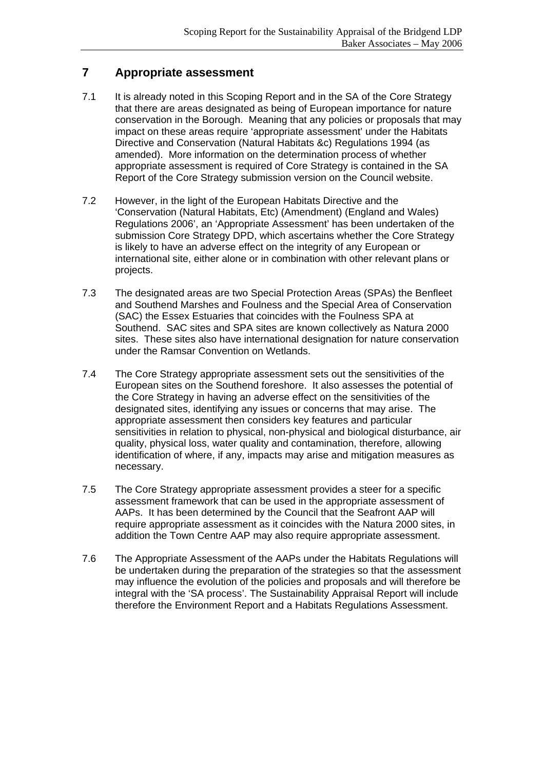## 7 Appropriate assessment

7.1 It is already noted in this Scoping Report and in the SA of the Core Strategy that there are areas designated as being of European importance for nature conservation in the Borough. Meaning that any policies or proposals that may impact on these areas require 'appropriate assessment' under the Habitats Directive and Conservation (Natural Habitats &c) Regulations 1994 (as amended). More information on the determination process of whether appropriate assessment is required of Core Strategy is contained in the SA Report of the Core Strategy submission version on the Council website.

7.2 However, in the light of the European Habitats Directive and the 'Conservation (Natural Habitats, Etc) (Amendment) (England and Wales) Regulations 2006', an 'Appropriate Assessment' has been undertaken of the submission Core Strategy DPD, which ascertains whether the Core Strategy is likely to have an adverse effect on the integrity of any European or international site, either alone or in combination with other relevant plans or projects.

7.3 The designated areas are two Special Protection Areas (SPAs) the Benfleet and Southend Marshes and Foulness and the Special Area of Conservation (SAC) the Essex Estuaries that coincides with the Foulness SPA at Southend. SAC sites and SPA sites are known collectively as Natura 2000 sites. These sites also have international designation for nature conservation under the Ramsar Convention on Wetlands.

7.4 The Core Strategy appropriate assessment sets out the sensitivities of the European sites on the Southend foreshore. It also assesses the potential of the Core Strategy in having an adverse effect on the sensitivities of the designated sites, identifying any issues or concerns that may arise. The appropriate assessment then considers key features and particular sensitivities in relation to physical, non-physical and biological disturbance, air quality, physical loss, water quality and contamination, therefore, allowing identification of where, if any, impacts may arise and mitigation measures as necessary.

7.5 The Core Strategy appropriate assessment provides a steer for a specific assessment framework that can be used in the appropriate assessment of AAPs. It has been determined by the Council that the Seafront AAP will require appropriate assessment as it coincides with the Natura 2000 sites, in addition the Town Centre AAP may also require appropriate assessment.

7.6 The Appropriate Assessment of the AAPs under the Habitats Regulations will be undertaken during the preparation of the strategies so that the assessment may influence the evolution of the policies and proposals and will therefore be integral with the 'SA process'. The Sustainability Appraisal Report will include therefore the Environment Report and a Habitats Regulations Assessment.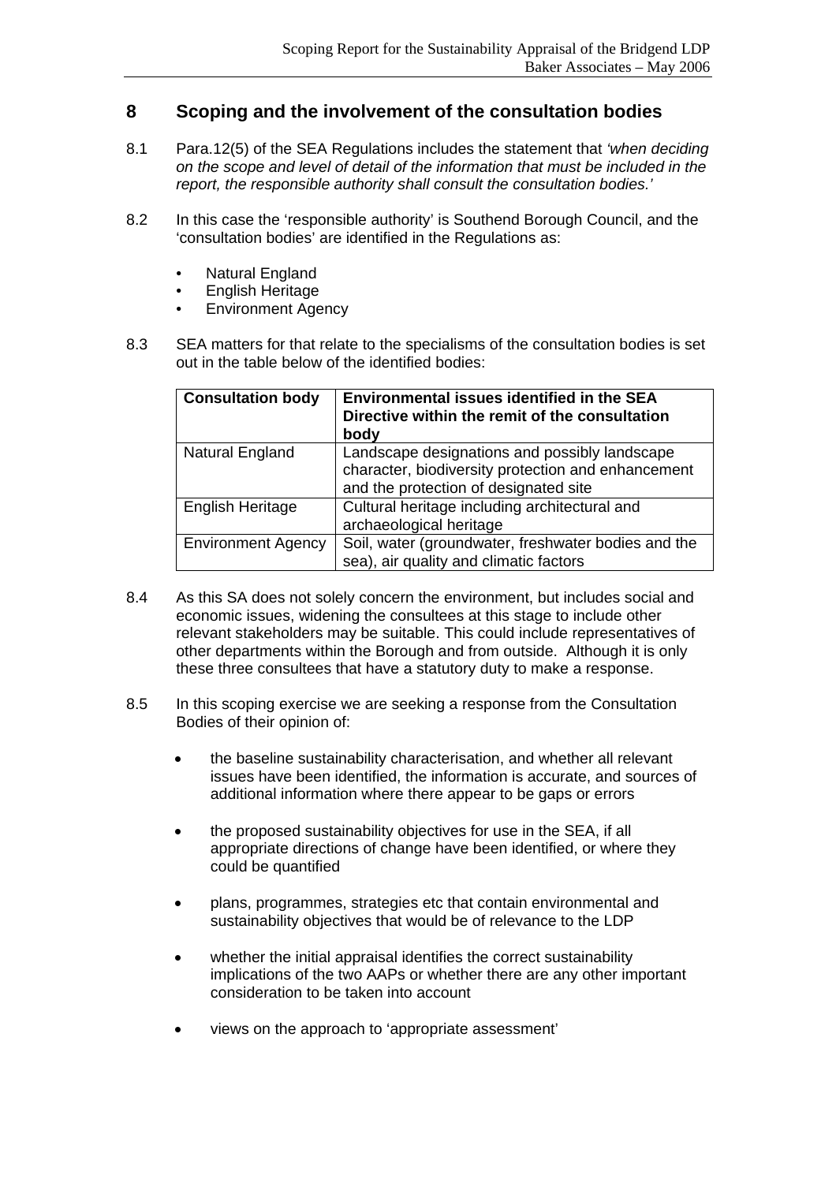## 8 Scoping and the involvement of the consultation bodies

8.1 Para.12(5) of the SEA Regulations includes the statement that *'when deciding on the scope and level of detail of the information that must be included in the report, the responsible authority shall consult the consultation bodies.'*

8.2 In this case the 'responsible authority' is Southend Borough Council, and the 'consultation bodies' are identified in the Regulations as:

- Natural England
- English Heritage
- Environment Agency

8.3 SEA matters for that relate to the specialisms of the consultation bodies is set out in the table below of the identified bodies:

| Consultation body | Environmental issues identified in the SEA Directive within the remit of the consultation body |
|---|---|
| Natural England | Landscape designations and possibly landscape character, biodiversity protection and enhancement and the protection of designated site |
| English Heritage | Cultural heritage including architectural and archaeological heritage |
| Environment Agency | Soil, water (groundwater, freshwater bodies and the sea), air quality and climatic factors |

8.4 As this SA does not solely concern the environment, but includes social and economic issues, widening the consultees at this stage to include other relevant stakeholders may be suitable. This could include representatives of other departments within the Borough and from outside. Although it is only these three consultees that have a statutory duty to make a response.

8.5 In this scoping exercise we are seeking a response from the Consultation Bodies of their opinion of:

- the baseline sustainability characterisation, and whether all relevant issues have been identified, the information is accurate, and sources of additional information where there appear to be gaps or errors
- the proposed sustainability objectives for use in the SEA, if all appropriate directions of change have been identified, or where they could be quantified
- plans, programmes, strategies etc that contain environmental and sustainability objectives that would be of relevance to the LDP
- whether the initial appraisal identifies the correct sustainability implications of the two AAPs or whether there are any other important consideration to be taken into account
- views on the approach to 'appropriate assessment'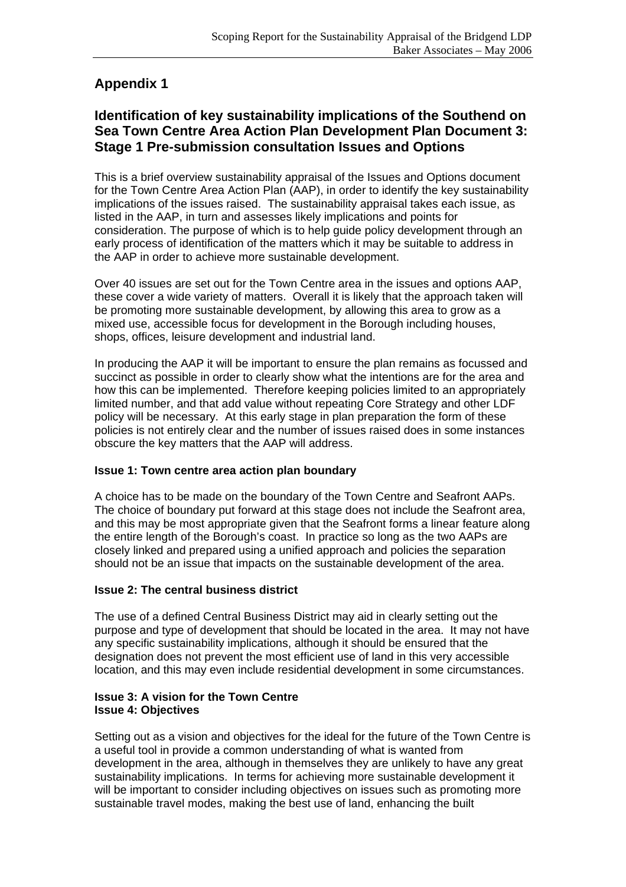# Appendix 1

## Identification of key sustainability implications of the Southend on Sea Town Centre Area Action Plan Development Plan Document 3: Stage 1 Pre-submission consultation Issues and Options

This is a brief overview sustainability appraisal of the Issues and Options document for the Town Centre Area Action Plan (AAP), in order to identify the key sustainability implications of the issues raised. The sustainability appraisal takes each issue, as listed in the AAP, in turn and assesses likely implications and points for consideration. The purpose of which is to help guide policy development through an early process of identification of the matters which it may be suitable to address in the AAP in order to achieve more sustainable development.

Over 40 issues are set out for the Town Centre area in the issues and options AAP, these cover a wide variety of matters. Overall it is likely that the approach taken will be promoting more sustainable development, by allowing this area to grow as a mixed use, accessible focus for development in the Borough including houses, shops, offices, leisure development and industrial land.

In producing the AAP it will be important to ensure the plan remains as focussed and succinct as possible in order to clearly show what the intentions are for the area and how this can be implemented. Therefore keeping policies limited to an appropriately limited number, and that add value without repeating Core Strategy and other LDF policy will be necessary. At this early stage in plan preparation the form of these policies is not entirely clear and the number of issues raised does in some instances obscure the key matters that the AAP will address.

**Issue 1: Town centre area action plan boundary**

A choice has to be made on the boundary of the Town Centre and Seafront AAPs. The choice of boundary put forward at this stage does not include the Seafront area, and this may be most appropriate given that the Seafront forms a linear feature along the entire length of the Borough's coast. In practice so long as the two AAPs are closely linked and prepared using a unified approach and policies the separation should not be an issue that impacts on the sustainable development of the area.

**Issue 2: The central business district**

The use of a defined Central Business District may aid in clearly setting out the purpose and type of development that should be located in the area. It may not have any specific sustainability implications, although it should be ensured that the designation does not prevent the most efficient use of land in this very accessible location, and this may even include residential development in some circumstances.

**Issue 3: A vision for the Town Centre**
**Issue 4: Objectives**

Setting out as a vision and objectives for the ideal for the future of the Town Centre is a useful tool in provide a common understanding of what is wanted from development in the area, although in themselves they are unlikely to have any great sustainability implications. In terms for achieving more sustainable development it will be important to consider including objectives on issues such as promoting more sustainable travel modes, making the best use of land, enhancing the built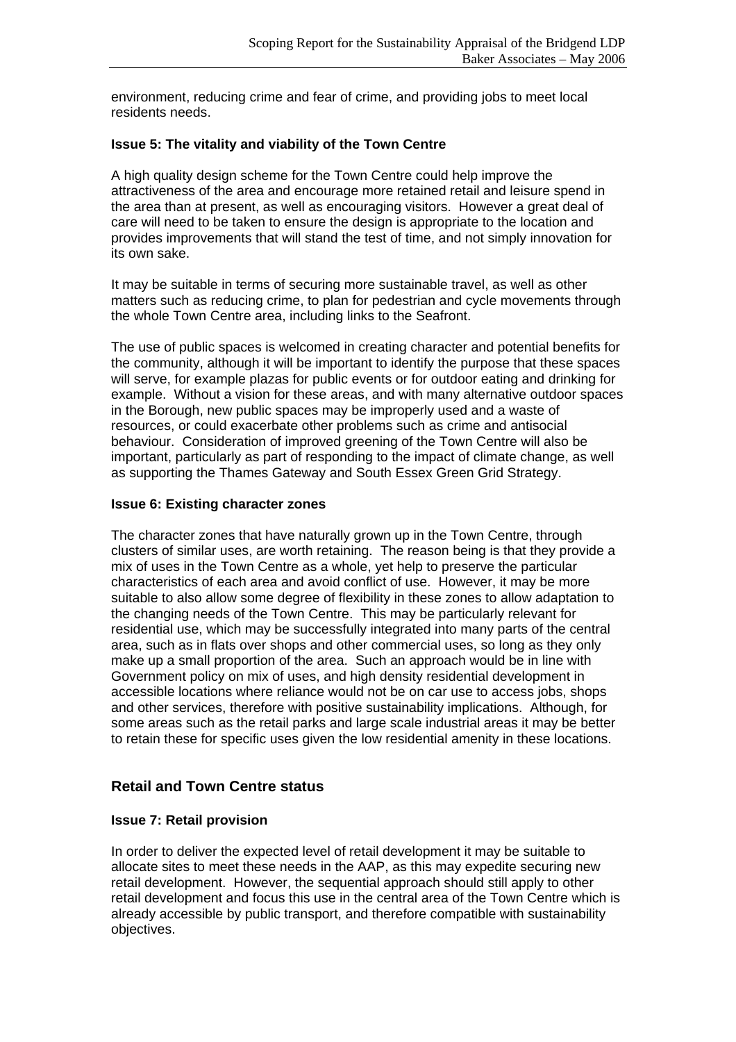environment, reducing crime and fear of crime, and providing jobs to meet local residents needs.

**Issue 5: The vitality and viability of the Town Centre**

A high quality design scheme for the Town Centre could help improve the attractiveness of the area and encourage more retained retail and leisure spend in the area than at present, as well as encouraging visitors. However a great deal of care will need to be taken to ensure the design is appropriate to the location and provides improvements that will stand the test of time, and not simply innovation for its own sake.

It may be suitable in terms of securing more sustainable travel, as well as other matters such as reducing crime, to plan for pedestrian and cycle movements through the whole Town Centre area, including links to the Seafront.

The use of public spaces is welcomed in creating character and potential benefits for the community, although it will be important to identify the purpose that these spaces will serve, for example plazas for public events or for outdoor eating and drinking for example. Without a vision for these areas, and with many alternative outdoor spaces in the Borough, new public spaces may be improperly used and a waste of resources, or could exacerbate other problems such as crime and antisocial behaviour. Consideration of improved greening of the Town Centre will also be important, particularly as part of responding to the impact of climate change, as well as supporting the Thames Gateway and South Essex Green Grid Strategy.

**Issue 6: Existing character zones**

The character zones that have naturally grown up in the Town Centre, through clusters of similar uses, are worth retaining. The reason being is that they provide a mix of uses in the Town Centre as a whole, yet help to preserve the particular characteristics of each area and avoid conflict of use. However, it may be more suitable to also allow some degree of flexibility in these zones to allow adaptation to the changing needs of the Town Centre. This may be particularly relevant for residential use, which may be successfully integrated into many parts of the central area, such as in flats over shops and other commercial uses, so long as they only make up a small proportion of the area. Such an approach would be in line with Government policy on mix of uses, and high density residential development in accessible locations where reliance would not be on car use to access jobs, shops and other services, therefore with positive sustainability implications. Although, for some areas such as the retail parks and large scale industrial areas it may be better to retain these for specific uses given the low residential amenity in these locations.

## Retail and Town Centre status

**Issue 7: Retail provision**

In order to deliver the expected level of retail development it may be suitable to allocate sites to meet these needs in the AAP, as this may expedite securing new retail development. However, the sequential approach should still apply to other retail development and focus this use in the central area of the Town Centre which is already accessible by public transport, and therefore compatible with sustainability objectives.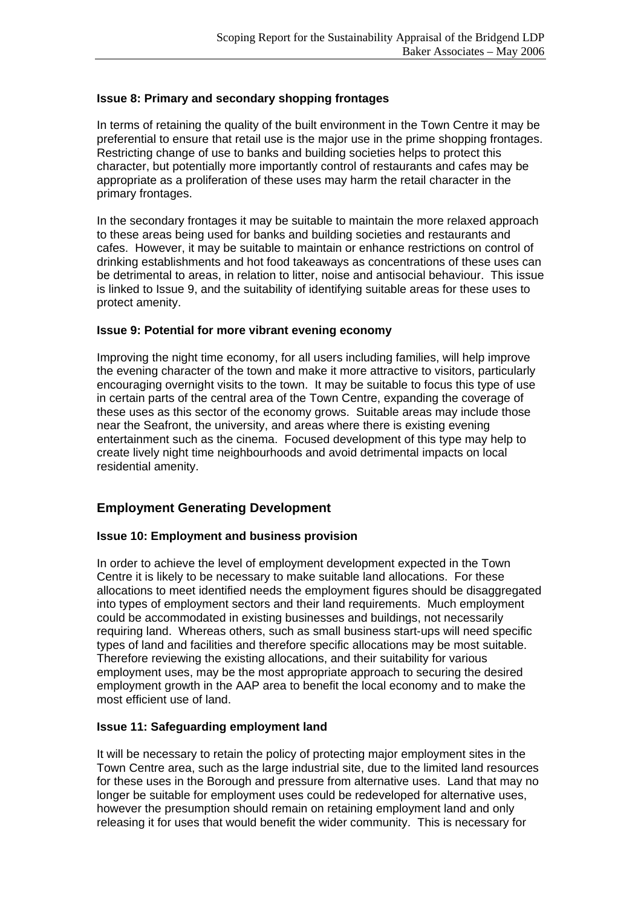### Issue 8: Primary and secondary shopping frontages

In terms of retaining the quality of the built environment in the Town Centre it may be preferential to ensure that retail use is the major use in the prime shopping frontages. Restricting change of use to banks and building societies helps to protect this character, but potentially more importantly control of restaurants and cafes may be appropriate as a proliferation of these uses may harm the retail character in the primary frontages.

In the secondary frontages it may be suitable to maintain the more relaxed approach to these areas being used for banks and building societies and restaurants and cafes. However, it may be suitable to maintain or enhance restrictions on control of drinking establishments and hot food takeaways as concentrations of these uses can be detrimental to areas, in relation to litter, noise and antisocial behaviour. This issue is linked to Issue 9, and the suitability of identifying suitable areas for these uses to protect amenity.

### Issue 9: Potential for more vibrant evening economy

Improving the night time economy, for all users including families, will help improve the evening character of the town and make it more attractive to visitors, particularly encouraging overnight visits to the town. It may be suitable to focus this type of use in certain parts of the central area of the Town Centre, expanding the coverage of these uses as this sector of the economy grows. Suitable areas may include those near the Seafront, the university, and areas where there is existing evening entertainment such as the cinema. Focused development of this type may help to create lively night time neighbourhoods and avoid detrimental impacts on local residential amenity.

## Employment Generating Development

### Issue 10: Employment and business provision

In order to achieve the level of employment development expected in the Town Centre it is likely to be necessary to make suitable land allocations. For these allocations to meet identified needs the employment figures should be disaggregated into types of employment sectors and their land requirements. Much employment could be accommodated in existing businesses and buildings, not necessarily requiring land. Whereas others, such as small business start-ups will need specific types of land and facilities and therefore specific allocations may be most suitable. Therefore reviewing the existing allocations, and their suitability for various employment uses, may be the most appropriate approach to securing the desired employment growth in the AAP area to benefit the local economy and to make the most efficient use of land.

### Issue 11: Safeguarding employment land

It will be necessary to retain the policy of protecting major employment sites in the Town Centre area, such as the large industrial site, due to the limited land resources for these uses in the Borough and pressure from alternative uses. Land that may no longer be suitable for employment uses could be redeveloped for alternative uses, however the presumption should remain on retaining employment land and only releasing it for uses that would benefit the wider community. This is necessary for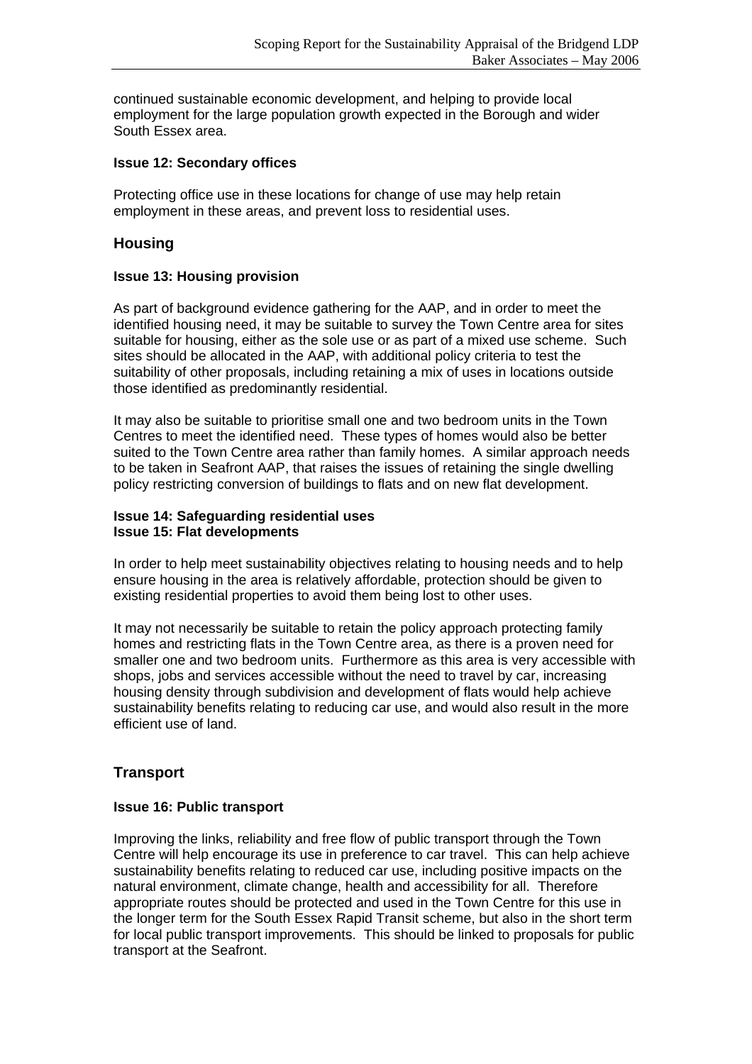continued sustainable economic development, and helping to provide local employment for the large population growth expected in the Borough and wider South Essex area.

**Issue 12: Secondary offices**

Protecting office use in these locations for change of use may help retain employment in these areas, and prevent loss to residential uses.

## Housing

**Issue 13: Housing provision**

As part of background evidence gathering for the AAP, and in order to meet the identified housing need, it may be suitable to survey the Town Centre area for sites suitable for housing, either as the sole use or as part of a mixed use scheme. Such sites should be allocated in the AAP, with additional policy criteria to test the suitability of other proposals, including retaining a mix of uses in locations outside those identified as predominantly residential.

It may also be suitable to prioritise small one and two bedroom units in the Town Centres to meet the identified need. These types of homes would also be better suited to the Town Centre area rather than family homes. A similar approach needs to be taken in Seafront AAP, that raises the issues of retaining the single dwelling policy restricting conversion of buildings to flats and on new flat development.

**Issue 14: Safeguarding residential uses**
**Issue 15: Flat developments**

In order to help meet sustainability objectives relating to housing needs and to help ensure housing in the area is relatively affordable, protection should be given to existing residential properties to avoid them being lost to other uses.

It may not necessarily be suitable to retain the policy approach protecting family homes and restricting flats in the Town Centre area, as there is a proven need for smaller one and two bedroom units. Furthermore as this area is very accessible with shops, jobs and services accessible without the need to travel by car, increasing housing density through subdivision and development of flats would help achieve sustainability benefits relating to reducing car use, and would also result in the more efficient use of land.

## Transport

**Issue 16: Public transport**

Improving the links, reliability and free flow of public transport through the Town Centre will help encourage its use in preference to car travel. This can help achieve sustainability benefits relating to reduced car use, including positive impacts on the natural environment, climate change, health and accessibility for all. Therefore appropriate routes should be protected and used in the Town Centre for this use in the longer term for the South Essex Rapid Transit scheme, but also in the short term for local public transport improvements. This should be linked to proposals for public transport at the Seafront.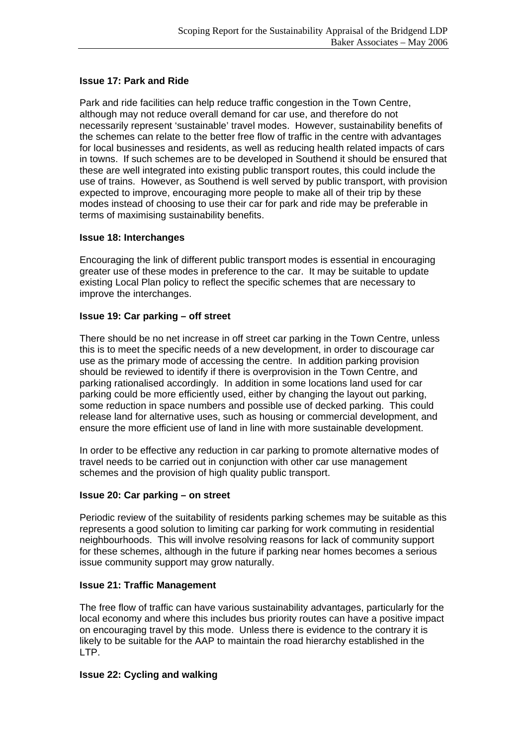**Issue 17: Park and Ride**

Park and ride facilities can help reduce traffic congestion in the Town Centre, although may not reduce overall demand for car use, and therefore do not necessarily represent 'sustainable' travel modes. However, sustainability benefits of the schemes can relate to the better free flow of traffic in the centre with advantages for local businesses and residents, as well as reducing health related impacts of cars in towns. If such schemes are to be developed in Southend it should be ensured that these are well integrated into existing public transport routes, this could include the use of trains. However, as Southend is well served by public transport, with provision expected to improve, encouraging more people to make all of their trip by these modes instead of choosing to use their car for park and ride may be preferable in terms of maximising sustainability benefits.

**Issue 18: Interchanges**

Encouraging the link of different public transport modes is essential in encouraging greater use of these modes in preference to the car. It may be suitable to update existing Local Plan policy to reflect the specific schemes that are necessary to improve the interchanges.

**Issue 19: Car parking – off street**

There should be no net increase in off street car parking in the Town Centre, unless this is to meet the specific needs of a new development, in order to discourage car use as the primary mode of accessing the centre. In addition parking provision should be reviewed to identify if there is overprovision in the Town Centre, and parking rationalised accordingly. In addition in some locations land used for car parking could be more efficiently used, either by changing the layout out parking, some reduction in space numbers and possible use of decked parking. This could release land for alternative uses, such as housing or commercial development, and ensure the more efficient use of land in line with more sustainable development.

In order to be effective any reduction in car parking to promote alternative modes of travel needs to be carried out in conjunction with other car use management schemes and the provision of high quality public transport.

**Issue 20: Car parking – on street**

Periodic review of the suitability of residents parking schemes may be suitable as this represents a good solution to limiting car parking for work commuting in residential neighbourhoods. This will involve resolving reasons for lack of community support for these schemes, although in the future if parking near homes becomes a serious issue community support may grow naturally.

**Issue 21: Traffic Management**

The free flow of traffic can have various sustainability advantages, particularly for the local economy and where this includes bus priority routes can have a positive impact on encouraging travel by this mode. Unless there is evidence to the contrary it is likely to be suitable for the AAP to maintain the road hierarchy established in the LTP.

**Issue 22: Cycling and walking**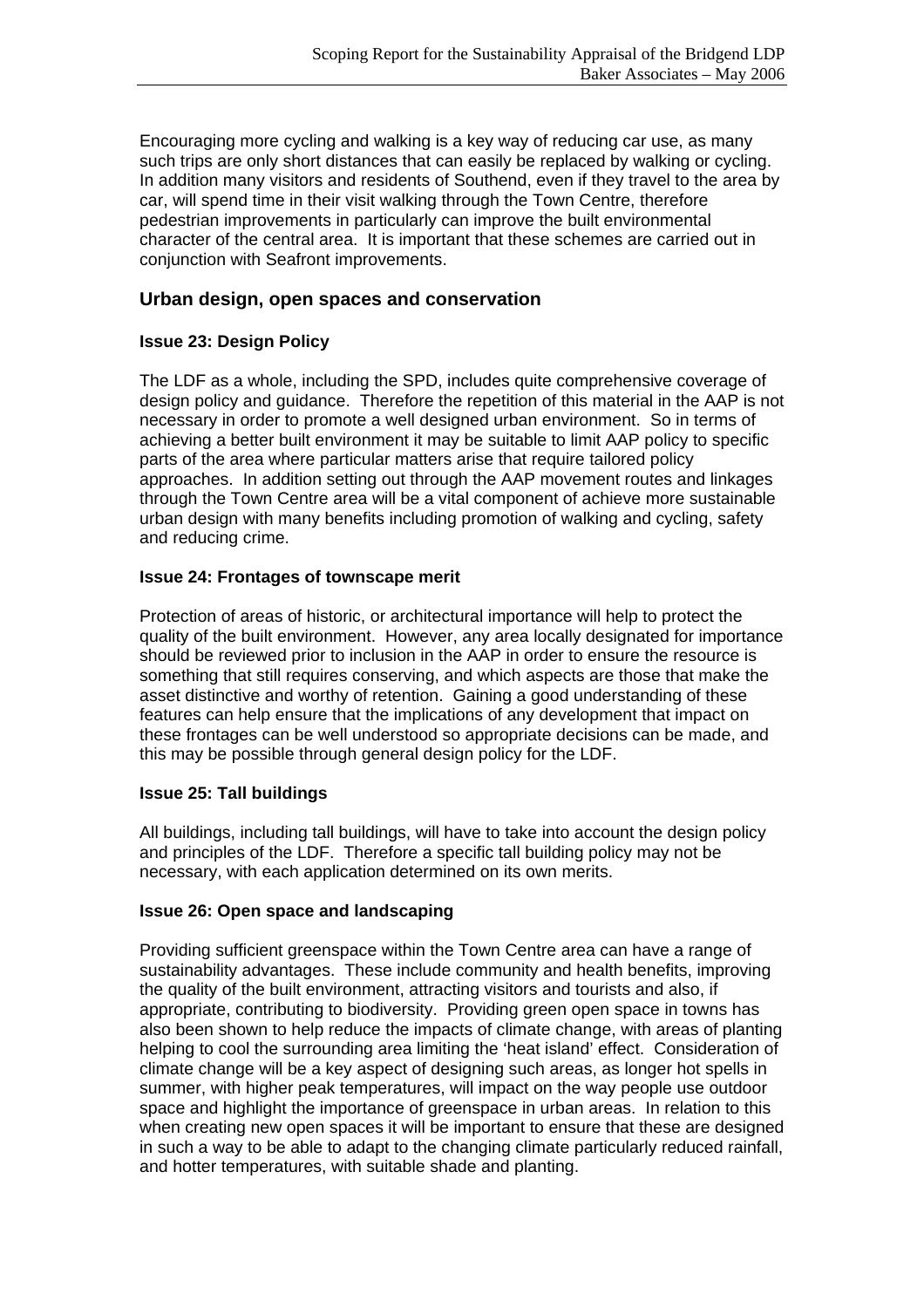Encouraging more cycling and walking is a key way of reducing car use, as many such trips are only short distances that can easily be replaced by walking or cycling. In addition many visitors and residents of Southend, even if they travel to the area by car, will spend time in their visit walking through the Town Centre, therefore pedestrian improvements in particularly can improve the built environmental character of the central area. It is important that these schemes are carried out in conjunction with Seafront improvements.

## Urban design, open spaces and conservation

### Issue 23: Design Policy

The LDF as a whole, including the SPD, includes quite comprehensive coverage of design policy and guidance. Therefore the repetition of this material in the AAP is not necessary in order to promote a well designed urban environment. So in terms of achieving a better built environment it may be suitable to limit AAP policy to specific parts of the area where particular matters arise that require tailored policy approaches. In addition setting out through the AAP movement routes and linkages through the Town Centre area will be a vital component of achieve more sustainable urban design with many benefits including promotion of walking and cycling, safety and reducing crime.

### Issue 24: Frontages of townscape merit

Protection of areas of historic, or architectural importance will help to protect the quality of the built environment. However, any area locally designated for importance should be reviewed prior to inclusion in the AAP in order to ensure the resource is something that still requires conserving, and which aspects are those that make the asset distinctive and worthy of retention. Gaining a good understanding of these features can help ensure that the implications of any development that impact on these frontages can be well understood so appropriate decisions can be made, and this may be possible through general design policy for the LDF.

### Issue 25: Tall buildings

All buildings, including tall buildings, will have to take into account the design policy and principles of the LDF. Therefore a specific tall building policy may not be necessary, with each application determined on its own merits.

### Issue 26: Open space and landscaping

Providing sufficient greenspace within the Town Centre area can have a range of sustainability advantages. These include community and health benefits, improving the quality of the built environment, attracting visitors and tourists and also, if appropriate, contributing to biodiversity. Providing green open space in towns has also been shown to help reduce the impacts of climate change, with areas of planting helping to cool the surrounding area limiting the 'heat island' effect. Consideration of climate change will be a key aspect of designing such areas, as longer hot spells in summer, with higher peak temperatures, will impact on the way people use outdoor space and highlight the importance of greenspace in urban areas. In relation to this when creating new open spaces it will be important to ensure that these are designed in such a way to be able to adapt to the changing climate particularly reduced rainfall, and hotter temperatures, with suitable shade and planting.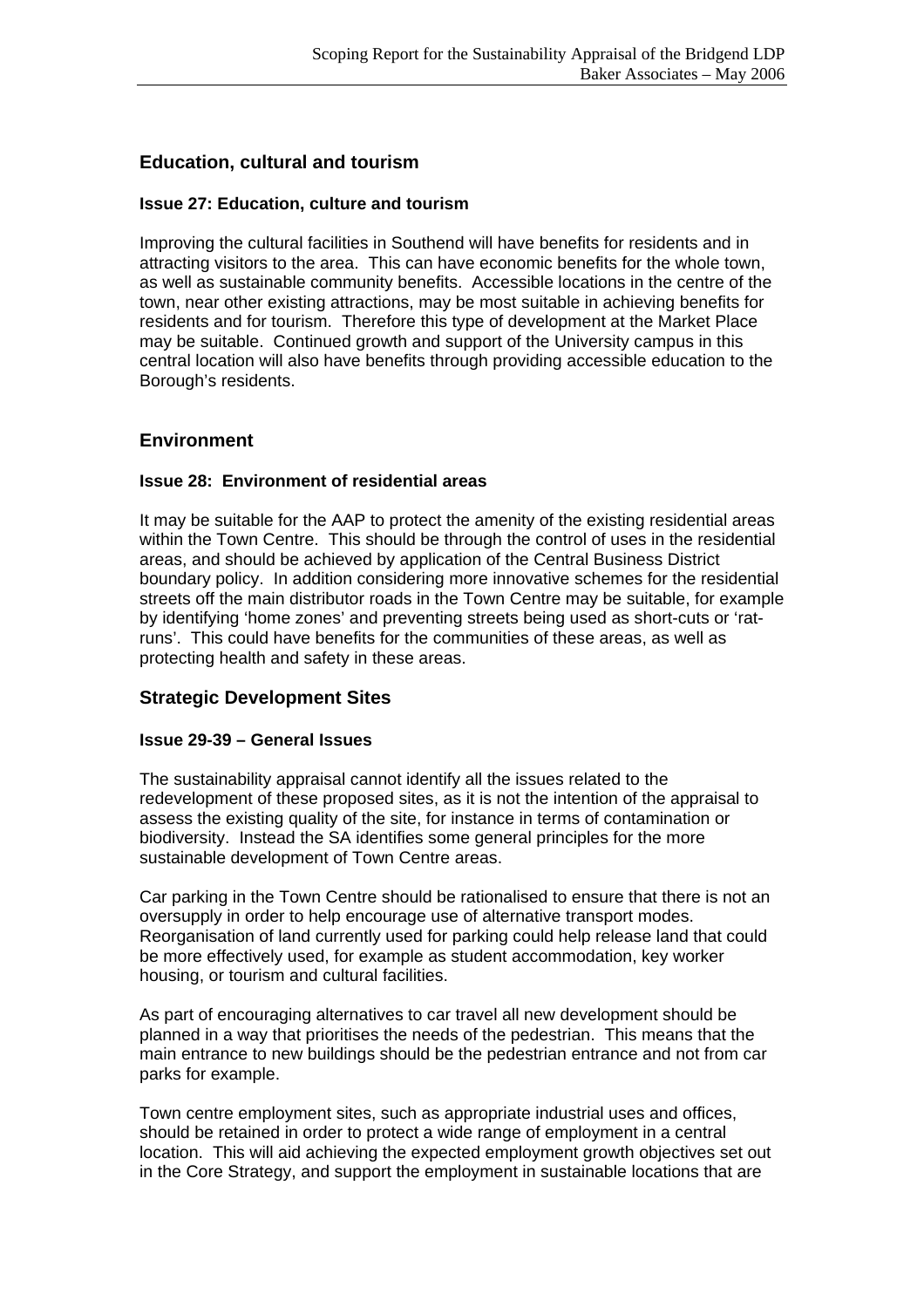## Education, cultural and tourism

### Issue 27: Education, culture and tourism

Improving the cultural facilities in Southend will have benefits for residents and in attracting visitors to the area. This can have economic benefits for the whole town, as well as sustainable community benefits. Accessible locations in the centre of the town, near other existing attractions, may be most suitable in achieving benefits for residents and for tourism. Therefore this type of development at the Market Place may be suitable. Continued growth and support of the University campus in this central location will also have benefits through providing accessible education to the Borough's residents.

## Environment

### Issue 28: Environment of residential areas

It may be suitable for the AAP to protect the amenity of the existing residential areas within the Town Centre. This should be through the control of uses in the residential areas, and should be achieved by application of the Central Business District boundary policy. In addition considering more innovative schemes for the residential streets off the main distributor roads in the Town Centre may be suitable, for example by identifying 'home zones' and preventing streets being used as short-cuts or 'rat-runs'. This could have benefits for the communities of these areas, as well as protecting health and safety in these areas.

## Strategic Development Sites

### Issue 29-39 – General Issues

The sustainability appraisal cannot identify all the issues related to the redevelopment of these proposed sites, as it is not the intention of the appraisal to assess the existing quality of the site, for instance in terms of contamination or biodiversity. Instead the SA identifies some general principles for the more sustainable development of Town Centre areas.

Car parking in the Town Centre should be rationalised to ensure that there is not an oversupply in order to help encourage use of alternative transport modes. Reorganisation of land currently used for parking could help release land that could be more effectively used, for example as student accommodation, key worker housing, or tourism and cultural facilities.

As part of encouraging alternatives to car travel all new development should be planned in a way that prioritises the needs of the pedestrian. This means that the main entrance to new buildings should be the pedestrian entrance and not from car parks for example.

Town centre employment sites, such as appropriate industrial uses and offices, should be retained in order to protect a wide range of employment in a central location. This will aid achieving the expected employment growth objectives set out in the Core Strategy, and support the employment in sustainable locations that are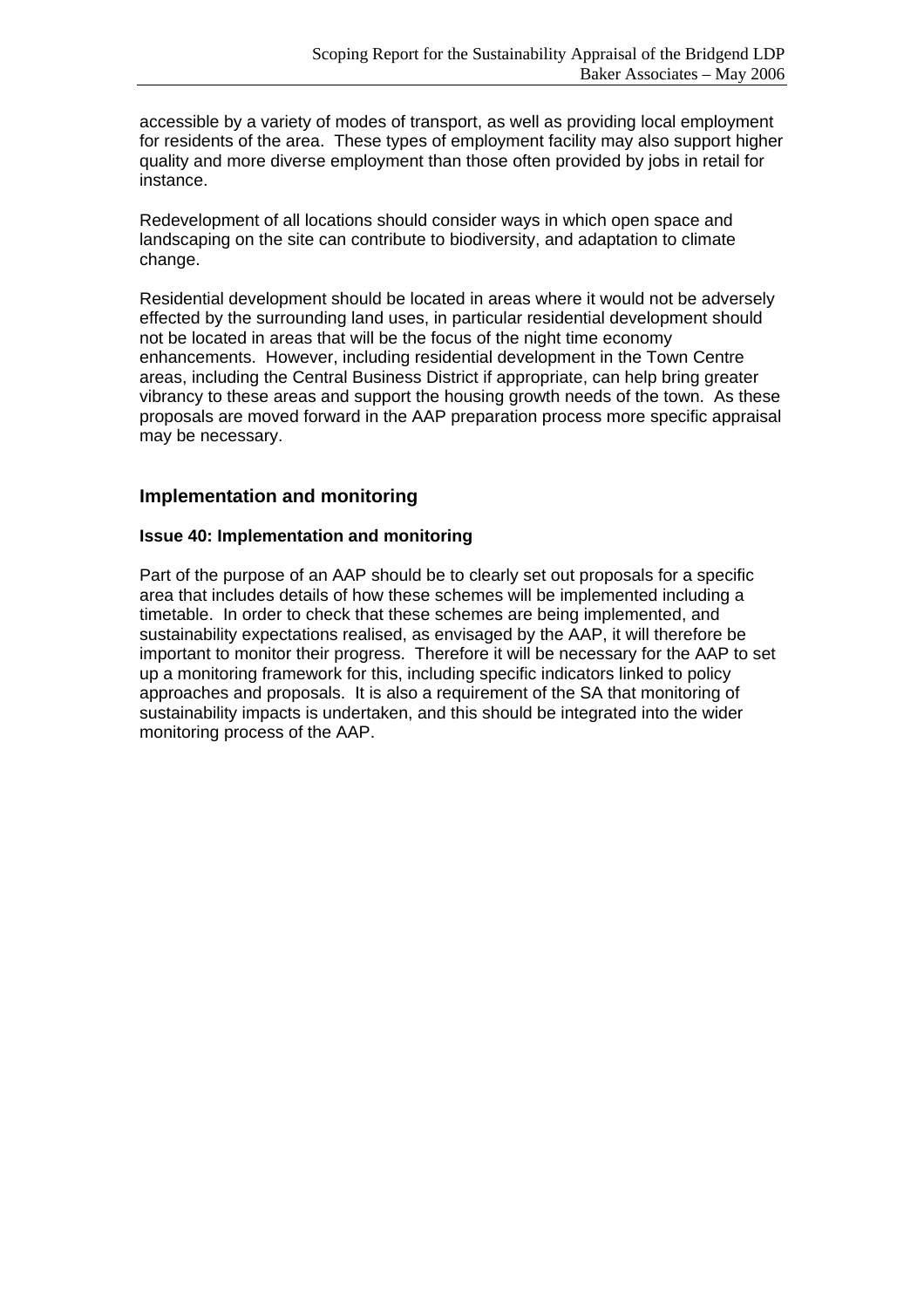accessible by a variety of modes of transport, as well as providing local employment for residents of the area. These types of employment facility may also support higher quality and more diverse employment than those often provided by jobs in retail for instance.

Redevelopment of all locations should consider ways in which open space and landscaping on the site can contribute to biodiversity, and adaptation to climate change.

Residential development should be located in areas where it would not be adversely effected by the surrounding land uses, in particular residential development should not be located in areas that will be the focus of the night time economy enhancements. However, including residential development in the Town Centre areas, including the Central Business District if appropriate, can help bring greater vibrancy to these areas and support the housing growth needs of the town. As these proposals are moved forward in the AAP preparation process more specific appraisal may be necessary.

## Implementation and monitoring

### Issue 40: Implementation and monitoring

Part of the purpose of an AAP should be to clearly set out proposals for a specific area that includes details of how these schemes will be implemented including a timetable. In order to check that these schemes are being implemented, and sustainability expectations realised, as envisaged by the AAP, it will therefore be important to monitor their progress. Therefore it will be necessary for the AAP to set up a monitoring framework for this, including specific indicators linked to policy approaches and proposals. It is also a requirement of the SA that monitoring of sustainability impacts is undertaken, and this should be integrated into the wider monitoring process of the AAP.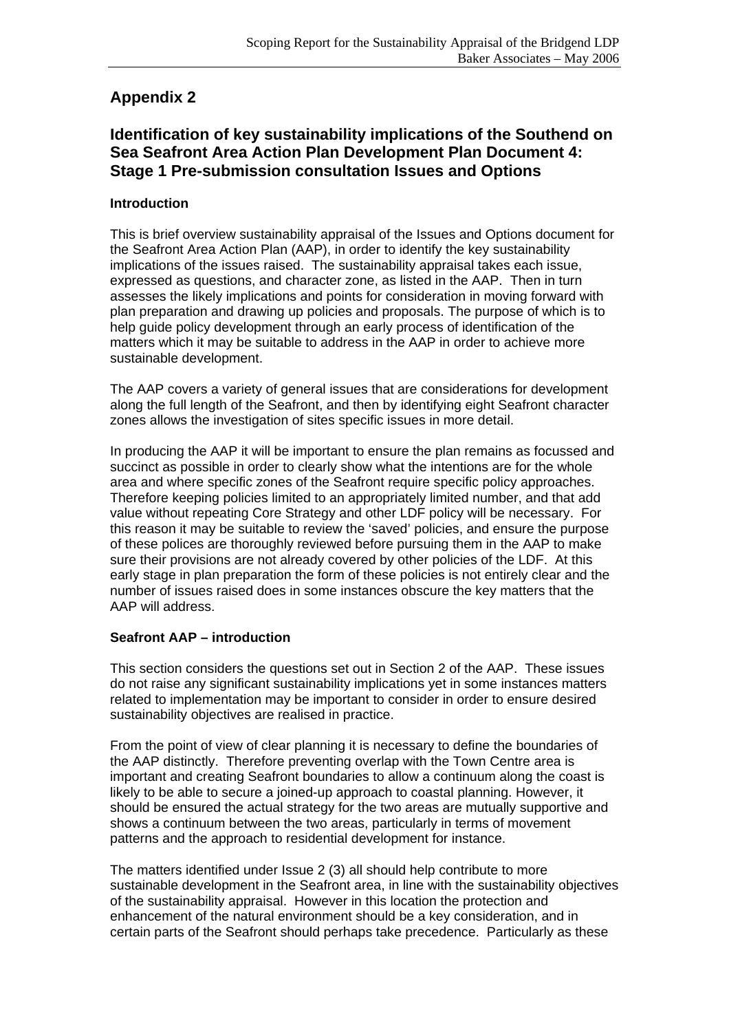## Appendix 2

## Identification of key sustainability implications of the Southend on Sea Seafront Area Action Plan Development Plan Document 4: Stage 1 Pre-submission consultation Issues and Options

### Introduction

This is brief overview sustainability appraisal of the Issues and Options document for the Seafront Area Action Plan (AAP), in order to identify the key sustainability implications of the issues raised. The sustainability appraisal takes each issue, expressed as questions, and character zone, as listed in the AAP. Then in turn assesses the likely implications and points for consideration in moving forward with plan preparation and drawing up policies and proposals. The purpose of which is to help guide policy development through an early process of identification of the matters which it may be suitable to address in the AAP in order to achieve more sustainable development.

The AAP covers a variety of general issues that are considerations for development along the full length of the Seafront, and then by identifying eight Seafront character zones allows the investigation of sites specific issues in more detail.

In producing the AAP it will be important to ensure the plan remains as focussed and succinct as possible in order to clearly show what the intentions are for the whole area and where specific zones of the Seafront require specific policy approaches. Therefore keeping policies limited to an appropriately limited number, and that add value without repeating Core Strategy and other LDF policy will be necessary. For this reason it may be suitable to review the 'saved' policies, and ensure the purpose of these polices are thoroughly reviewed before pursuing them in the AAP to make sure their provisions are not already covered by other policies of the LDF. At this early stage in plan preparation the form of these policies is not entirely clear and the number of issues raised does in some instances obscure the key matters that the AAP will address.

### Seafront AAP – introduction

This section considers the questions set out in Section 2 of the AAP. These issues do not raise any significant sustainability implications yet in some instances matters related to implementation may be important to consider in order to ensure desired sustainability objectives are realised in practice.

From the point of view of clear planning it is necessary to define the boundaries of the AAP distinctly. Therefore preventing overlap with the Town Centre area is important and creating Seafront boundaries to allow a continuum along the coast is likely to be able to secure a joined-up approach to coastal planning. However, it should be ensured the actual strategy for the two areas are mutually supportive and shows a continuum between the two areas, particularly in terms of movement patterns and the approach to residential development for instance.

The matters identified under Issue 2 (3) all should help contribute to more sustainable development in the Seafront area, in line with the sustainability objectives of the sustainability appraisal. However in this location the protection and enhancement of the natural environment should be a key consideration, and in certain parts of the Seafront should perhaps take precedence. Particularly as these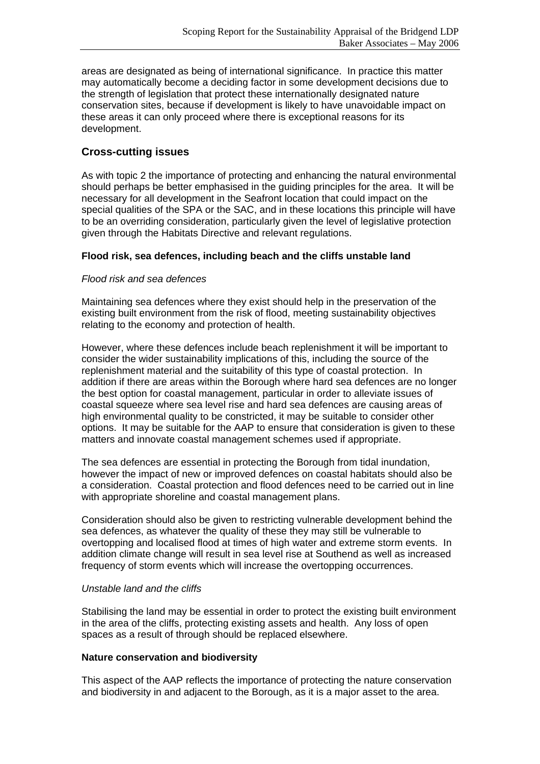areas are designated as being of international significance. In practice this matter may automatically become a deciding factor in some development decisions due to the strength of legislation that protect these internationally designated nature conservation sites, because if development is likely to have unavoidable impact on these areas it can only proceed where there is exceptional reasons for its development.

## Cross-cutting issues

As with topic 2 the importance of protecting and enhancing the natural environmental should perhaps be better emphasised in the guiding principles for the area. It will be necessary for all development in the Seafront location that could impact on the special qualities of the SPA or the SAC, and in these locations this principle will have to be an overriding consideration, particularly given the level of legislative protection given through the Habitats Directive and relevant regulations.

### Flood risk, sea defences, including beach and the cliffs unstable land

*Flood risk and sea defences*

Maintaining sea defences where they exist should help in the preservation of the existing built environment from the risk of flood, meeting sustainability objectives relating to the economy and protection of health.

However, where these defences include beach replenishment it will be important to consider the wider sustainability implications of this, including the source of the replenishment material and the suitability of this type of coastal protection. In addition if there are areas within the Borough where hard sea defences are no longer the best option for coastal management, particular in order to alleviate issues of coastal squeeze where sea level rise and hard sea defences are causing areas of high environmental quality to be constricted, it may be suitable to consider other options. It may be suitable for the AAP to ensure that consideration is given to these matters and innovate coastal management schemes used if appropriate.

The sea defences are essential in protecting the Borough from tidal inundation, however the impact of new or improved defences on coastal habitats should also be a consideration. Coastal protection and flood defences need to be carried out in line with appropriate shoreline and coastal management plans.

Consideration should also be given to restricting vulnerable development behind the sea defences, as whatever the quality of these they may still be vulnerable to overtopping and localised flood at times of high water and extreme storm events. In addition climate change will result in sea level rise at Southend as well as increased frequency of storm events which will increase the overtopping occurrences.

*Unstable land and the cliffs*

Stabilising the land may be essential in order to protect the existing built environment in the area of the cliffs, protecting existing assets and health. Any loss of open spaces as a result of through should be replaced elsewhere.

### Nature conservation and biodiversity

This aspect of the AAP reflects the importance of protecting the nature conservation and biodiversity in and adjacent to the Borough, as it is a major asset to the area.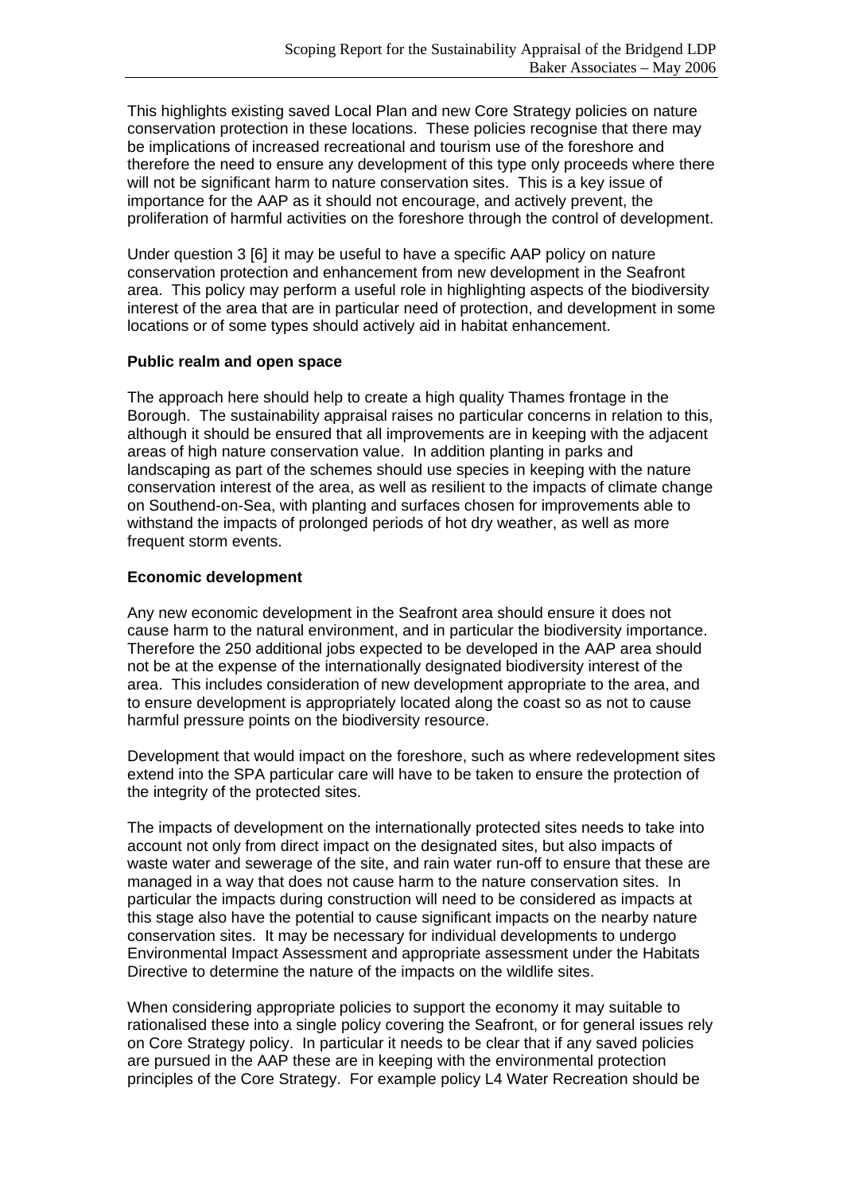This highlights existing saved Local Plan and new Core Strategy policies on nature conservation protection in these locations. These policies recognise that there may be implications of increased recreational and tourism use of the foreshore and therefore the need to ensure any development of this type only proceeds where there will not be significant harm to nature conservation sites. This is a key issue of importance for the AAP as it should not encourage, and actively prevent, the proliferation of harmful activities on the foreshore through the control of development.

Under question 3 [6] it may be useful to have a specific AAP policy on nature conservation protection and enhancement from new development in the Seafront area. This policy may perform a useful role in highlighting aspects of the biodiversity interest of the area that are in particular need of protection, and development in some locations or of some types should actively aid in habitat enhancement.

**Public realm and open space**

The approach here should help to create a high quality Thames frontage in the Borough. The sustainability appraisal raises no particular concerns in relation to this, although it should be ensured that all improvements are in keeping with the adjacent areas of high nature conservation value. In addition planting in parks and landscaping as part of the schemes should use species in keeping with the nature conservation interest of the area, as well as resilient to the impacts of climate change on Southend-on-Sea, with planting and surfaces chosen for improvements able to withstand the impacts of prolonged periods of hot dry weather, as well as more frequent storm events.

**Economic development**

Any new economic development in the Seafront area should ensure it does not cause harm to the natural environment, and in particular the biodiversity importance. Therefore the 250 additional jobs expected to be developed in the AAP area should not be at the expense of the internationally designated biodiversity interest of the area. This includes consideration of new development appropriate to the area, and to ensure development is appropriately located along the coast so as not to cause harmful pressure points on the biodiversity resource.

Development that would impact on the foreshore, such as where redevelopment sites extend into the SPA particular care will have to be taken to ensure the protection of the integrity of the protected sites.

The impacts of development on the internationally protected sites needs to take into account not only from direct impact on the designated sites, but also impacts of waste water and sewerage of the site, and rain water run-off to ensure that these are managed in a way that does not cause harm to the nature conservation sites. In particular the impacts during construction will need to be considered as impacts at this stage also have the potential to cause significant impacts on the nearby nature conservation sites. It may be necessary for individual developments to undergo Environmental Impact Assessment and appropriate assessment under the Habitats Directive to determine the nature of the impacts on the wildlife sites.

When considering appropriate policies to support the economy it may suitable to rationalised these into a single policy covering the Seafront, or for general issues rely on Core Strategy policy. In particular it needs to be clear that if any saved policies are pursued in the AAP these are in keeping with the environmental protection principles of the Core Strategy. For example policy L4 Water Recreation should be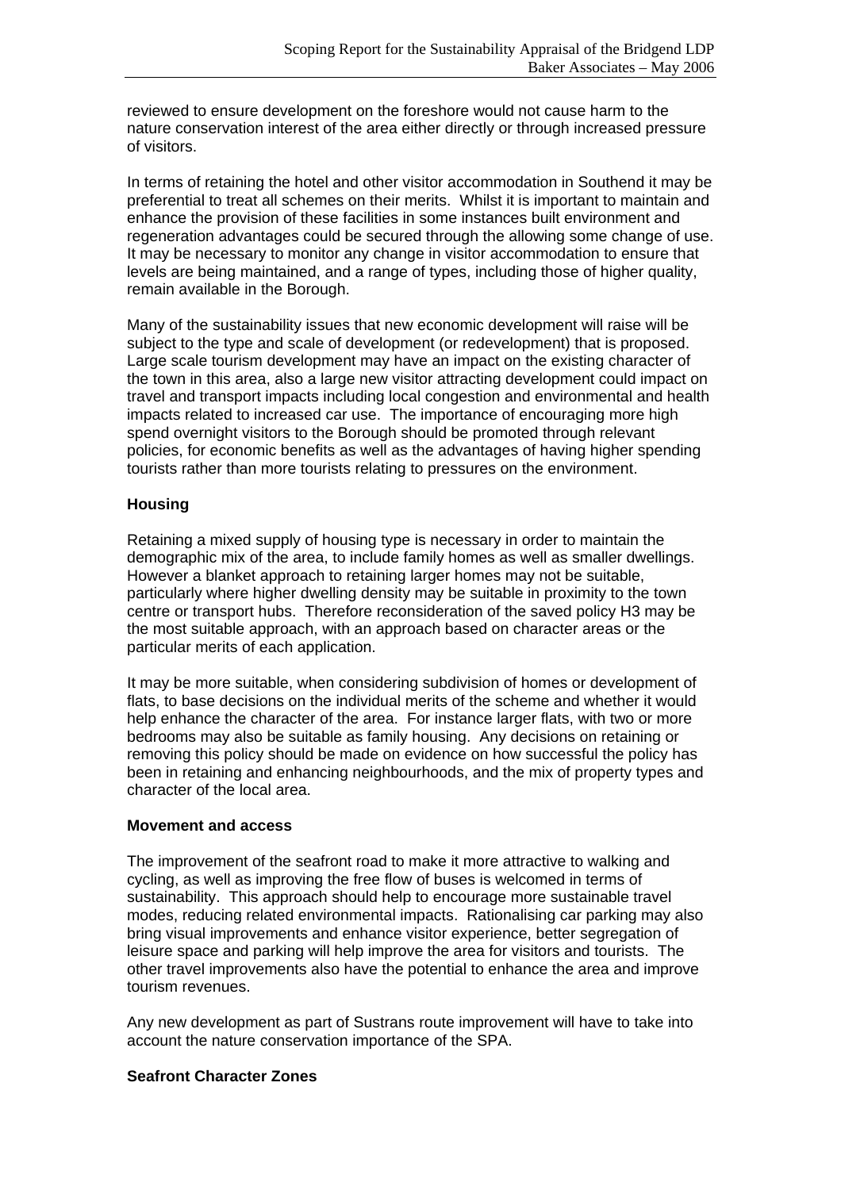reviewed to ensure development on the foreshore would not cause harm to the nature conservation interest of the area either directly or through increased pressure of visitors.

In terms of retaining the hotel and other visitor accommodation in Southend it may be preferential to treat all schemes on their merits. Whilst it is important to maintain and enhance the provision of these facilities in some instances built environment and regeneration advantages could be secured through the allowing some change of use. It may be necessary to monitor any change in visitor accommodation to ensure that levels are being maintained, and a range of types, including those of higher quality, remain available in the Borough.

Many of the sustainability issues that new economic development will raise will be subject to the type and scale of development (or redevelopment) that is proposed. Large scale tourism development may have an impact on the existing character of the town in this area, also a large new visitor attracting development could impact on travel and transport impacts including local congestion and environmental and health impacts related to increased car use. The importance of encouraging more high spend overnight visitors to the Borough should be promoted through relevant policies, for economic benefits as well as the advantages of having higher spending tourists rather than more tourists relating to pressures on the environment.

**Housing**

Retaining a mixed supply of housing type is necessary in order to maintain the demographic mix of the area, to include family homes as well as smaller dwellings. However a blanket approach to retaining larger homes may not be suitable, particularly where higher dwelling density may be suitable in proximity to the town centre or transport hubs. Therefore reconsideration of the saved policy H3 may be the most suitable approach, with an approach based on character areas or the particular merits of each application.

It may be more suitable, when considering subdivision of homes or development of flats, to base decisions on the individual merits of the scheme and whether it would help enhance the character of the area. For instance larger flats, with two or more bedrooms may also be suitable as family housing. Any decisions on retaining or removing this policy should be made on evidence on how successful the policy has been in retaining and enhancing neighbourhoods, and the mix of property types and character of the local area.

**Movement and access**

The improvement of the seafront road to make it more attractive to walking and cycling, as well as improving the free flow of buses is welcomed in terms of sustainability. This approach should help to encourage more sustainable travel modes, reducing related environmental impacts. Rationalising car parking may also bring visual improvements and enhance visitor experience, better segregation of leisure space and parking will help improve the area for visitors and tourists. The other travel improvements also have the potential to enhance the area and improve tourism revenues.

Any new development as part of Sustrans route improvement will have to take into account the nature conservation importance of the SPA.

**Seafront Character Zones**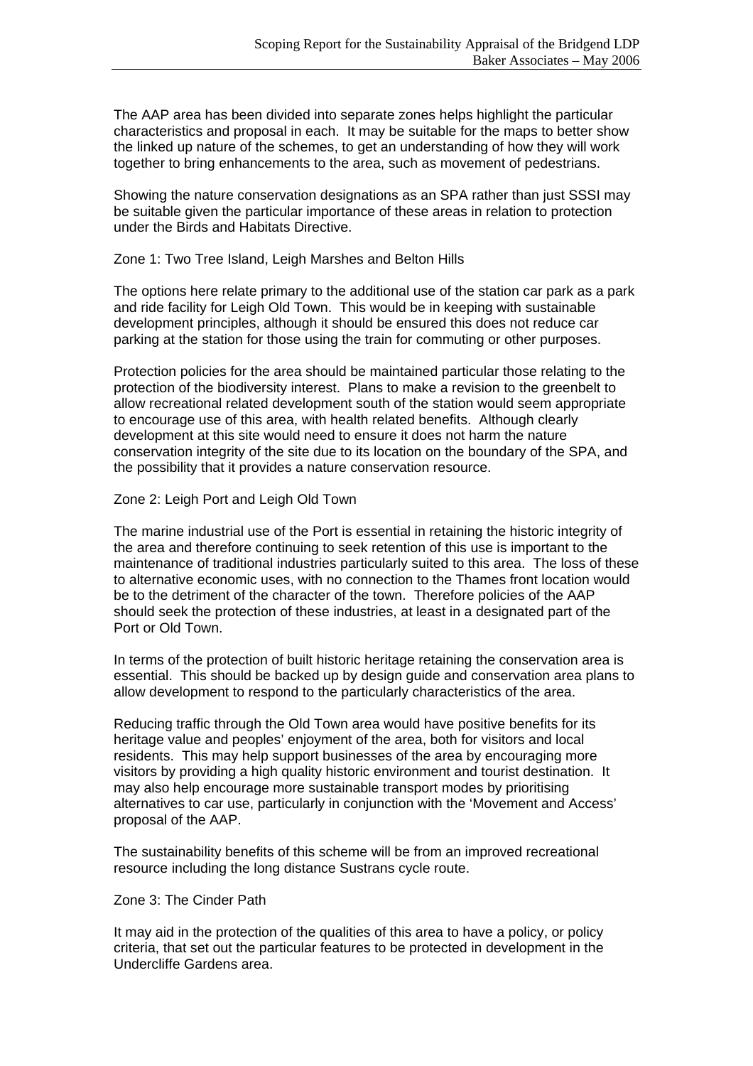The AAP area has been divided into separate zones helps highlight the particular characteristics and proposal in each. It may be suitable for the maps to better show the linked up nature of the schemes, to get an understanding of how they will work together to bring enhancements to the area, such as movement of pedestrians.

Showing the nature conservation designations as an SPA rather than just SSSI may be suitable given the particular importance of these areas in relation to protection under the Birds and Habitats Directive.

Zone 1: Two Tree Island, Leigh Marshes and Belton Hills

The options here relate primary to the additional use of the station car park as a park and ride facility for Leigh Old Town. This would be in keeping with sustainable development principles, although it should be ensured this does not reduce car parking at the station for those using the train for commuting or other purposes.

Protection policies for the area should be maintained particular those relating to the protection of the biodiversity interest. Plans to make a revision to the greenbelt to allow recreational related development south of the station would seem appropriate to encourage use of this area, with health related benefits. Although clearly development at this site would need to ensure it does not harm the nature conservation integrity of the site due to its location on the boundary of the SPA, and the possibility that it provides a nature conservation resource.

Zone 2: Leigh Port and Leigh Old Town

The marine industrial use of the Port is essential in retaining the historic integrity of the area and therefore continuing to seek retention of this use is important to the maintenance of traditional industries particularly suited to this area. The loss of these to alternative economic uses, with no connection to the Thames front location would be to the detriment of the character of the town. Therefore policies of the AAP should seek the protection of these industries, at least in a designated part of the Port or Old Town.

In terms of the protection of built historic heritage retaining the conservation area is essential. This should be backed up by design guide and conservation area plans to allow development to respond to the particularly characteristics of the area.

Reducing traffic through the Old Town area would have positive benefits for its heritage value and peoples' enjoyment of the area, both for visitors and local residents. This may help support businesses of the area by encouraging more visitors by providing a high quality historic environment and tourist destination. It may also help encourage more sustainable transport modes by prioritising alternatives to car use, particularly in conjunction with the 'Movement and Access' proposal of the AAP.

The sustainability benefits of this scheme will be from an improved recreational resource including the long distance Sustrans cycle route.

Zone 3: The Cinder Path

It may aid in the protection of the qualities of this area to have a policy, or policy criteria, that set out the particular features to be protected in development in the Undercliffe Gardens area.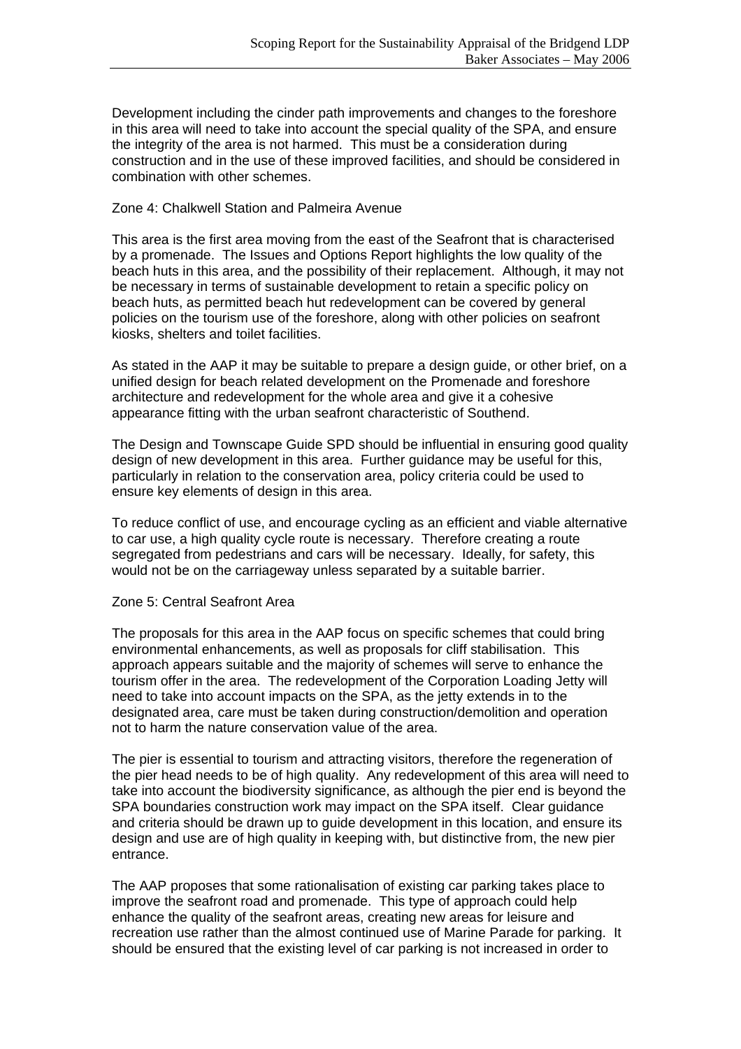Development including the cinder path improvements and changes to the foreshore in this area will need to take into account the special quality of the SPA, and ensure the integrity of the area is not harmed. This must be a consideration during construction and in the use of these improved facilities, and should be considered in combination with other schemes.

Zone 4: Chalkwell Station and Palmeira Avenue

This area is the first area moving from the east of the Seafront that is characterised by a promenade. The Issues and Options Report highlights the low quality of the beach huts in this area, and the possibility of their replacement. Although, it may not be necessary in terms of sustainable development to retain a specific policy on beach huts, as permitted beach hut redevelopment can be covered by general policies on the tourism use of the foreshore, along with other policies on seafront kiosks, shelters and toilet facilities.

As stated in the AAP it may be suitable to prepare a design guide, or other brief, on a unified design for beach related development on the Promenade and foreshore architecture and redevelopment for the whole area and give it a cohesive appearance fitting with the urban seafront characteristic of Southend.

The Design and Townscape Guide SPD should be influential in ensuring good quality design of new development in this area. Further guidance may be useful for this, particularly in relation to the conservation area, policy criteria could be used to ensure key elements of design in this area.

To reduce conflict of use, and encourage cycling as an efficient and viable alternative to car use, a high quality cycle route is necessary. Therefore creating a route segregated from pedestrians and cars will be necessary. Ideally, for safety, this would not be on the carriageway unless separated by a suitable barrier.

Zone 5: Central Seafront Area

The proposals for this area in the AAP focus on specific schemes that could bring environmental enhancements, as well as proposals for cliff stabilisation. This approach appears suitable and the majority of schemes will serve to enhance the tourism offer in the area. The redevelopment of the Corporation Loading Jetty will need to take into account impacts on the SPA, as the jetty extends in to the designated area, care must be taken during construction/demolition and operation not to harm the nature conservation value of the area.

The pier is essential to tourism and attracting visitors, therefore the regeneration of the pier head needs to be of high quality. Any redevelopment of this area will need to take into account the biodiversity significance, as although the pier end is beyond the SPA boundaries construction work may impact on the SPA itself. Clear guidance and criteria should be drawn up to guide development in this location, and ensure its design and use are of high quality in keeping with, but distinctive from, the new pier entrance.

The AAP proposes that some rationalisation of existing car parking takes place to improve the seafront road and promenade. This type of approach could help enhance the quality of the seafront areas, creating new areas for leisure and recreation use rather than the almost continued use of Marine Parade for parking. It should be ensured that the existing level of car parking is not increased in order to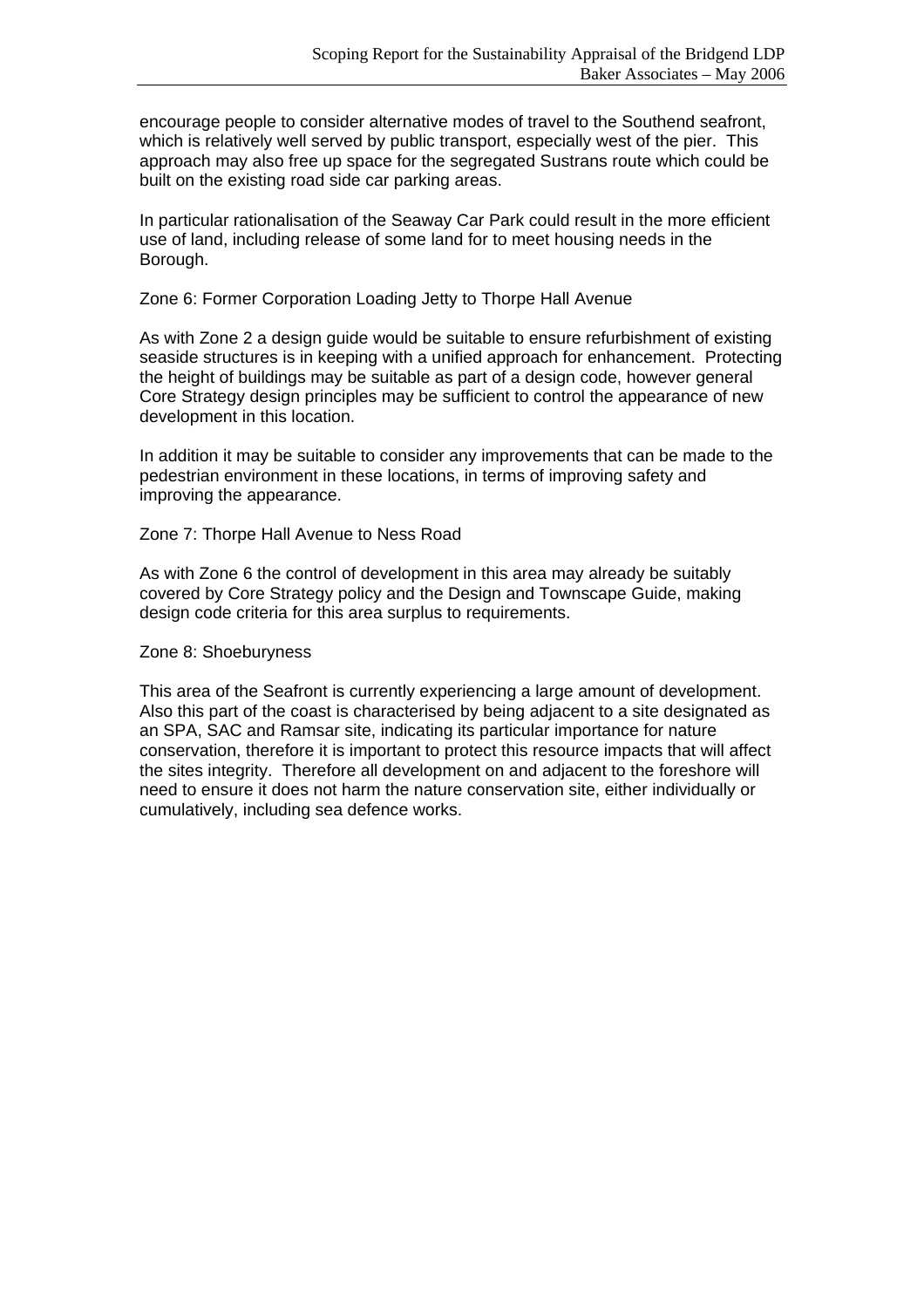encourage people to consider alternative modes of travel to the Southend seafront, which is relatively well served by public transport, especially west of the pier. This approach may also free up space for the segregated Sustrans route which could be built on the existing road side car parking areas.

In particular rationalisation of the Seaway Car Park could result in the more efficient use of land, including release of some land for to meet housing needs in the Borough.

Zone 6: Former Corporation Loading Jetty to Thorpe Hall Avenue

As with Zone 2 a design guide would be suitable to ensure refurbishment of existing seaside structures is in keeping with a unified approach for enhancement. Protecting the height of buildings may be suitable as part of a design code, however general Core Strategy design principles may be sufficient to control the appearance of new development in this location.

In addition it may be suitable to consider any improvements that can be made to the pedestrian environment in these locations, in terms of improving safety and improving the appearance.

Zone 7: Thorpe Hall Avenue to Ness Road

As with Zone 6 the control of development in this area may already be suitably covered by Core Strategy policy and the Design and Townscape Guide, making design code criteria for this area surplus to requirements.

Zone 8: Shoeburyness

This area of the Seafront is currently experiencing a large amount of development. Also this part of the coast is characterised by being adjacent to a site designated as an SPA, SAC and Ramsar site, indicating its particular importance for nature conservation, therefore it is important to protect this resource impacts that will affect the sites integrity. Therefore all development on and adjacent to the foreshore will need to ensure it does not harm the nature conservation site, either individually or cumulatively, including sea defence works.